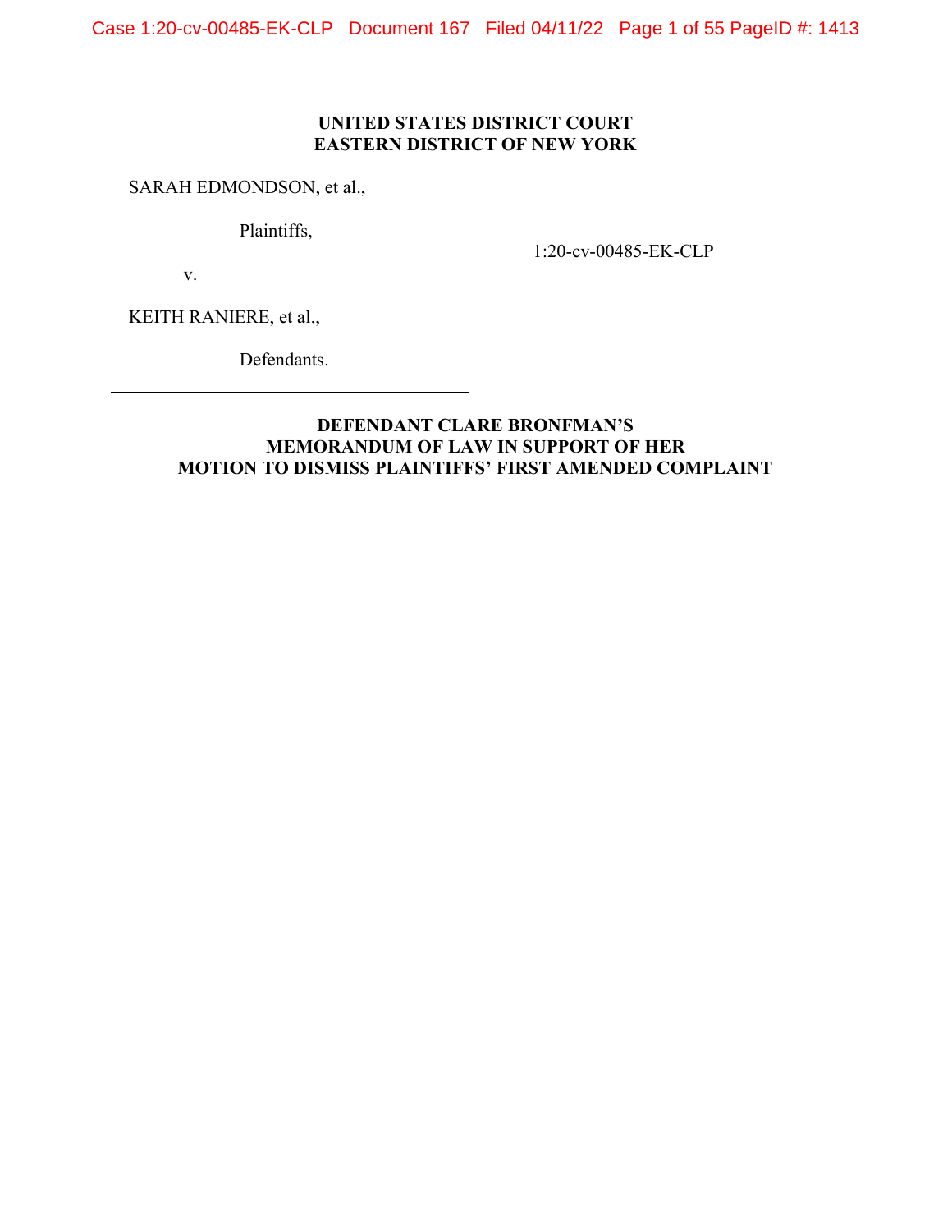**UNITED STATES DISTRICT COURT**
**EASTERN DISTRICT OF NEW YORK**

SARAH EDMONDSON, et al.,

Plaintiffs,

v.

KEITH RANIERE, et al.,

Defendants.

1:20-cv-00485-EK-CLP

**DEFENDANT CLARE BRONFMAN'S**
**MEMORANDUM OF LAW IN SUPPORT OF HER**
**MOTION TO DISMISS PLAINTIFFS' FIRST AMENDED COMPLAINT**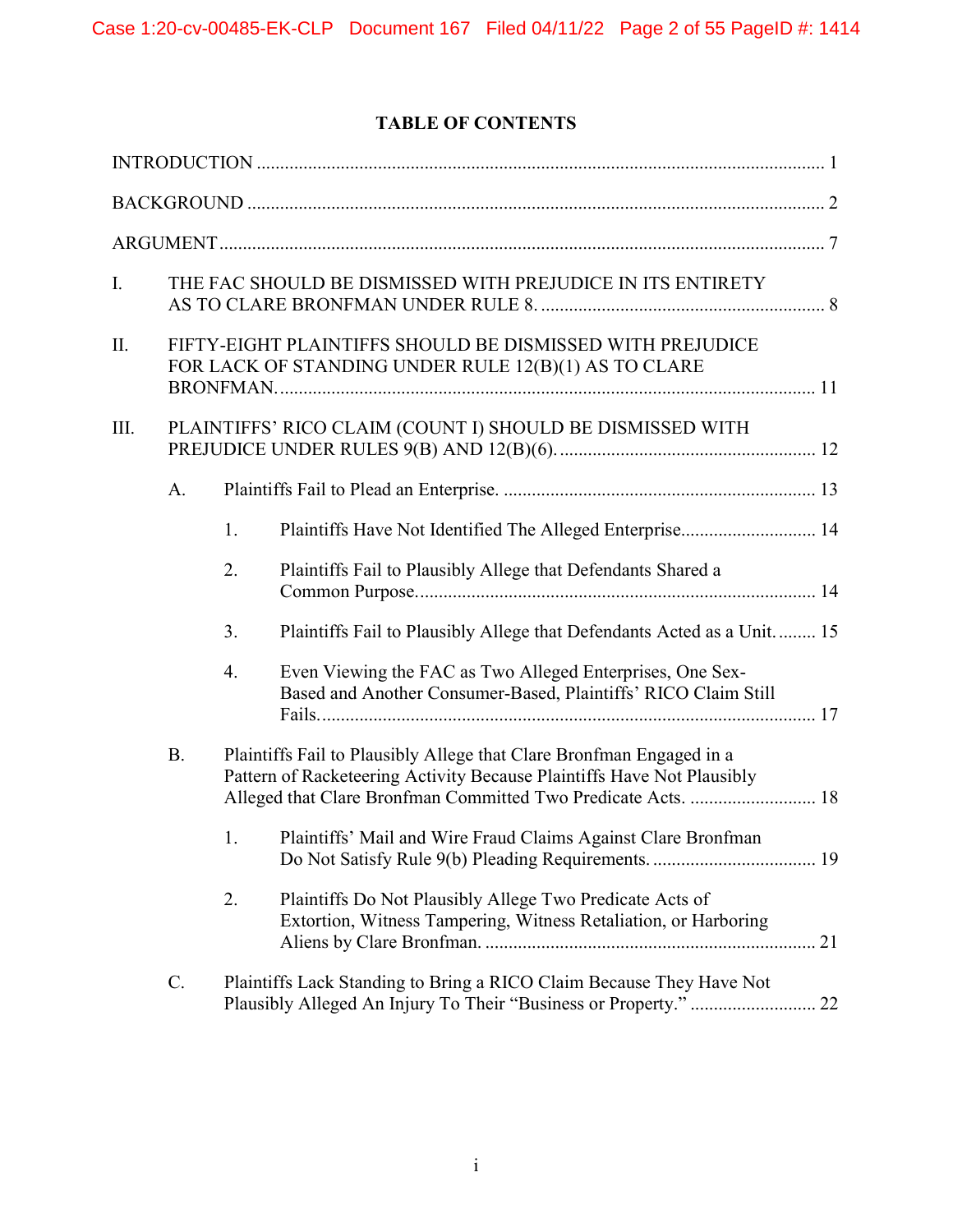## TABLE OF CONTENTS

INTRODUCTION ........................................................................................................................ 1

BACKGROUND ......................................................................................................................... 2

ARGUMENT ............................................................................................................................... 7

I. THE FAC SHOULD BE DISMISSED WITH PREJUDICE IN ITS ENTIRETY AS TO CLARE BRONFMAN UNDER RULE 8. ............................................................ 8

II. FIFTY-EIGHT PLAINTIFFS SHOULD BE DISMISSED WITH PREJUDICE FOR LACK OF STANDING UNDER RULE 12(B)(1) AS TO CLARE BRONFMAN. ............................................................................................................... 11

III. PLAINTIFFS' RICO CLAIM (COUNT I) SHOULD BE DISMISSED WITH PREJUDICE UNDER RULES 9(B) AND 12(B)(6). ...................................................... 12

A. Plaintiffs Fail to Plead an Enterprise. .................................................................. 13

1. Plaintiffs Have Not Identified The Alleged Enterprise............................ 14

2. Plaintiffs Fail to Plausibly Allege that Defendants Shared a Common Purpose. .................................................................................... 14

3. Plaintiffs Fail to Plausibly Allege that Defendants Acted as a Unit. ........ 15

4. Even Viewing the FAC as Two Alleged Enterprises, One Sex-Based and Another Consumer-Based, Plaintiffs' RICO Claim Still Fails. ......................................................................................................... 17

B. Plaintiffs Fail to Plausibly Allege that Clare Bronfman Engaged in a Pattern of Racketeering Activity Because Plaintiffs Have Not Plausibly Alleged that Clare Bronfman Committed Two Predicate Acts. .......................... 18

1. Plaintiffs' Mail and Wire Fraud Claims Against Clare Bronfman Do Not Satisfy Rule 9(b) Pleading Requirements. .................................. 19

2. Plaintiffs Do Not Plausibly Allege Two Predicate Acts of Extortion, Witness Tampering, Witness Retaliation, or Harboring Aliens by Clare Bronfman. ...................................................................... 21

C. Plaintiffs Lack Standing to Bring a RICO Claim Because They Have Not Plausibly Alleged An Injury To Their "Business or Property." .......................... 22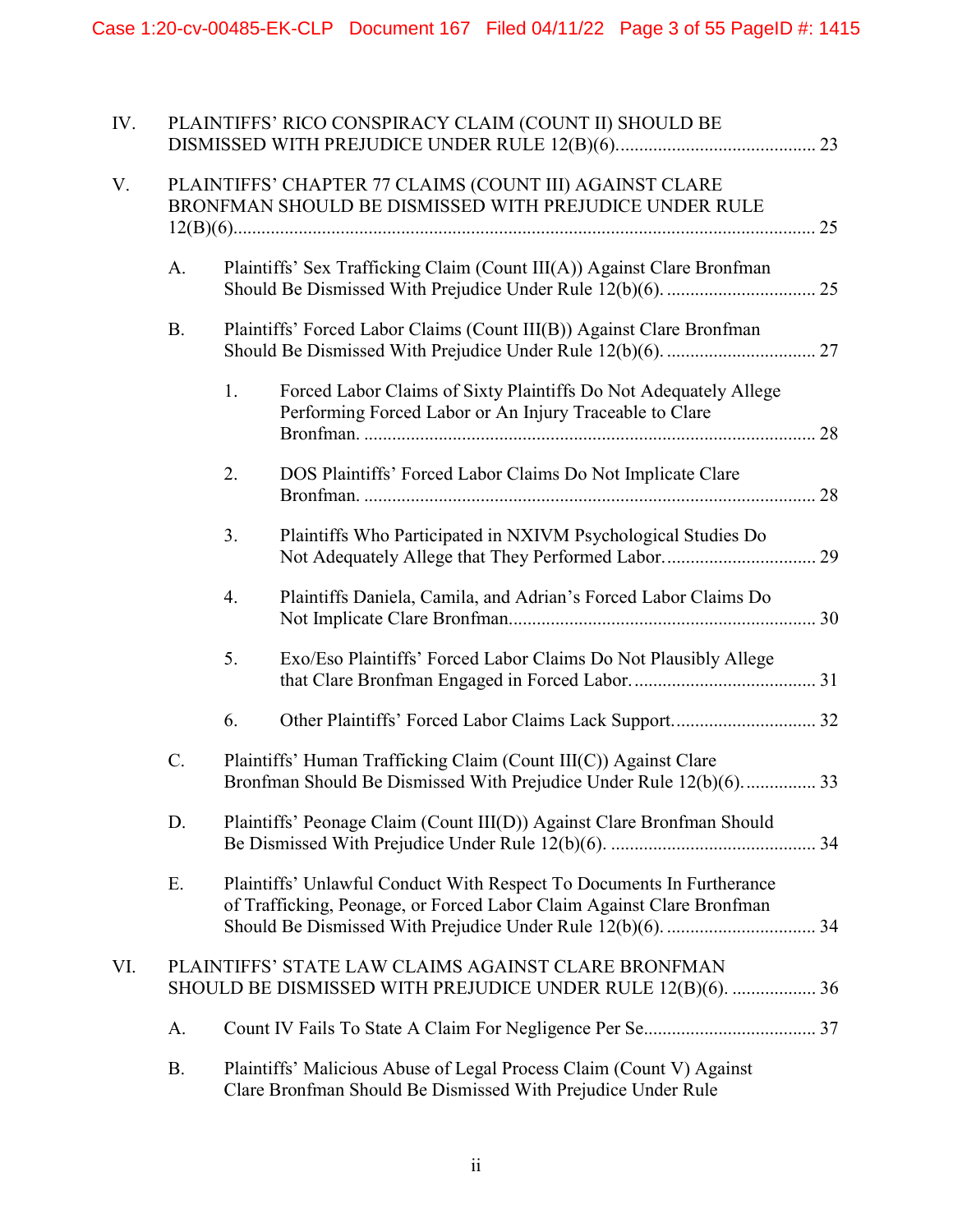IV. PLAINTIFFS' RICO CONSPIRACY CLAIM (COUNT II) SHOULD BE DISMISSED WITH PREJUDICE UNDER RULE 12(B)(6). ........ 23

V. PLAINTIFFS' CHAPTER 77 CLAIMS (COUNT III) AGAINST CLARE BRONFMAN SHOULD BE DISMISSED WITH PREJUDICE UNDER RULE 12(B)(6). ........ 25

- A. Plaintiffs' Sex Trafficking Claim (Count III(A)) Against Clare Bronfman Should Be Dismissed With Prejudice Under Rule 12(b)(6). ........ 25
- B. Plaintiffs' Forced Labor Claims (Count III(B)) Against Clare Bronfman Should Be Dismissed With Prejudice Under Rule 12(b)(6). ........ 27
  1. Forced Labor Claims of Sixty Plaintiffs Do Not Adequately Allege Performing Forced Labor or An Injury Traceable to Clare Bronfman. ........ 28
  2. DOS Plaintiffs' Forced Labor Claims Do Not Implicate Clare Bronfman. ........ 28
  3. Plaintiffs Who Participated in NXIVM Psychological Studies Do Not Adequately Allege that They Performed Labor. ........ 29
  4. Plaintiffs Daniela, Camila, and Adrian's Forced Labor Claims Do Not Implicate Clare Bronfman. ........ 30
  5. Exo/Eso Plaintiffs' Forced Labor Claims Do Not Plausibly Allege that Clare Bronfman Engaged in Forced Labor. ........ 31
  6. Other Plaintiffs' Forced Labor Claims Lack Support. ........ 32
- C. Plaintiffs' Human Trafficking Claim (Count III(C)) Against Clare Bronfman Should Be Dismissed With Prejudice Under Rule 12(b)(6). ........ 33
- D. Plaintiffs' Peonage Claim (Count III(D)) Against Clare Bronfman Should Be Dismissed With Prejudice Under Rule 12(b)(6). ........ 34
- E. Plaintiffs' Unlawful Conduct With Respect To Documents In Furtherance of Trafficking, Peonage, or Forced Labor Claim Against Clare Bronfman Should Be Dismissed With Prejudice Under Rule 12(b)(6). ........ 34

VI. PLAINTIFFS' STATE LAW CLAIMS AGAINST CLARE BRONFMAN SHOULD BE DISMISSED WITH PREJUDICE UNDER RULE 12(B)(6). ........ 36

- A. Count IV Fails To State A Claim For Negligence Per Se. ........ 37
- B. Plaintiffs' Malicious Abuse of Legal Process Claim (Count V) Against Clare Bronfman Should Be Dismissed With Prejudice Under Rule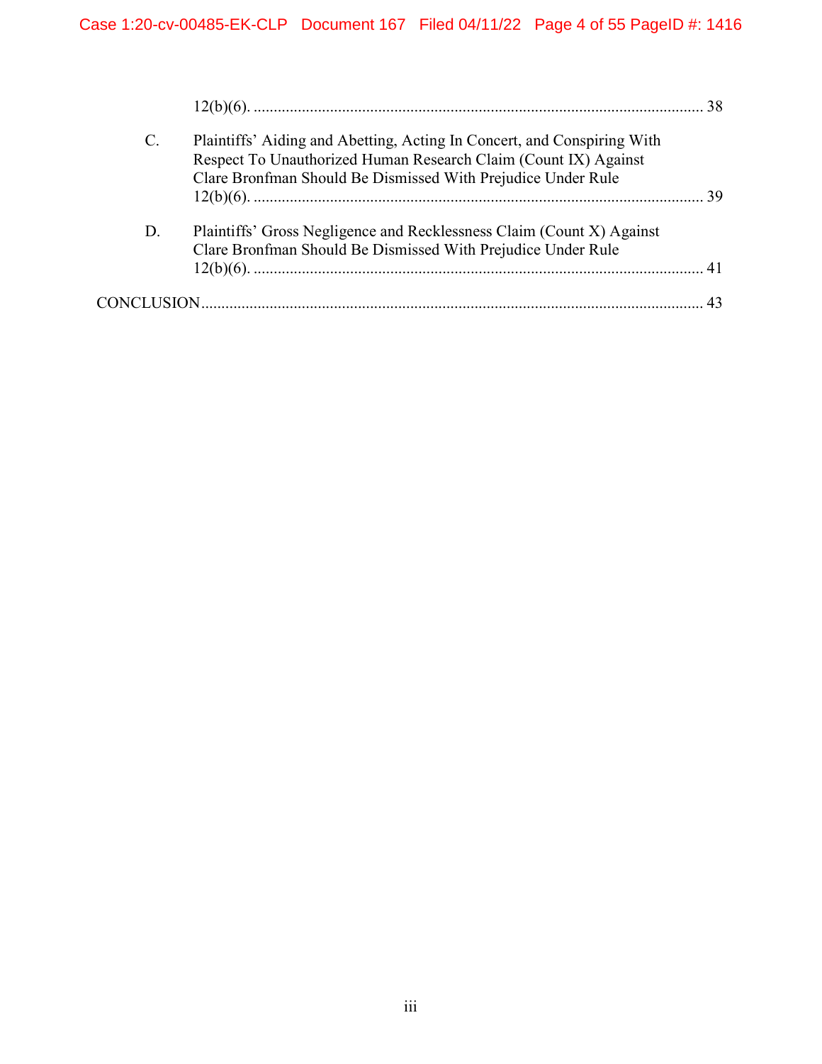12(b)(6). .... 38

C. Plaintiffs' Aiding and Abetting, Acting In Concert, and Conspiring With Respect To Unauthorized Human Research Claim (Count IX) Against Clare Bronfman Should Be Dismissed With Prejudice Under Rule 12(b)(6). .... 39

D. Plaintiffs' Gross Negligence and Recklessness Claim (Count X) Against Clare Bronfman Should Be Dismissed With Prejudice Under Rule 12(b)(6). .... 41

CONCLUSION .... 43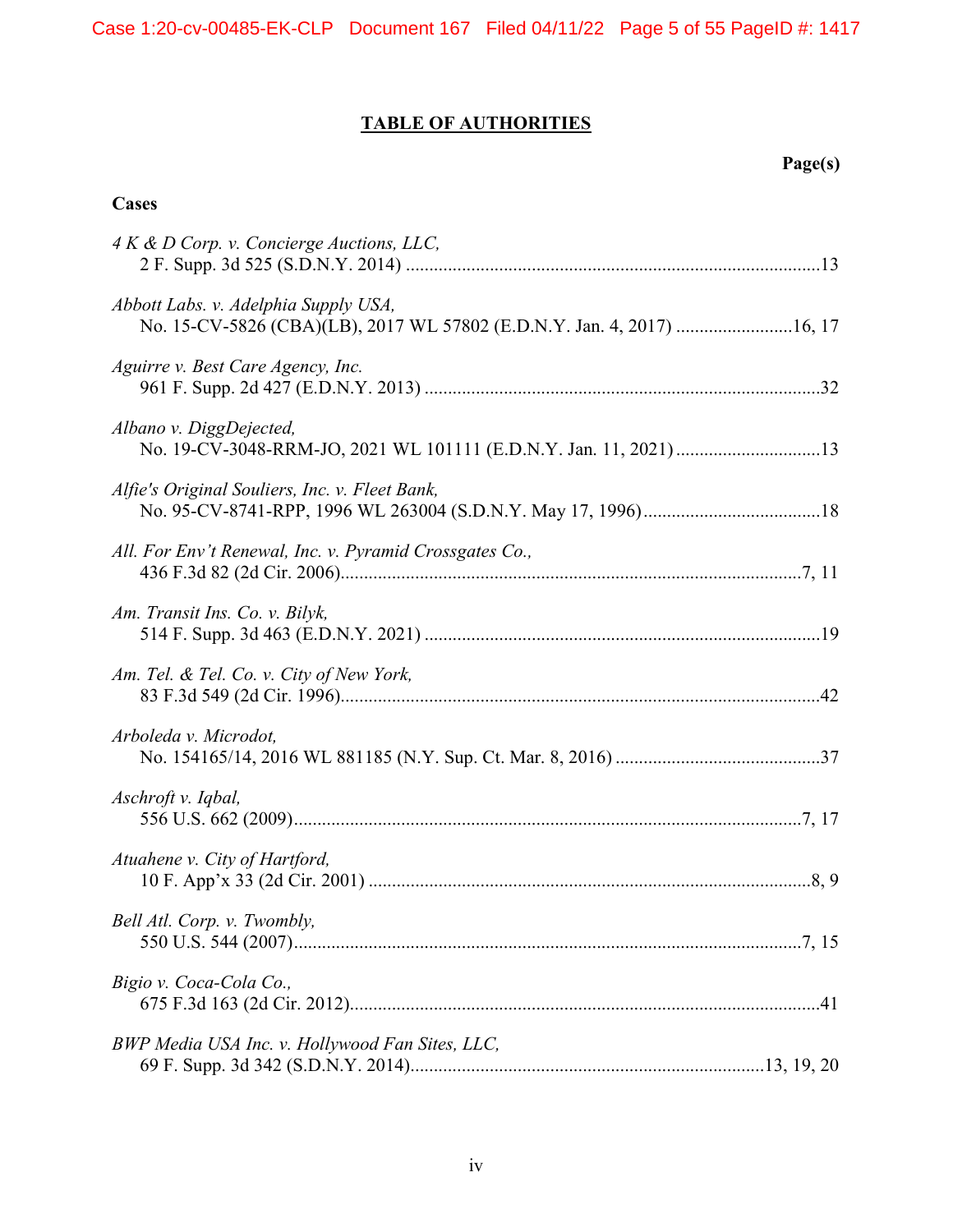## TABLE OF AUTHORITIES

**Page(s)**

### Cases

*4 K & D Corp. v. Concierge Auctions, LLC,*
2 F. Supp. 3d 525 (S.D.N.Y. 2014) ........................................................................................13

*Abbott Labs. v. Adelphia Supply USA,*
No. 15-CV-5826 (CBA)(LB), 2017 WL 57802 (E.D.N.Y. Jan. 4, 2017) .........................16, 17

*Aguirre v. Best Care Agency, Inc.*
961 F. Supp. 2d 427 (E.D.N.Y. 2013) ....................................................................................32

*Albano v. DiggDejected,*
No. 19-CV-3048-RRM-JO, 2021 WL 101111 (E.D.N.Y. Jan. 11, 2021) ...............................13

*Alfie's Original Souliers, Inc. v. Fleet Bank,*
No. 95-CV-8741-RPP, 1996 WL 263004 (S.D.N.Y. May 17, 1996) ......................................18

*All. For Env't Renewal, Inc. v. Pyramid Crossgates Co.,*
436 F.3d 82 (2d Cir. 2006)..................................................................................................7, 11

*Am. Transit Ins. Co. v. Bilyk,*
514 F. Supp. 3d 463 (E.D.N.Y. 2021) ....................................................................................19

*Am. Tel. & Tel. Co. v. City of New York,*
83 F.3d 549 (2d Cir. 1996).......................................................................................................42

*Arboleda v. Microdot,*
No. 154165/14, 2016 WL 881185 (N.Y. Sup. Ct. Mar. 8, 2016) ............................................37

*Aschroft v. Iqbal,*
556 U.S. 662 (2009)...............................................................................................................7, 17

*Atuahene v. City of Hartford,*
10 F. App'x 33 (2d Cir. 2001) ...............................................................................................8, 9

*Bell Atl. Corp. v. Twombly,*
550 U.S. 544 (2007)...............................................................................................................7, 15

*Bigio v. Coca-Cola Co.,*
675 F.3d 163 (2d Cir. 2012).....................................................................................................41

*BWP Media USA Inc. v. Hollywood Fan Sites, LLC,*
69 F. Supp. 3d 342 (S.D.N.Y. 2014)...........................................................................13, 19, 20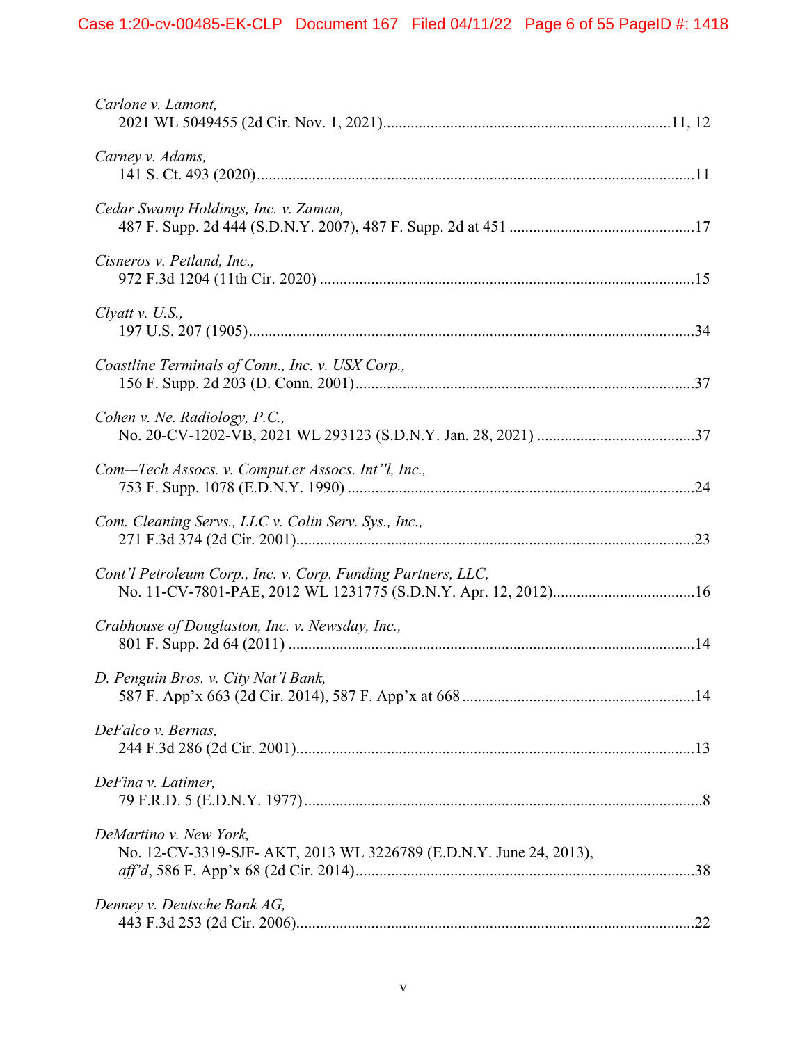*Carlone v. Lamont*,
2021 WL 5049455 (2d Cir. Nov. 1, 2021)........................................................................11, 12

*Carney v. Adams*,
141 S. Ct. 493 (2020)..............................................................................................................11

*Cedar Swamp Holdings, Inc. v. Zaman*,
487 F. Supp. 2d 444 (S.D.N.Y. 2007), 487 F. Supp. 2d at 451 ..............................................17

*Cisneros v. Petland, Inc.*,
972 F.3d 1204 (11th Cir. 2020) ..............................................................................................15

*Clyatt v. U.S.*,
197 U.S. 207 (1905)................................................................................................................34

*Coastline Terminals of Conn., Inc. v. USX Corp.*,
156 F. Supp. 2d 203 (D. Conn. 2001).....................................................................................37

*Cohen v. Ne. Radiology, P.C.*,
No. 20-CV-1202-VB, 2021 WL 293123 (S.D.N.Y. Jan. 28, 2021) .......................................37

*Com-–Tech Assocs. v. Comput.er Assocs. Int''l, Inc.*,
753 F. Supp. 1078 (E.D.N.Y. 1990) .......................................................................................24

*Com. Cleaning Servs., LLC v. Colin Serv. Sys., Inc.*,
271 F.3d 374 (2d Cir. 2001)....................................................................................................23

*Cont'l Petroleum Corp., Inc. v. Corp. Funding Partners, LLC*,
No. 11-CV-7801-PAE, 2012 WL 1231775 (S.D.N.Y. Apr. 12, 2012)...................................16

*Crabhouse of Douglaston, Inc. v. Newsday, Inc.*,
801 F. Supp. 2d 64 (2011) ......................................................................................................14

*D. Penguin Bros. v. City Nat'l Bank*,
587 F. App'x 663 (2d Cir. 2014), 587 F. App'x at 668 ..........................................................14

*DeFalco v. Bernas*,
244 F.3d 286 (2d Cir. 2001)....................................................................................................13

*DeFina v. Latimer*,
79 F.R.D. 5 (E.D.N.Y. 1977) ....................................................................................................8

*DeMartino v. New York*,
No. 12-CV-3319-SJF- AKT, 2013 WL 3226789 (E.D.N.Y. June 24, 2013),
*aff'd*, 586 F. App'x 68 (2d Cir. 2014).....................................................................................38

*Denney v. Deutsche Bank AG*,
443 F.3d 253 (2d Cir. 2006)....................................................................................................22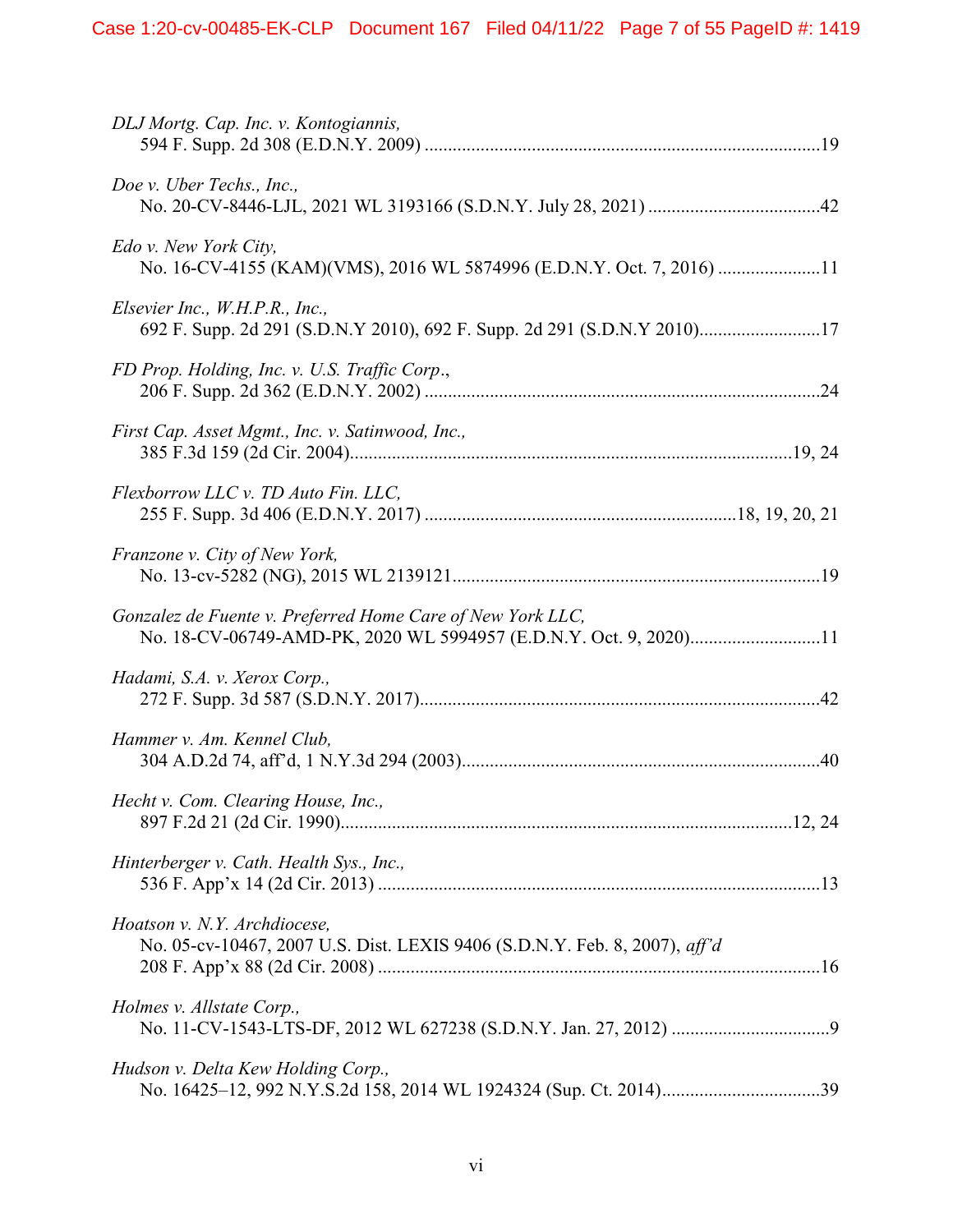*DLJ Mortg. Cap. Inc. v. Kontogiannis*,
594 F. Supp. 2d 308 (E.D.N.Y. 2009) ....................................................................................19

*Doe v. Uber Techs., Inc.*,
No. 20-CV-8446-LJL, 2021 WL 3193166 (S.D.N.Y. July 28, 2021) ....................................42

*Edo v. New York City*,
No. 16-CV-4155 (KAM)(VMS), 2016 WL 5874996 (E.D.N.Y. Oct. 7, 2016) ......................11

*Elsevier Inc., W.H.P.R., Inc.*,
692 F. Supp. 2d 291 (S.D.N.Y 2010), 692 F. Supp. 2d 291 (S.D.N.Y 2010)..........................17

*FD Prop. Holding, Inc. v. U.S. Traffic Corp*.,
206 F. Supp. 2d 362 (E.D.N.Y. 2002) ....................................................................................24

*First Cap. Asset Mgmt., Inc. v. Satinwood, Inc.*,
385 F.3d 159 (2d Cir. 2004)..............................................................................................19, 24

*Flexborrow LLC v. TD Auto Fin. LLC*,
255 F. Supp. 3d 406 (E.D.N.Y. 2017) ..................................................................18, 19, 20, 21

*Franzone v. City of New York*,
No. 13-cv-5282 (NG), 2015 WL 2139121..............................................................................19

*Gonzalez de Fuente v. Preferred Home Care of New York LLC*,
No. 18-CV-06749-AMD-PK, 2020 WL 5994957 (E.D.N.Y. Oct. 9, 2020)............................11

*Hadami, S.A. v. Xerox Corp.*,
272 F. Supp. 3d 587 (S.D.N.Y. 2017).....................................................................................42

*Hammer v. Am. Kennel Club*,
304 A.D.2d 74, aff'd, 1 N.Y.3d 294 (2003)............................................................................40

*Hecht v. Com. Clearing House, Inc.*,
897 F.2d 21 (2d Cir. 1990)................................................................................................12, 24

*Hinterberger v. Cath. Health Sys., Inc.*,
536 F. App'x 14 (2d Cir. 2013) ..............................................................................................13

*Hoatson v. N.Y. Archdiocese*,
No. 05-cv-10467, 2007 U.S. Dist. LEXIS 9406 (S.D.N.Y. Feb. 8, 2007), *aff'd*
208 F. App'x 88 (2d Cir. 2008) ..............................................................................................16

*Holmes v. Allstate Corp.*,
No. 11-CV-1543-LTS-DF, 2012 WL 627238 (S.D.N.Y. Jan. 27, 2012) ..................................9

*Hudson v. Delta Kew Holding Corp.*,
No. 16425–12, 992 N.Y.S.2d 158, 2014 WL 1924324 (Sup. Ct. 2014)..................................39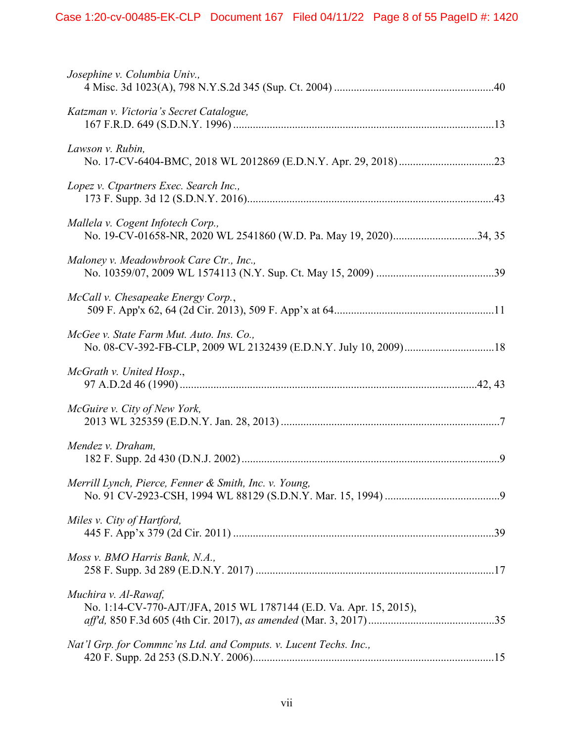*Josephine v. Columbia Univ.*,
4 Misc. 3d 1023(A), 798 N.Y.S.2d 345 (Sup. Ct. 2004) ........................................................40

*Katzman v. Victoria's Secret Catalogue*,
167 F.R.D. 649 (S.D.N.Y. 1996) ........................................................................................13

*Lawson v. Rubin*,
No. 17-CV-6404-BMC, 2018 WL 2012869 (E.D.N.Y. Apr. 29, 2018) ................................23

*Lopez v. Ctpartners Exec. Search Inc.*,
173 F. Supp. 3d 12 (S.D.N.Y. 2016)....................................................................................43

*Mallela v. Cogent Infotech Corp.*,
No. 19-CV-01658-NR, 2020 WL 2541860 (W.D. Pa. May 19, 2020)............................34, 35

*Maloney v. Meadowbrook Care Ctr., Inc.*,
No. 10359/07, 2009 WL 1574113 (N.Y. Sup. Ct. May 15, 2009) .........................................39

*McCall v. Chesapeake Energy Corp.*,
509 F. App'x 62, 64 (2d Cir. 2013), 509 F. App'x at 64........................................................11

*McGee v. State Farm Mut. Auto. Ins. Co.*,
No. 08-CV-392-FB-CLP, 2009 WL 2132439 (E.D.N.Y. July 10, 2009)...............................18

*McGrath v. United Hosp*.,
97 A.D.2d 46 (1990) ........................................................................................................42, 43

*McGuire v. City of New York*,
2013 WL 325359 (E.D.N.Y. Jan. 28, 2013) ............................................................................7

*Mendez v. Draham*,
182 F. Supp. 2d 430 (D.N.J. 2002) ..........................................................................................9

*Merrill Lynch, Pierce, Fenner & Smith, Inc. v. Young*,
No. 91 CV-2923-CSH, 1994 WL 88129 (S.D.N.Y. Mar. 15, 1994) ........................................9

*Miles v. City of Hartford*,
445 F. App'x 379 (2d Cir. 2011) ...........................................................................................39

*Moss v. BMO Harris Bank, N.A.*,
258 F. Supp. 3d 289 (E.D.N.Y. 2017) ...................................................................................17

*Muchira v. Al-Rawaf*,
No. 1:14-CV-770-AJT/JFA, 2015 WL 1787144 (E.D. Va. Apr. 15, 2015),
*aff'd*, 850 F.3d 605 (4th Cir. 2017), *as amended* (Mar. 3, 2017) ...........................................35

*Nat'l Grp. for Commnc'ns Ltd. and Computs. v. Lucent Techs. Inc.*,
420 F. Supp. 2d 253 (S.D.N.Y. 2006)....................................................................................15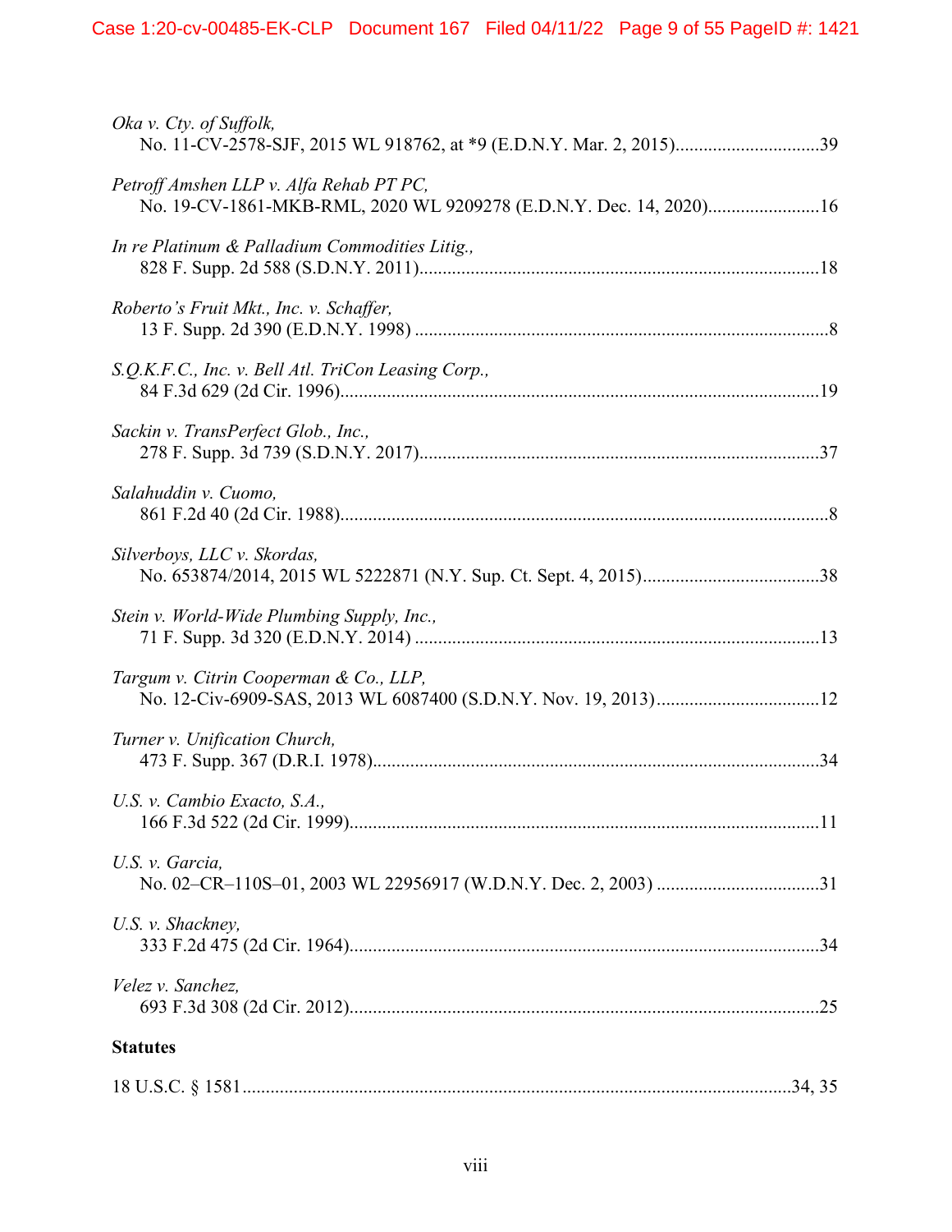*Oka v. Cty. of Suffolk*,
No. 11-CV-2578-SJF, 2015 WL 918762, at *9 (E.D.N.Y. Mar. 2, 2015)...............................39

*Petroff Amshen LLP v. Alfa Rehab PT PC*,
No. 19-CV-1861-MKB-RML, 2020 WL 9209278 (E.D.N.Y. Dec. 14, 2020)........................16

*In re Platinum & Palladium Commodities Litig.*,
828 F. Supp. 2d 588 (S.D.N.Y. 2011)......................................................................................18

*Roberto's Fruit Mkt., Inc. v. Schaffer*,
13 F. Supp. 2d 390 (E.D.N.Y. 1998) .........................................................................................8

*S.Q.K.F.C., Inc. v. Bell Atl. TriCon Leasing Corp.*,
84 F.3d 629 (2d Cir. 1996).......................................................................................................19

*Sackin v. TransPerfect Glob., Inc.*,
278 F. Supp. 3d 739 (S.D.N.Y. 2017)......................................................................................37

*Salahuddin v. Cuomo*,
861 F.2d 40 (2d Cir. 1988).........................................................................................................8

*Silverboys, LLC v. Skordas*,
No. 653874/2014, 2015 WL 5222871 (N.Y. Sup. Ct. Sept. 4, 2015)......................................38

*Stein v. World-Wide Plumbing Supply, Inc.*,
71 F. Supp. 3d 320 (E.D.N.Y. 2014) .......................................................................................13

*Targum v. Citrin Cooperman & Co., LLP*,
No. 12-Civ-6909-SAS, 2013 WL 6087400 (S.D.N.Y. Nov. 19, 2013)...................................12

*Turner v. Unification Church*,
473 F. Supp. 367 (D.R.I. 1978)................................................................................................34

*U.S. v. Cambio Exacto, S.A.*,
166 F.3d 522 (2d Cir. 1999).....................................................................................................11

*U.S. v. Garcia*,
No. 02–CR–110S–01, 2003 WL 22956917 (W.D.N.Y. Dec. 2, 2003) ...................................31

*U.S. v. Shackney*,
333 F.2d 475 (2d Cir. 1964).....................................................................................................34

*Velez v. Sanchez*,
693 F.3d 308 (2d Cir. 2012).....................................................................................................25

**Statutes**

18 U.S.C. § 1581......................................................................................................................34, 35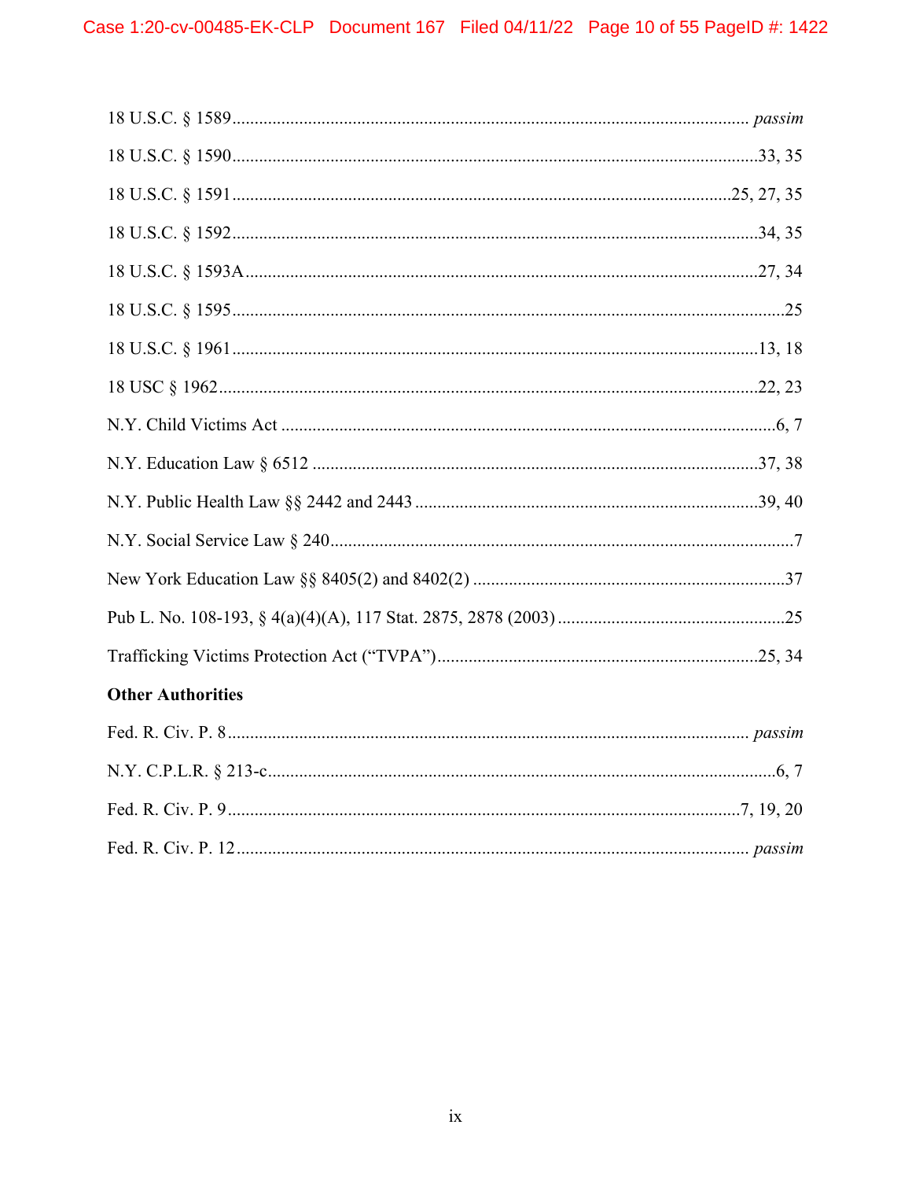18 U.S.C. § 1589 ........................................................................................................ *passim*

18 U.S.C. § 1590 ........................................................................................................33, 35

18 U.S.C. § 1591 ........................................................................................................25, 27, 35

18 U.S.C. § 1592 ........................................................................................................34, 35

18 U.S.C. § 1593A ......................................................................................................27, 34

18 U.S.C. § 1595 ........................................................................................................25

18 U.S.C. § 1961 ........................................................................................................13, 18

18 USC § 1962 ...........................................................................................................22, 23

N.Y. Child Victims Act ...............................................................................................6, 7

N.Y. Education Law § 6512 .........................................................................................37, 38

N.Y. Public Health Law §§ 2442 and 2443 ..................................................................39, 40

N.Y. Social Service Law § 240 ....................................................................................7

New York Education Law §§ 8405(2) and 8402(2) ....................................................37

Pub L. No. 108-193, § 4(a)(4)(A), 117 Stat. 2875, 2878 (2003) ..................................25

Trafficking Victims Protection Act ("TVPA") ............................................................25, 34

**Other Authorities**

Fed. R. Civ. P. 8 ......................................................................................................... *passim*

N.Y. C.P.L.R. § 213-c ..................................................................................................6, 7

Fed. R. Civ. P. 9 ..........................................................................................................7, 19, 20

Fed. R. Civ. P. 12 ........................................................................................................ *passim*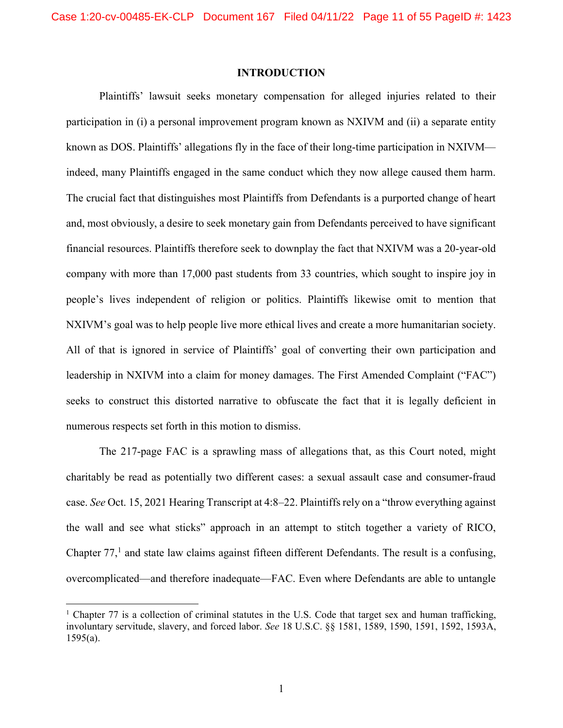## INTRODUCTION

Plaintiffs' lawsuit seeks monetary compensation for alleged injuries related to their participation in (i) a personal improvement program known as NXIVM and (ii) a separate entity known as DOS. Plaintiffs' allegations fly in the face of their long-time participation in NXIVM—indeed, many Plaintiffs engaged in the same conduct which they now allege caused them harm. The crucial fact that distinguishes most Plaintiffs from Defendants is a purported change of heart and, most obviously, a desire to seek monetary gain from Defendants perceived to have significant financial resources. Plaintiffs therefore seek to downplay the fact that NXIVM was a 20-year-old company with more than 17,000 past students from 33 countries, which sought to inspire joy in people's lives independent of religion or politics. Plaintiffs likewise omit to mention that NXIVM's goal was to help people live more ethical lives and create a more humanitarian society. All of that is ignored in service of Plaintiffs' goal of converting their own participation and leadership in NXIVM into a claim for money damages. The First Amended Complaint ("FAC") seeks to construct this distorted narrative to obfuscate the fact that it is legally deficient in numerous respects set forth in this motion to dismiss.

The 217-page FAC is a sprawling mass of allegations that, as this Court noted, might charitably be read as potentially two different cases: a sexual assault case and consumer-fraud case. *See* Oct. 15, 2021 Hearing Transcript at 4:8–22. Plaintiffs rely on a "throw everything against the wall and see what sticks" approach in an attempt to stitch together a variety of RICO, Chapter 77,[1] and state law claims against fifteen different Defendants. The result is a confusing, overcomplicated—and therefore inadequate—FAC. Even where Defendants are able to untangle

---

[1] Chapter 77 is a collection of criminal statutes in the U.S. Code that target sex and human trafficking, involuntary servitude, slavery, and forced labor. *See* 18 U.S.C. §§ 1581, 1589, 1590, 1591, 1592, 1593A, 1595(a).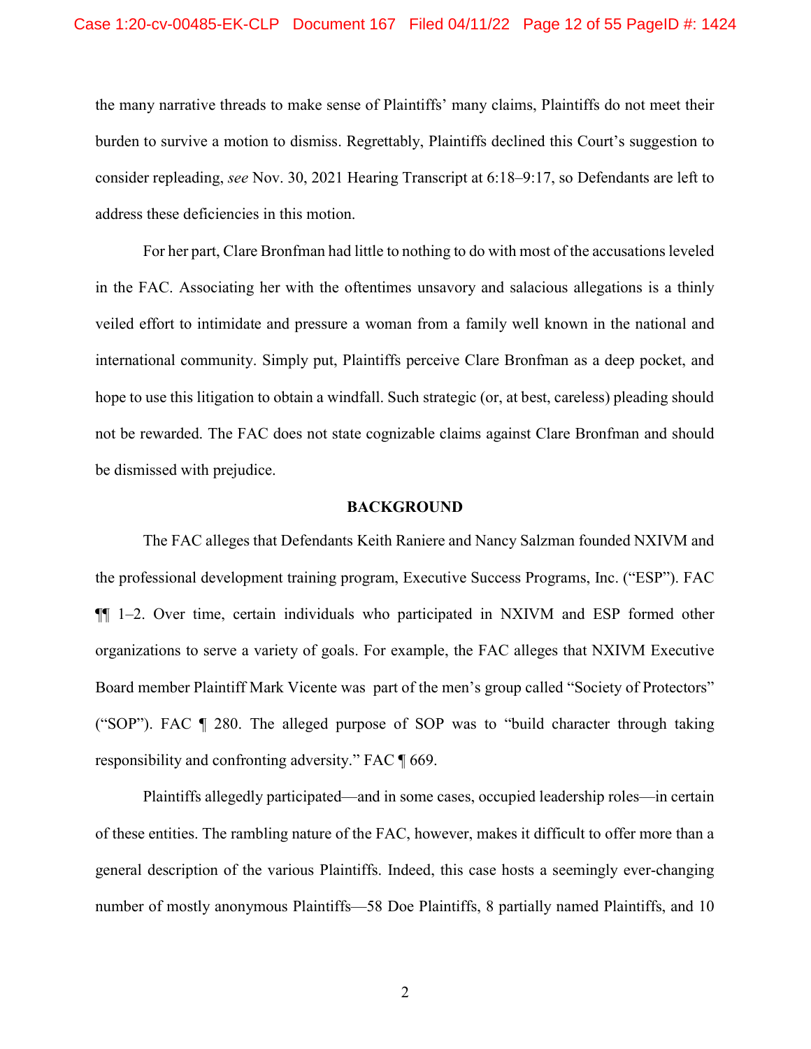the many narrative threads to make sense of Plaintiffs' many claims, Plaintiffs do not meet their burden to survive a motion to dismiss. Regrettably, Plaintiffs declined this Court's suggestion to consider repleading, *see* Nov. 30, 2021 Hearing Transcript at 6:18–9:17, so Defendants are left to address these deficiencies in this motion.

For her part, Clare Bronfman had little to nothing to do with most of the accusations leveled in the FAC. Associating her with the oftentimes unsavory and salacious allegations is a thinly veiled effort to intimidate and pressure a woman from a family well known in the national and international community. Simply put, Plaintiffs perceive Clare Bronfman as a deep pocket, and hope to use this litigation to obtain a windfall. Such strategic (or, at best, careless) pleading should not be rewarded. The FAC does not state cognizable claims against Clare Bronfman and should be dismissed with prejudice.

## BACKGROUND

The FAC alleges that Defendants Keith Raniere and Nancy Salzman founded NXIVM and the professional development training program, Executive Success Programs, Inc. ("ESP"). FAC ¶¶ 1–2. Over time, certain individuals who participated in NXIVM and ESP formed other organizations to serve a variety of goals. For example, the FAC alleges that NXIVM Executive Board member Plaintiff Mark Vicente was part of the men's group called "Society of Protectors" ("SOP"). FAC ¶ 280. The alleged purpose of SOP was to "build character through taking responsibility and confronting adversity." FAC ¶ 669.

Plaintiffs allegedly participated—and in some cases, occupied leadership roles—in certain of these entities. The rambling nature of the FAC, however, makes it difficult to offer more than a general description of the various Plaintiffs. Indeed, this case hosts a seemingly ever-changing number of mostly anonymous Plaintiffs—58 Doe Plaintiffs, 8 partially named Plaintiffs, and 10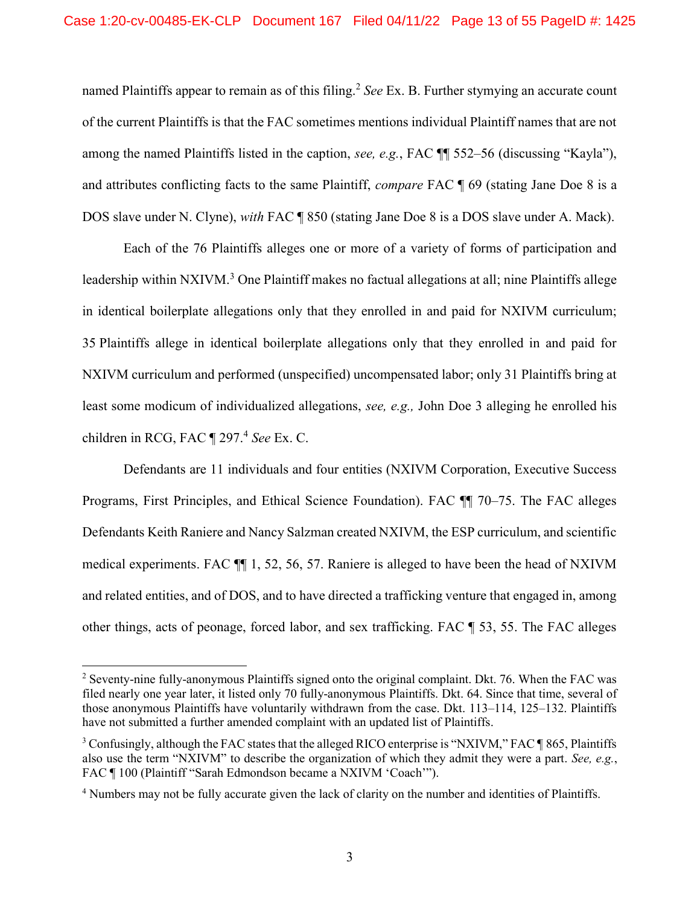named Plaintiffs appear to remain as of this filing.[2] *See* Ex. B. Further stymying an accurate count of the current Plaintiffs is that the FAC sometimes mentions individual Plaintiff names that are not among the named Plaintiffs listed in the caption, *see, e.g.*, FAC ¶¶ 552–56 (discussing "Kayla"), and attributes conflicting facts to the same Plaintiff, *compare* FAC ¶ 69 (stating Jane Doe 8 is a DOS slave under N. Clyne), *with* FAC ¶ 850 (stating Jane Doe 8 is a DOS slave under A. Mack).

Each of the 76 Plaintiffs alleges one or more of a variety of forms of participation and leadership within NXIVM.[3] One Plaintiff makes no factual allegations at all; nine Plaintiffs allege in identical boilerplate allegations only that they enrolled in and paid for NXIVM curriculum; 35 Plaintiffs allege in identical boilerplate allegations only that they enrolled in and paid for NXIVM curriculum and performed (unspecified) uncompensated labor; only 31 Plaintiffs bring at least some modicum of individualized allegations, *see, e.g.,* John Doe 3 alleging he enrolled his children in RCG, FAC ¶ 297.[4] *See* Ex. C.

Defendants are 11 individuals and four entities (NXIVM Corporation, Executive Success Programs, First Principles, and Ethical Science Foundation). FAC ¶¶ 70–75. The FAC alleges Defendants Keith Raniere and Nancy Salzman created NXIVM, the ESP curriculum, and scientific medical experiments. FAC ¶¶ 1, 52, 56, 57. Raniere is alleged to have been the head of NXIVM and related entities, and of DOS, and to have directed a trafficking venture that engaged in, among other things, acts of peonage, forced labor, and sex trafficking. FAC ¶ 53, 55. The FAC alleges

---

[2] Seventy-nine fully-anonymous Plaintiffs signed onto the original complaint. Dkt. 76. When the FAC was filed nearly one year later, it listed only 70 fully-anonymous Plaintiffs. Dkt. 64. Since that time, several of those anonymous Plaintiffs have voluntarily withdrawn from the case. Dkt. 113–114, 125–132. Plaintiffs have not submitted a further amended complaint with an updated list of Plaintiffs.

[3] Confusingly, although the FAC states that the alleged RICO enterprise is "NXIVM," FAC ¶ 865, Plaintiffs also use the term "NXIVM" to describe the organization of which they admit they were a part. *See, e.g.*, FAC ¶ 100 (Plaintiff "Sarah Edmondson became a NXIVM 'Coach'").

[4] Numbers may not be fully accurate given the lack of clarity on the number and identities of Plaintiffs.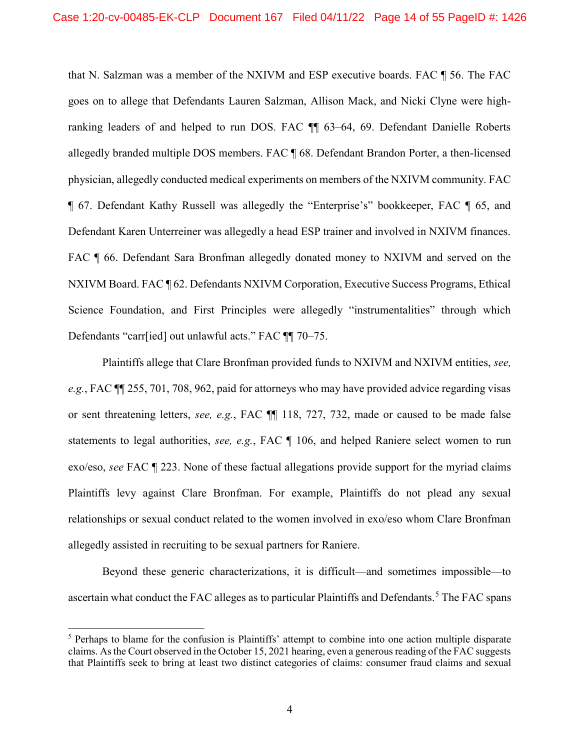that N. Salzman was a member of the NXIVM and ESP executive boards. FAC ¶ 56. The FAC goes on to allege that Defendants Lauren Salzman, Allison Mack, and Nicki Clyne were high-ranking leaders of and helped to run DOS. FAC ¶¶ 63–64, 69. Defendant Danielle Roberts allegedly branded multiple DOS members. FAC ¶ 68. Defendant Brandon Porter, a then-licensed physician, allegedly conducted medical experiments on members of the NXIVM community. FAC ¶ 67. Defendant Kathy Russell was allegedly the "Enterprise's" bookkeeper, FAC ¶ 65, and Defendant Karen Unterreiner was allegedly a head ESP trainer and involved in NXIVM finances. FAC ¶ 66. Defendant Sara Bronfman allegedly donated money to NXIVM and served on the NXIVM Board. FAC ¶ 62. Defendants NXIVM Corporation, Executive Success Programs, Ethical Science Foundation, and First Principles were allegedly "instrumentalities" through which Defendants "carr[ied] out unlawful acts." FAC ¶¶ 70–75.

Plaintiffs allege that Clare Bronfman provided funds to NXIVM and NXIVM entities, *see, e.g.*, FAC ¶¶ 255, 701, 708, 962, paid for attorneys who may have provided advice regarding visas or sent threatening letters, *see, e.g.*, FAC ¶¶ 118, 727, 732, made or caused to be made false statements to legal authorities, *see, e.g.*, FAC ¶ 106, and helped Raniere select women to run exo/eso, *see* FAC ¶ 223. None of these factual allegations provide support for the myriad claims Plaintiffs levy against Clare Bronfman. For example, Plaintiffs do not plead any sexual relationships or sexual conduct related to the women involved in exo/eso whom Clare Bronfman allegedly assisted in recruiting to be sexual partners for Raniere.

Beyond these generic characterizations, it is difficult—and sometimes impossible—to ascertain what conduct the FAC alleges as to particular Plaintiffs and Defendants.[5] The FAC spans

[5] Perhaps to blame for the confusion is Plaintiffs' attempt to combine into one action multiple disparate claims. As the Court observed in the October 15, 2021 hearing, even a generous reading of the FAC suggests that Plaintiffs seek to bring at least two distinct categories of claims: consumer fraud claims and sexual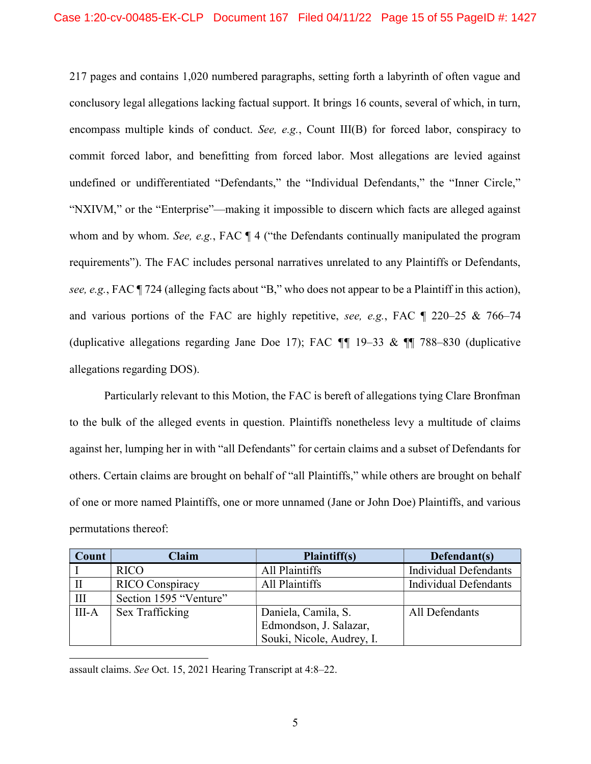217 pages and contains 1,020 numbered paragraphs, setting forth a labyrinth of often vague and conclusory legal allegations lacking factual support. It brings 16 counts, several of which, in turn, encompass multiple kinds of conduct. *See, e.g.*, Count III(B) for forced labor, conspiracy to commit forced labor, and benefitting from forced labor. Most allegations are levied against undefined or undifferentiated "Defendants," the "Individual Defendants," the "Inner Circle," "NXIVM," or the "Enterprise"—making it impossible to discern which facts are alleged against whom and by whom. *See, e.g.*, FAC ¶ 4 ("the Defendants continually manipulated the program requirements"). The FAC includes personal narratives unrelated to any Plaintiffs or Defendants, *see, e.g.*, FAC ¶ 724 (alleging facts about "B," who does not appear to be a Plaintiff in this action), and various portions of the FAC are highly repetitive, *see, e.g.*, FAC ¶ 220–25 & 766–74 (duplicative allegations regarding Jane Doe 17); FAC ¶¶ 19–33 & ¶¶ 788–830 (duplicative allegations regarding DOS).

Particularly relevant to this Motion, the FAC is bereft of allegations tying Clare Bronfman to the bulk of the alleged events in question. Plaintiffs nonetheless levy a multitude of claims against her, lumping her in with "all Defendants" for certain claims and a subset of Defendants for others. Certain claims are brought on behalf of "all Plaintiffs," while others are brought on behalf of one or more named Plaintiffs, one or more unnamed (Jane or John Doe) Plaintiffs, and various permutations thereof:

| Count | Claim | Plaintiff(s) | Defendant(s) |
|---|---|---|---|
| I | RICO | All Plaintiffs | Individual Defendants |
| II | RICO Conspiracy | All Plaintiffs | Individual Defendants |
| III | Section 1595 "Venture" | | |
| III-A | Sex Trafficking | Daniela, Camila, S. Edmondson, J. Salazar, Souki, Nicole, Audrey, I. | All Defendants |

assault claims. *See* Oct. 15, 2021 Hearing Transcript at 4:8–22.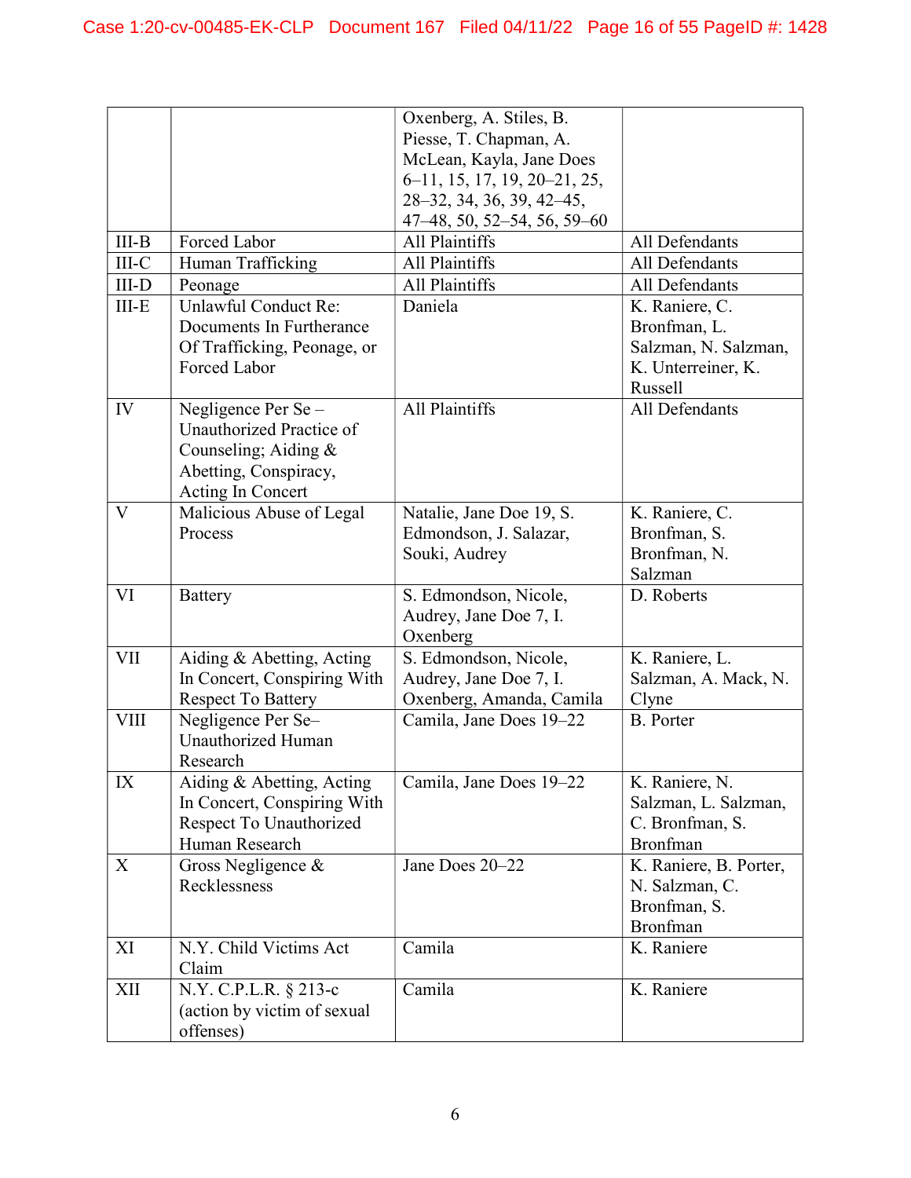| | | Oxenberg, A. Stiles, B. Piesse, T. Chapman, A. McLean, Kayla, Jane Does 6–11, 15, 17, 19, 20–21, 25, 28–32, 34, 36, 39, 42–45, 47–48, 50, 52–54, 56, 59–60 | |
|---|---|---|---|
| III-B | Forced Labor | All Plaintiffs | All Defendants |
| III-C | Human Trafficking | All Plaintiffs | All Defendants |
| III-D | Peonage | All Plaintiffs | All Defendants |
| III-E | Unlawful Conduct Re: Documents In Furtherance Of Trafficking, Peonage, or Forced Labor | Daniela | K. Raniere, C. Bronfman, L. Salzman, N. Salzman, K. Unterreiner, K. Russell |
| IV | Negligence Per Se – Unauthorized Practice of Counseling; Aiding & Abetting, Conspiracy, Acting In Concert | All Plaintiffs | All Defendants |
| V | Malicious Abuse of Legal Process | Natalie, Jane Doe 19, S. Edmondson, J. Salazar, Souki, Audrey | K. Raniere, C. Bronfman, S. Bronfman, N. Salzman |
| VI | Battery | S. Edmondson, Nicole, Audrey, Jane Doe 7, I. Oxenberg | D. Roberts |
| VII | Aiding & Abetting, Acting In Concert, Conspiring With Respect To Battery | S. Edmondson, Nicole, Audrey, Jane Doe 7, I. Oxenberg, Amanda, Camila | K. Raniere, L. Salzman, A. Mack, N. Clyne |
| VIII | Negligence Per Se– Unauthorized Human Research | Camila, Jane Does 19–22 | B. Porter |
| IX | Aiding & Abetting, Acting In Concert, Conspiring With Respect To Unauthorized Human Research | Camila, Jane Does 19–22 | K. Raniere, N. Salzman, L. Salzman, C. Bronfman, S. Bronfman |
| X | Gross Negligence & Recklessness | Jane Does 20–22 | K. Raniere, B. Porter, N. Salzman, C. Bronfman, S. Bronfman |
| XI | N.Y. Child Victims Act Claim | Camila | K. Raniere |
| XII | N.Y. C.P.L.R. § 213-c (action by victim of sexual offenses) | Camila | K. Raniere |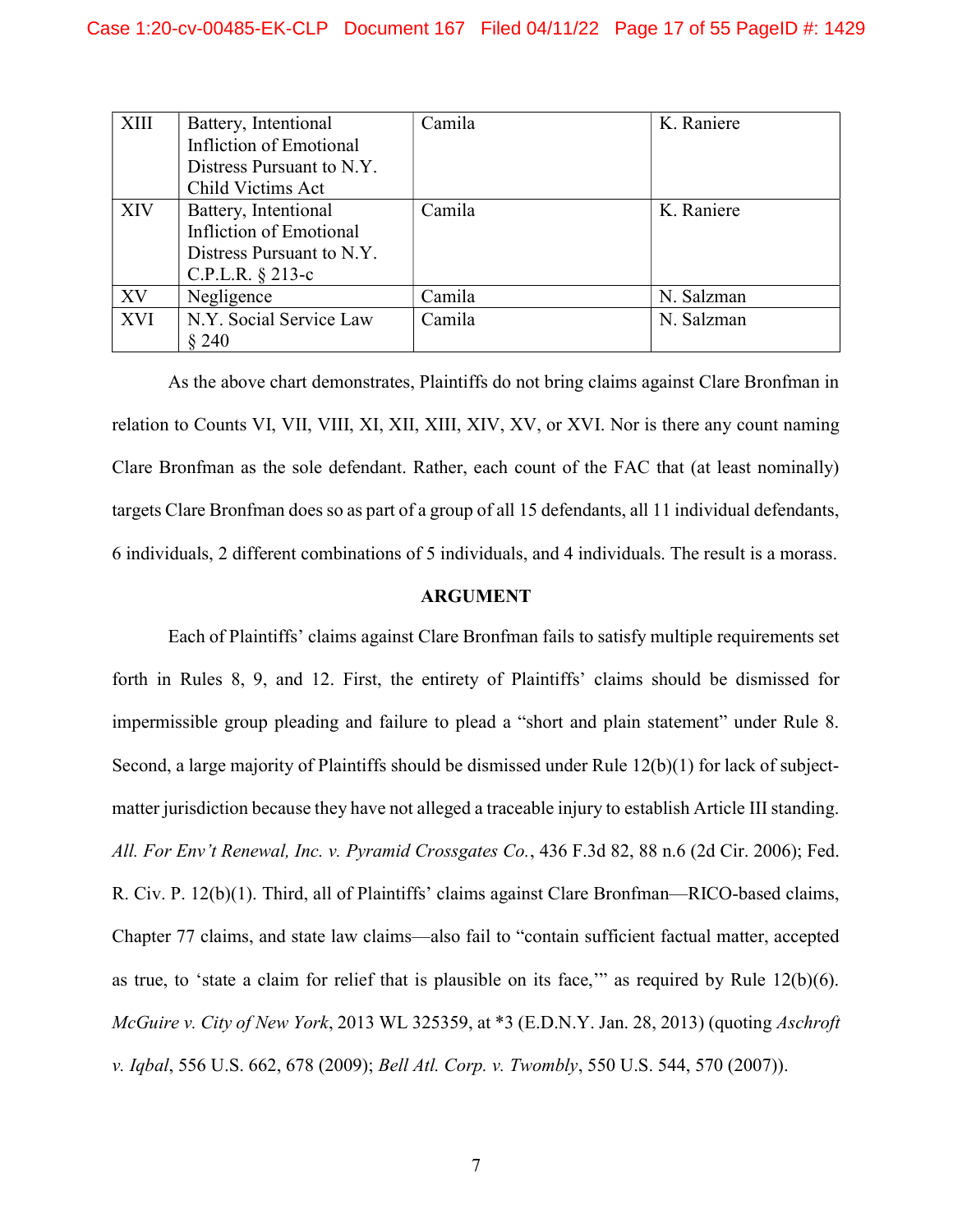| XIII | Battery, Intentional Infliction of Emotional Distress Pursuant to N.Y. Child Victims Act | Camila | K. Raniere |
|---|---|---|---|
| XIV | Battery, Intentional Infliction of Emotional Distress Pursuant to N.Y. C.P.L.R. § 213-c | Camila | K. Raniere |
| XV | Negligence | Camila | N. Salzman |
| XVI | N.Y. Social Service Law § 240 | Camila | N. Salzman |

As the above chart demonstrates, Plaintiffs do not bring claims against Clare Bronfman in relation to Counts VI, VII, VIII, XI, XII, XIII, XIV, XV, or XVI. Nor is there any count naming Clare Bronfman as the sole defendant. Rather, each count of the FAC that (at least nominally) targets Clare Bronfman does so as part of a group of all 15 defendants, all 11 individual defendants, 6 individuals, 2 different combinations of 5 individuals, and 4 individuals. The result is a morass.

**ARGUMENT**

Each of Plaintiffs' claims against Clare Bronfman fails to satisfy multiple requirements set forth in Rules 8, 9, and 12. First, the entirety of Plaintiffs' claims should be dismissed for impermissible group pleading and failure to plead a "short and plain statement" under Rule 8. Second, a large majority of Plaintiffs should be dismissed under Rule 12(b)(1) for lack of subject-matter jurisdiction because they have not alleged a traceable injury to establish Article III standing. *All. For Env't Renewal, Inc. v. Pyramid Crossgates Co.*, 436 F.3d 82, 88 n.6 (2d Cir. 2006); Fed. R. Civ. P. 12(b)(1). Third, all of Plaintiffs' claims against Clare Bronfman—RICO-based claims, Chapter 77 claims, and state law claims—also fail to "contain sufficient factual matter, accepted as true, to 'state a claim for relief that is plausible on its face,'" as required by Rule 12(b)(6). *McGuire v. City of New York*, 2013 WL 325359, at *3 (E.D.N.Y. Jan. 28, 2013) (quoting *Aschroft v. Iqbal*, 556 U.S. 662, 678 (2009); *Bell Atl. Corp. v. Twombly*, 550 U.S. 544, 570 (2007)).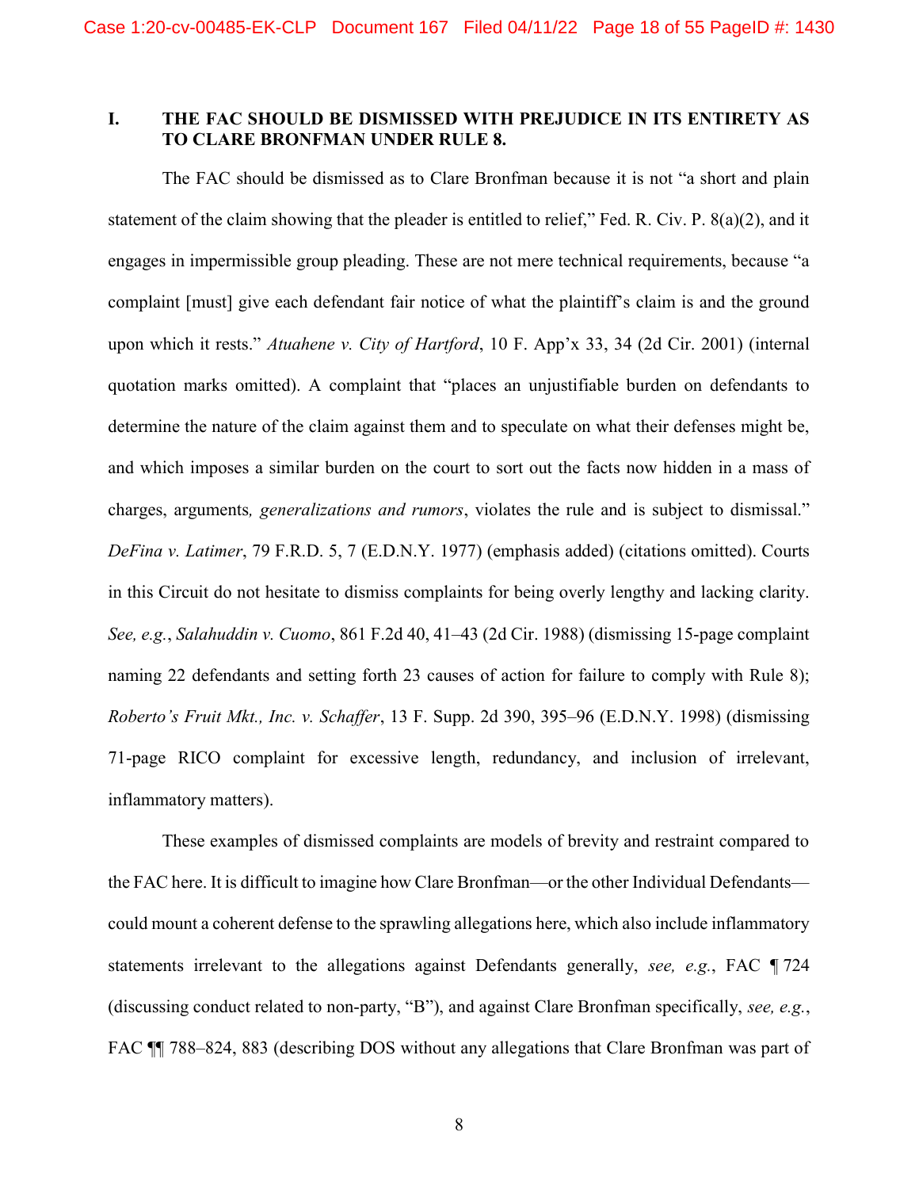## I. THE FAC SHOULD BE DISMISSED WITH PREJUDICE IN ITS ENTIRETY AS TO CLARE BRONFMAN UNDER RULE 8.

The FAC should be dismissed as to Clare Bronfman because it is not "a short and plain statement of the claim showing that the pleader is entitled to relief," Fed. R. Civ. P. 8(a)(2), and it engages in impermissible group pleading. These are not mere technical requirements, because "a complaint [must] give each defendant fair notice of what the plaintiff's claim is and the ground upon which it rests." *Atuahene v. City of Hartford*, 10 F. App'x 33, 34 (2d Cir. 2001) (internal quotation marks omitted). A complaint that "places an unjustifiable burden on defendants to determine the nature of the claim against them and to speculate on what their defenses might be, and which imposes a similar burden on the court to sort out the facts now hidden in a mass of charges, arguments*, generalizations and rumors*, violates the rule and is subject to dismissal." *DeFina v. Latimer*, 79 F.R.D. 5, 7 (E.D.N.Y. 1977) (emphasis added) (citations omitted). Courts in this Circuit do not hesitate to dismiss complaints for being overly lengthy and lacking clarity. *See, e.g.*, *Salahuddin v. Cuomo*, 861 F.2d 40, 41–43 (2d Cir. 1988) (dismissing 15-page complaint naming 22 defendants and setting forth 23 causes of action for failure to comply with Rule 8); *Roberto's Fruit Mkt., Inc. v. Schaffer*, 13 F. Supp. 2d 390, 395–96 (E.D.N.Y. 1998) (dismissing 71-page RICO complaint for excessive length, redundancy, and inclusion of irrelevant, inflammatory matters).

These examples of dismissed complaints are models of brevity and restraint compared to the FAC here. It is difficult to imagine how Clare Bronfman—or the other Individual Defendants—could mount a coherent defense to the sprawling allegations here, which also include inflammatory statements irrelevant to the allegations against Defendants generally, *see, e.g.*, FAC ¶ 724 (discussing conduct related to non-party, "B"), and against Clare Bronfman specifically, *see, e.g.*, FAC ¶¶ 788–824, 883 (describing DOS without any allegations that Clare Bronfman was part of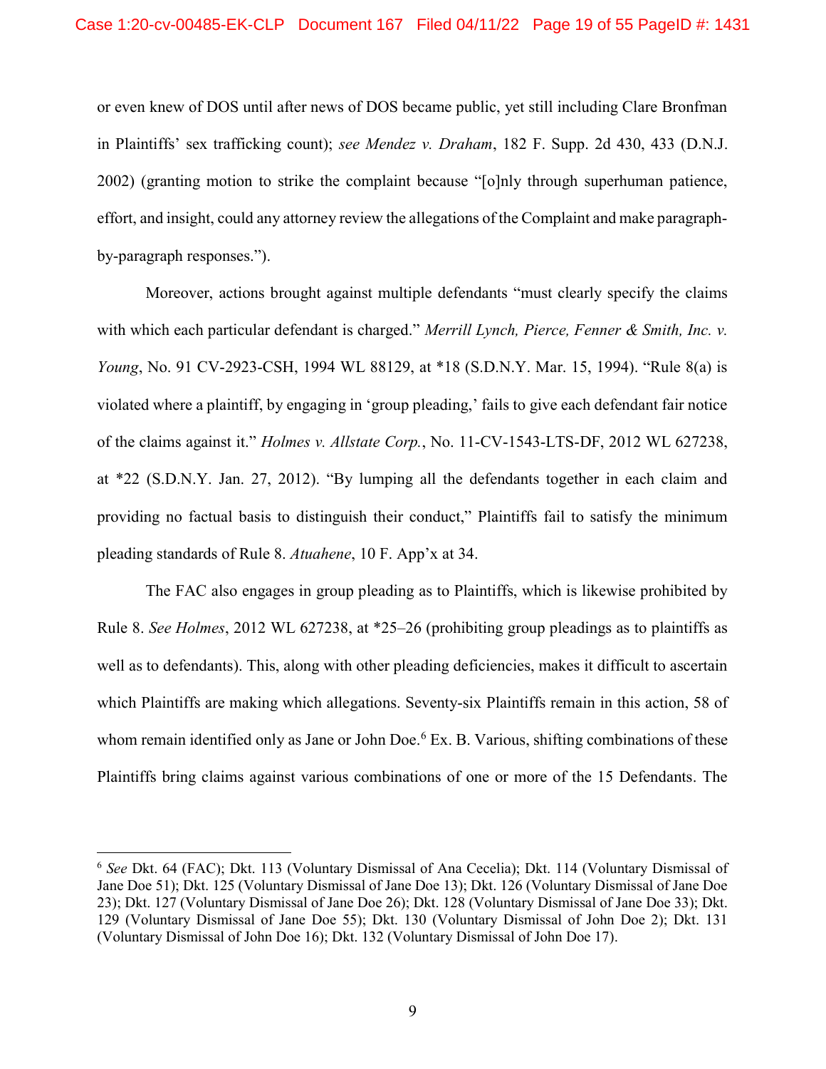or even knew of DOS until after news of DOS became public, yet still including Clare Bronfman in Plaintiffs' sex trafficking count); *see Mendez v. Draham*, 182 F. Supp. 2d 430, 433 (D.N.J. 2002) (granting motion to strike the complaint because "[o]nly through superhuman patience, effort, and insight, could any attorney review the allegations of the Complaint and make paragraph-by-paragraph responses.").

Moreover, actions brought against multiple defendants "must clearly specify the claims with which each particular defendant is charged." *Merrill Lynch, Pierce, Fenner & Smith, Inc. v. Young*, No. 91 CV-2923-CSH, 1994 WL 88129, at *18 (S.D.N.Y. Mar. 15, 1994). "Rule 8(a) is violated where a plaintiff, by engaging in 'group pleading,' fails to give each defendant fair notice of the claims against it." *Holmes v. Allstate Corp.*, No. 11-CV-1543-LTS-DF, 2012 WL 627238, at *22 (S.D.N.Y. Jan. 27, 2012). "By lumping all the defendants together in each claim and providing no factual basis to distinguish their conduct," Plaintiffs fail to satisfy the minimum pleading standards of Rule 8. *Atuahene*, 10 F. App'x at 34.

The FAC also engages in group pleading as to Plaintiffs, which is likewise prohibited by Rule 8. *See Holmes*, 2012 WL 627238, at *25–26 (prohibiting group pleadings as to plaintiffs as well as to defendants). This, along with other pleading deficiencies, makes it difficult to ascertain which Plaintiffs are making which allegations. Seventy-six Plaintiffs remain in this action, 58 of whom remain identified only as Jane or John Doe.[6] Ex. B. Various, shifting combinations of these Plaintiffs bring claims against various combinations of one or more of the 15 Defendants. The

[6] *See* Dkt. 64 (FAC); Dkt. 113 (Voluntary Dismissal of Ana Cecelia); Dkt. 114 (Voluntary Dismissal of Jane Doe 51); Dkt. 125 (Voluntary Dismissal of Jane Doe 13); Dkt. 126 (Voluntary Dismissal of Jane Doe 23); Dkt. 127 (Voluntary Dismissal of Jane Doe 26); Dkt. 128 (Voluntary Dismissal of Jane Doe 33); Dkt. 129 (Voluntary Dismissal of Jane Doe 55); Dkt. 130 (Voluntary Dismissal of John Doe 2); Dkt. 131 (Voluntary Dismissal of John Doe 16); Dkt. 132 (Voluntary Dismissal of John Doe 17).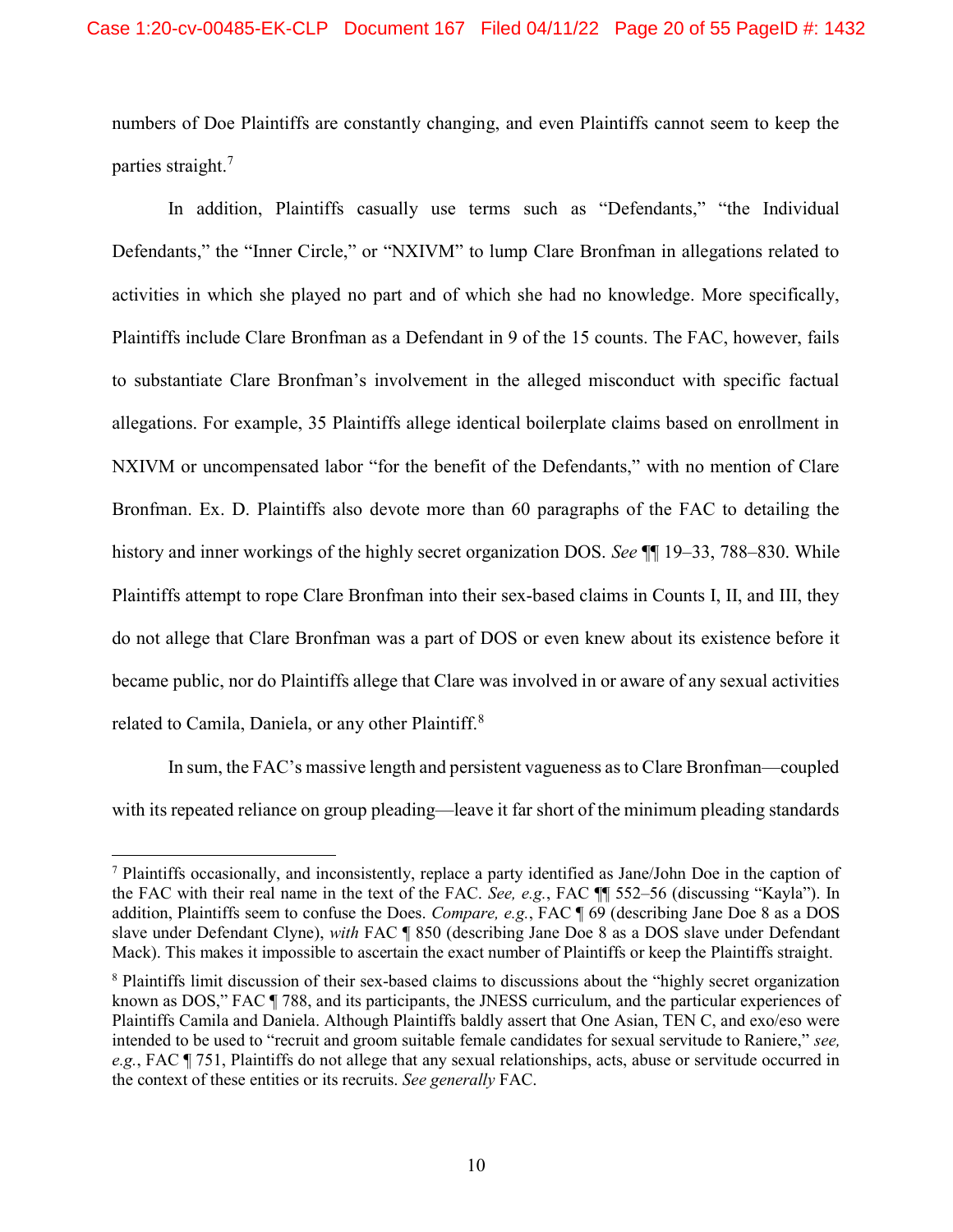numbers of Doe Plaintiffs are constantly changing, and even Plaintiffs cannot seem to keep the parties straight.[7]

In addition, Plaintiffs casually use terms such as "Defendants," "the Individual Defendants," the "Inner Circle," or "NXIVM" to lump Clare Bronfman in allegations related to activities in which she played no part and of which she had no knowledge. More specifically, Plaintiffs include Clare Bronfman as a Defendant in 9 of the 15 counts. The FAC, however, fails to substantiate Clare Bronfman's involvement in the alleged misconduct with specific factual allegations. For example, 35 Plaintiffs allege identical boilerplate claims based on enrollment in NXIVM or uncompensated labor "for the benefit of the Defendants," with no mention of Clare Bronfman. Ex. D. Plaintiffs also devote more than 60 paragraphs of the FAC to detailing the history and inner workings of the highly secret organization DOS. *See* ¶¶ 19–33, 788–830. While Plaintiffs attempt to rope Clare Bronfman into their sex-based claims in Counts I, II, and III, they do not allege that Clare Bronfman was a part of DOS or even knew about its existence before it became public, nor do Plaintiffs allege that Clare was involved in or aware of any sexual activities related to Camila, Daniela, or any other Plaintiff.[8]

In sum, the FAC's massive length and persistent vagueness as to Clare Bronfman—coupled with its repeated reliance on group pleading—leave it far short of the minimum pleading standards

---

[7] Plaintiffs occasionally, and inconsistently, replace a party identified as Jane/John Doe in the caption of the FAC with their real name in the text of the FAC. *See, e.g.*, FAC ¶¶ 552–56 (discussing "Kayla"). In addition, Plaintiffs seem to confuse the Does. *Compare, e.g.*, FAC ¶ 69 (describing Jane Doe 8 as a DOS slave under Defendant Clyne), *with* FAC ¶ 850 (describing Jane Doe 8 as a DOS slave under Defendant Mack). This makes it impossible to ascertain the exact number of Plaintiffs or keep the Plaintiffs straight.

[8] Plaintiffs limit discussion of their sex-based claims to discussions about the "highly secret organization known as DOS," FAC ¶ 788, and its participants, the JNESS curriculum, and the particular experiences of Plaintiffs Camila and Daniela. Although Plaintiffs baldly assert that One Asian, TEN C, and exo/eso were intended to be used to "recruit and groom suitable female candidates for sexual servitude to Raniere," *see, e.g.*, FAC ¶ 751, Plaintiffs do not allege that any sexual relationships, acts, abuse or servitude occurred in the context of these entities or its recruits. *See generally* FAC.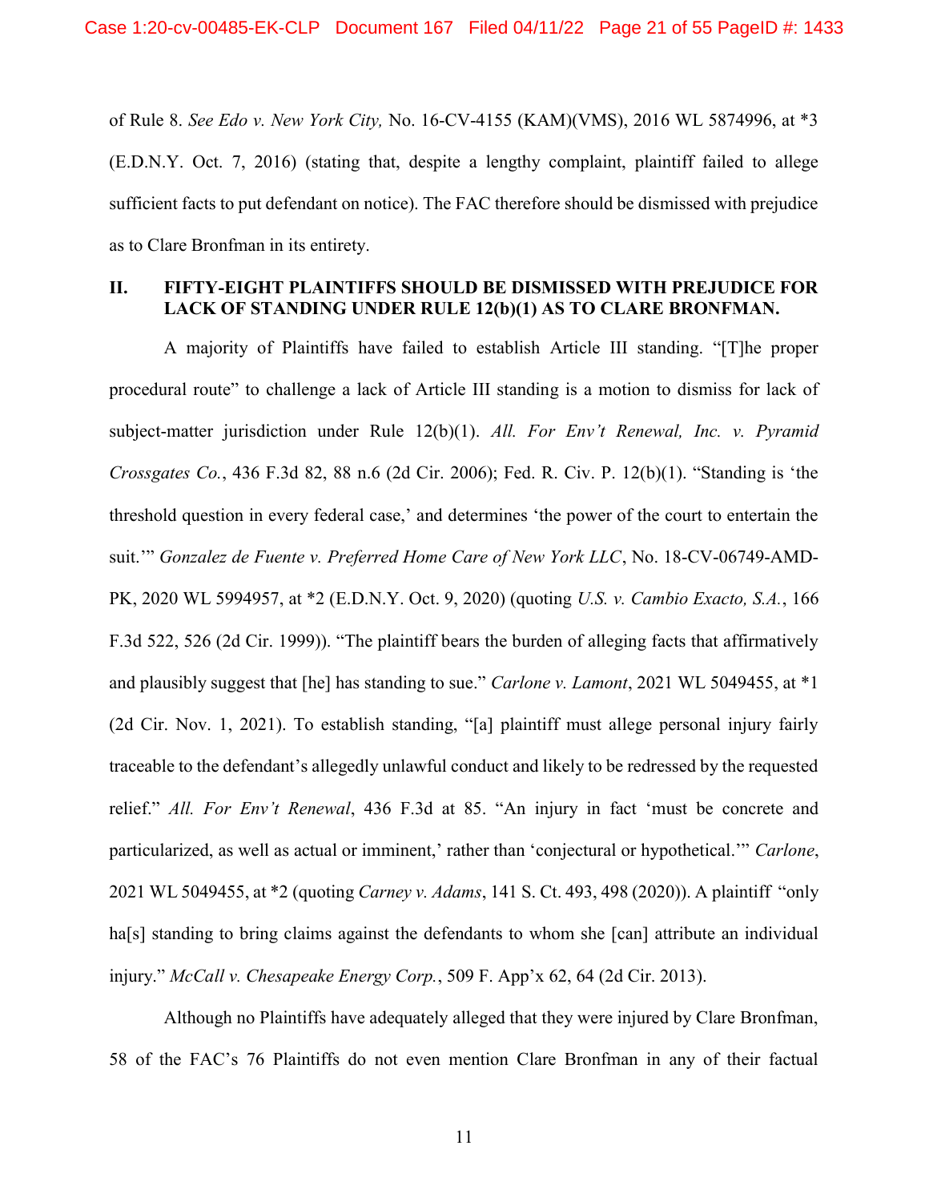of Rule 8. *See Edo v. New York City,* No. 16-CV-4155 (KAM)(VMS), 2016 WL 5874996, at *3 (E.D.N.Y. Oct. 7, 2016) (stating that, despite a lengthy complaint, plaintiff failed to allege sufficient facts to put defendant on notice). The FAC therefore should be dismissed with prejudice as to Clare Bronfman in its entirety.

## II. FIFTY-EIGHT PLAINTIFFS SHOULD BE DISMISSED WITH PREJUDICE FOR LACK OF STANDING UNDER RULE 12(b)(1) AS TO CLARE BRONFMAN.

A majority of Plaintiffs have failed to establish Article III standing. "[T]he proper procedural route" to challenge a lack of Article III standing is a motion to dismiss for lack of subject-matter jurisdiction under Rule 12(b)(1). *All. For Env't Renewal, Inc. v. Pyramid Crossgates Co.*, 436 F.3d 82, 88 n.6 (2d Cir. 2006); Fed. R. Civ. P. 12(b)(1). "Standing is 'the threshold question in every federal case,' and determines 'the power of the court to entertain the suit.'" *Gonzalez de Fuente v. Preferred Home Care of New York LLC*, No. 18-CV-06749-AMD-PK, 2020 WL 5994957, at *2 (E.D.N.Y. Oct. 9, 2020) (quoting *U.S. v. Cambio Exacto, S.A.*, 166 F.3d 522, 526 (2d Cir. 1999)). "The plaintiff bears the burden of alleging facts that affirmatively and plausibly suggest that [he] has standing to sue." *Carlone v. Lamont*, 2021 WL 5049455, at *1 (2d Cir. Nov. 1, 2021). To establish standing, "[a] plaintiff must allege personal injury fairly traceable to the defendant's allegedly unlawful conduct and likely to be redressed by the requested relief." *All. For Env't Renewal*, 436 F.3d at 85. "An injury in fact 'must be concrete and particularized, as well as actual or imminent,' rather than 'conjectural or hypothetical.'" *Carlone*, 2021 WL 5049455, at *2 (quoting *Carney v. Adams*, 141 S. Ct. 493, 498 (2020)). A plaintiff "only ha[s] standing to bring claims against the defendants to whom she [can] attribute an individual injury." *McCall v. Chesapeake Energy Corp.*, 509 F. App'x 62, 64 (2d Cir. 2013).

Although no Plaintiffs have adequately alleged that they were injured by Clare Bronfman, 58 of the FAC's 76 Plaintiffs do not even mention Clare Bronfman in any of their factual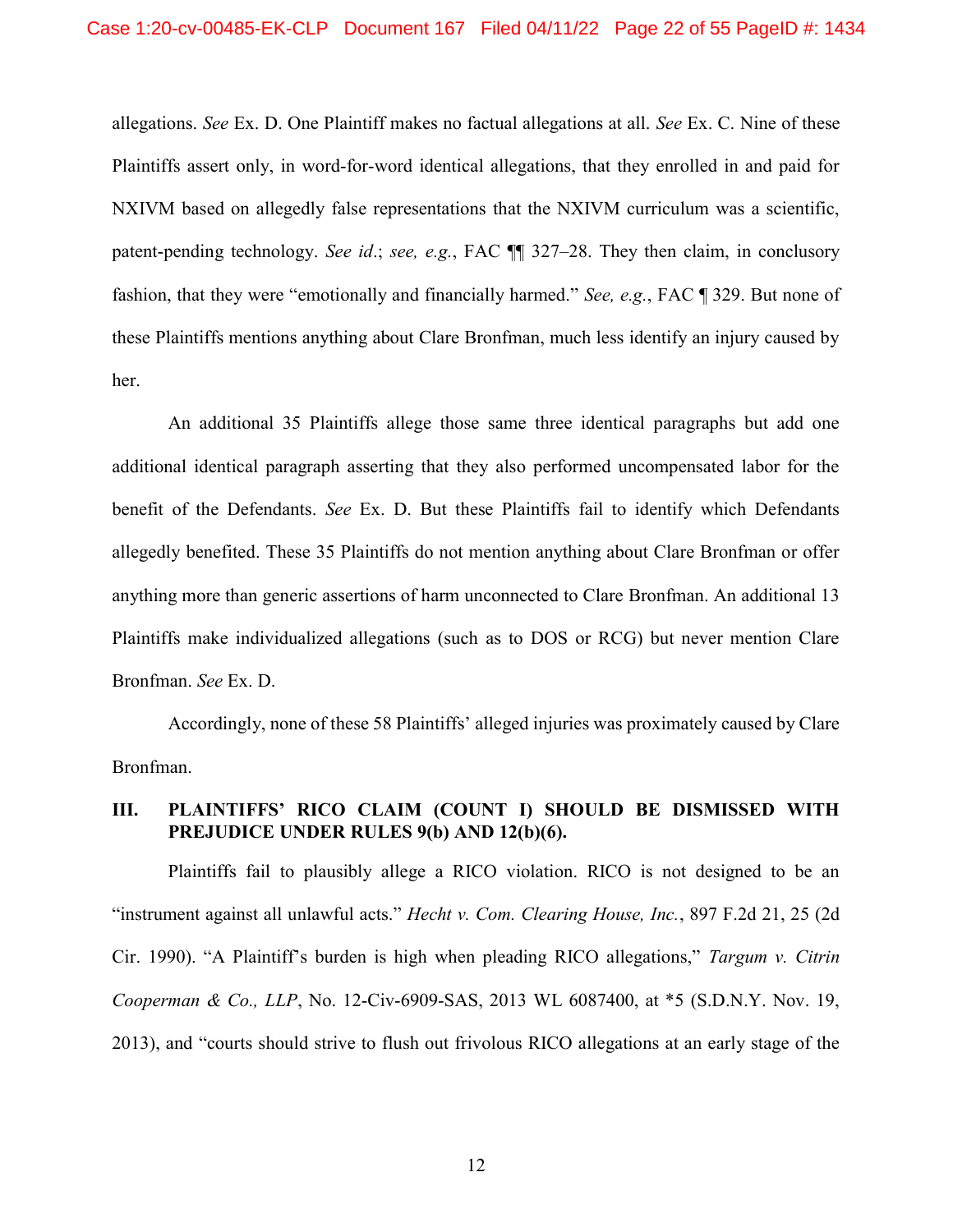allegations. *See* Ex. D. One Plaintiff makes no factual allegations at all. *See* Ex. C. Nine of these Plaintiffs assert only, in word-for-word identical allegations, that they enrolled in and paid for NXIVM based on allegedly false representations that the NXIVM curriculum was a scientific, patent-pending technology. *See id.*; *see, e.g.*, FAC ¶¶ 327–28. They then claim, in conclusory fashion, that they were "emotionally and financially harmed." *See, e.g.*, FAC ¶ 329. But none of these Plaintiffs mentions anything about Clare Bronfman, much less identify an injury caused by her.

An additional 35 Plaintiffs allege those same three identical paragraphs but add one additional identical paragraph asserting that they also performed uncompensated labor for the benefit of the Defendants. *See* Ex. D. But these Plaintiffs fail to identify which Defendants allegedly benefited. These 35 Plaintiffs do not mention anything about Clare Bronfman or offer anything more than generic assertions of harm unconnected to Clare Bronfman. An additional 13 Plaintiffs make individualized allegations (such as to DOS or RCG) but never mention Clare Bronfman. *See* Ex. D.

Accordingly, none of these 58 Plaintiffs' alleged injuries was proximately caused by Clare Bronfman.

## III. PLAINTIFFS' RICO CLAIM (COUNT I) SHOULD BE DISMISSED WITH PREJUDICE UNDER RULES 9(b) AND 12(b)(6).

Plaintiffs fail to plausibly allege a RICO violation. RICO is not designed to be an "instrument against all unlawful acts." *Hecht v. Com. Clearing House, Inc.*, 897 F.2d 21, 25 (2d Cir. 1990). "A Plaintiff's burden is high when pleading RICO allegations," *Targum v. Citrin Cooperman & Co., LLP*, No. 12-Civ-6909-SAS, 2013 WL 6087400, at *5 (S.D.N.Y. Nov. 19, 2013), and "courts should strive to flush out frivolous RICO allegations at an early stage of the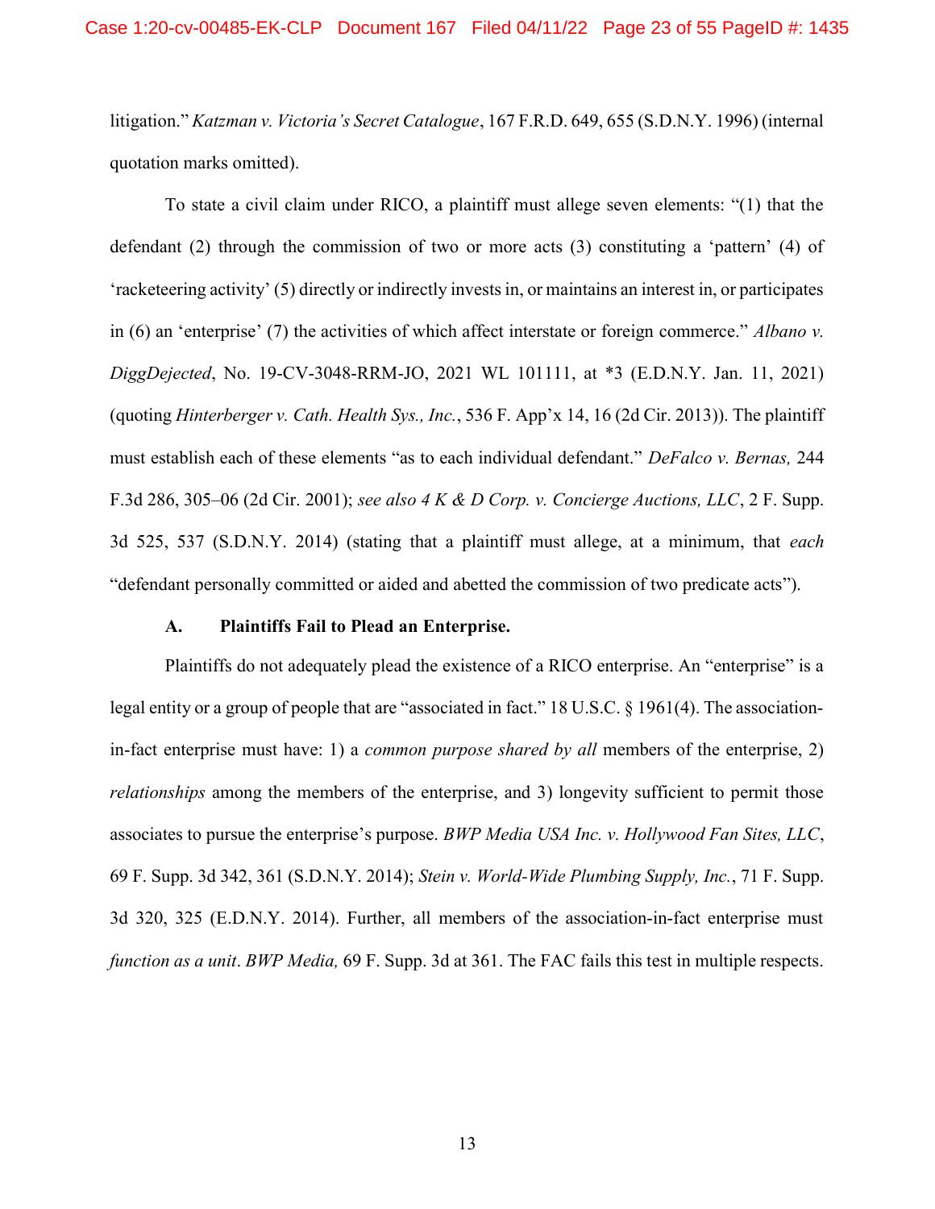litigation." *Katzman v. Victoria's Secret Catalogue*, 167 F.R.D. 649, 655 (S.D.N.Y. 1996) (internal quotation marks omitted).

To state a civil claim under RICO, a plaintiff must allege seven elements: "(1) that the defendant (2) through the commission of two or more acts (3) constituting a 'pattern' (4) of 'racketeering activity' (5) directly or indirectly invests in, or maintains an interest in, or participates in (6) an 'enterprise' (7) the activities of which affect interstate or foreign commerce." *Albano v. DiggDejected*, No. 19-CV-3048-RRM-JO, 2021 WL 101111, at *3 (E.D.N.Y. Jan. 11, 2021) (quoting *Hinterberger v. Cath. Health Sys., Inc.*, 536 F. App'x 14, 16 (2d Cir. 2013)). The plaintiff must establish each of these elements "as to each individual defendant." *DeFalco v. Bernas,* 244 F.3d 286, 305–06 (2d Cir. 2001); *see also 4 K & D Corp. v. Concierge Auctions, LLC*, 2 F. Supp. 3d 525, 537 (S.D.N.Y. 2014) (stating that a plaintiff must allege, at a minimum, that *each* "defendant personally committed or aided and abetted the commission of two predicate acts").

### A. Plaintiffs Fail to Plead an Enterprise.

Plaintiffs do not adequately plead the existence of a RICO enterprise. An "enterprise" is a legal entity or a group of people that are "associated in fact." 18 U.S.C. § 1961(4). The association-in-fact enterprise must have: 1) a *common purpose shared by all* members of the enterprise, 2) *relationships* among the members of the enterprise, and 3) longevity sufficient to permit those associates to pursue the enterprise's purpose. *BWP Media USA Inc. v. Hollywood Fan Sites, LLC*, 69 F. Supp. 3d 342, 361 (S.D.N.Y. 2014); *Stein v. World-Wide Plumbing Supply, Inc.*, 71 F. Supp. 3d 320, 325 (E.D.N.Y. 2014). Further, all members of the association-in-fact enterprise must *function as a unit*. *BWP Media,* 69 F. Supp. 3d at 361. The FAC fails this test in multiple respects.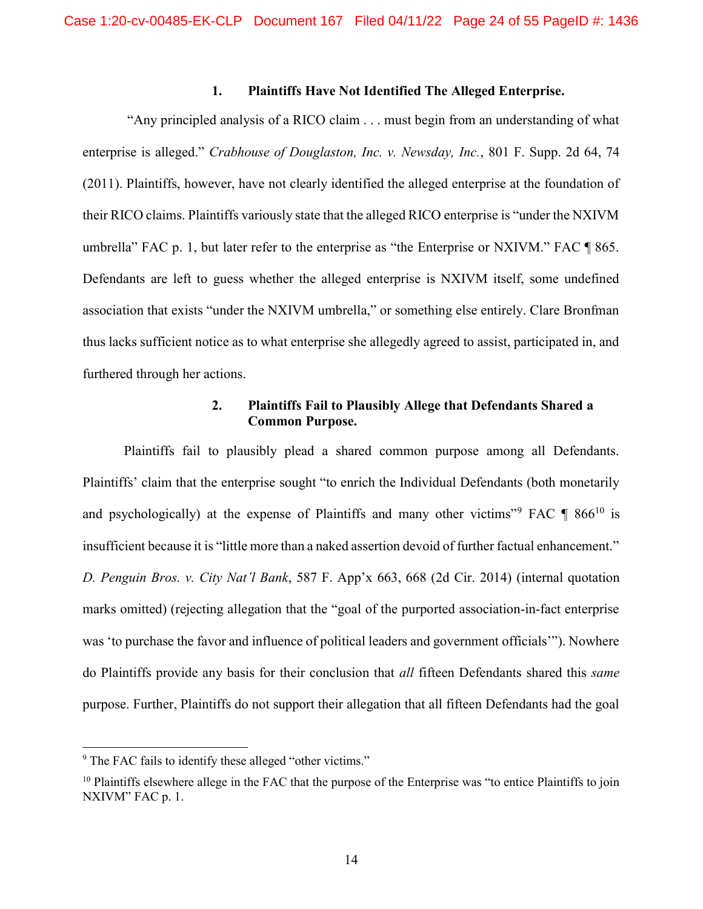### 1. Plaintiffs Have Not Identified The Alleged Enterprise.

"Any principled analysis of a RICO claim . . . must begin from an understanding of what enterprise is alleged." *Crabhouse of Douglaston, Inc. v. Newsday, Inc.*, 801 F. Supp. 2d 64, 74 (2011). Plaintiffs, however, have not clearly identified the alleged enterprise at the foundation of their RICO claims. Plaintiffs variously state that the alleged RICO enterprise is "under the NXIVM umbrella" FAC p. 1, but later refer to the enterprise as "the Enterprise or NXIVM." FAC ¶ 865. Defendants are left to guess whether the alleged enterprise is NXIVM itself, some undefined association that exists "under the NXIVM umbrella," or something else entirely. Clare Bronfman thus lacks sufficient notice as to what enterprise she allegedly agreed to assist, participated in, and furthered through her actions.

### 2. Plaintiffs Fail to Plausibly Allege that Defendants Shared a Common Purpose.

Plaintiffs fail to plausibly plead a shared common purpose among all Defendants. Plaintiffs' claim that the enterprise sought "to enrich the Individual Defendants (both monetarily and psychologically) at the expense of Plaintiffs and many other victims"[9] FAC ¶ 866[10] is insufficient because it is "little more than a naked assertion devoid of further factual enhancement." *D. Penguin Bros. v. City Nat'l Bank*, 587 F. App'x 663, 668 (2d Cir. 2014) (internal quotation marks omitted) (rejecting allegation that the "goal of the purported association-in-fact enterprise was 'to purchase the favor and influence of political leaders and government officials'"). Nowhere do Plaintiffs provide any basis for their conclusion that *all* fifteen Defendants shared this *same* purpose. Further, Plaintiffs do not support their allegation that all fifteen Defendants had the goal

[9] The FAC fails to identify these alleged "other victims."

[10] Plaintiffs elsewhere allege in the FAC that the purpose of the Enterprise was "to entice Plaintiffs to join NXIVM" FAC p. 1.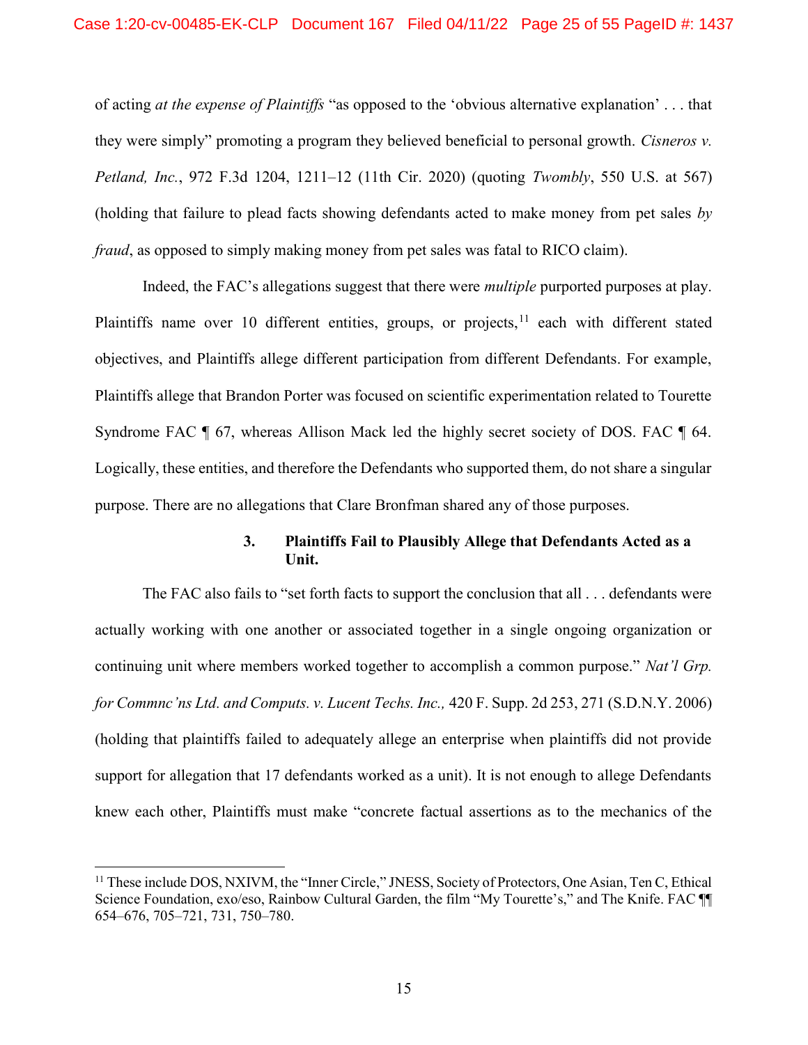of acting *at the expense of Plaintiffs* "as opposed to the 'obvious alternative explanation' . . . that they were simply" promoting a program they believed beneficial to personal growth. *Cisneros v. Petland, Inc.*, 972 F.3d 1204, 1211–12 (11th Cir. 2020) (quoting *Twombly*, 550 U.S. at 567) (holding that failure to plead facts showing defendants acted to make money from pet sales *by fraud*, as opposed to simply making money from pet sales was fatal to RICO claim).

Indeed, the FAC's allegations suggest that there were *multiple* purported purposes at play. Plaintiffs name over 10 different entities, groups, or projects,[11] each with different stated objectives, and Plaintiffs allege different participation from different Defendants. For example, Plaintiffs allege that Brandon Porter was focused on scientific experimentation related to Tourette Syndrome FAC ¶ 67, whereas Allison Mack led the highly secret society of DOS. FAC ¶ 64. Logically, these entities, and therefore the Defendants who supported them, do not share a singular purpose. There are no allegations that Clare Bronfman shared any of those purposes.

### 3. Plaintiffs Fail to Plausibly Allege that Defendants Acted as a Unit.

The FAC also fails to "set forth facts to support the conclusion that all . . . defendants were actually working with one another or associated together in a single ongoing organization or continuing unit where members worked together to accomplish a common purpose." *Nat'l Grp. for Commnc'ns Ltd. and Computs. v. Lucent Techs. Inc.,* 420 F. Supp. 2d 253, 271 (S.D.N.Y. 2006) (holding that plaintiffs failed to adequately allege an enterprise when plaintiffs did not provide support for allegation that 17 defendants worked as a unit). It is not enough to allege Defendants knew each other, Plaintiffs must make "concrete factual assertions as to the mechanics of the

---

[11] These include DOS, NXIVM, the "Inner Circle," JNESS, Society of Protectors, One Asian, Ten C, Ethical Science Foundation, exo/eso, Rainbow Cultural Garden, the film "My Tourette's," and The Knife. FAC ¶¶ 654–676, 705–721, 731, 750–780.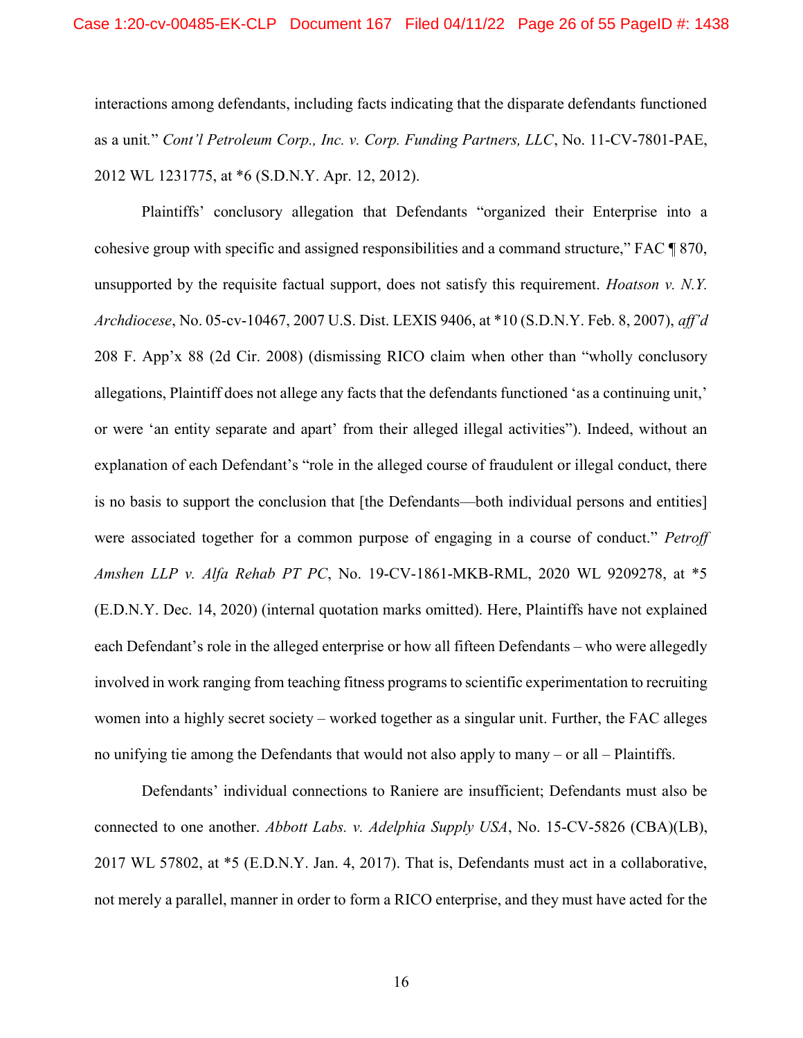interactions among defendants, including facts indicating that the disparate defendants functioned as a unit." *Cont'l Petroleum Corp., Inc. v. Corp. Funding Partners, LLC*, No. 11-CV-7801-PAE, 2012 WL 1231775, at *6 (S.D.N.Y. Apr. 12, 2012).

Plaintiffs' conclusory allegation that Defendants "organized their Enterprise into a cohesive group with specific and assigned responsibilities and a command structure," FAC ¶ 870, unsupported by the requisite factual support, does not satisfy this requirement. *Hoatson v. N.Y. Archdiocese*, No. 05-cv-10467, 2007 U.S. Dist. LEXIS 9406, at *10 (S.D.N.Y. Feb. 8, 2007), *aff'd* 208 F. App'x 88 (2d Cir. 2008) (dismissing RICO claim when other than "wholly conclusory allegations, Plaintiff does not allege any facts that the defendants functioned 'as a continuing unit,' or were 'an entity separate and apart' from their alleged illegal activities"). Indeed, without an explanation of each Defendant's "role in the alleged course of fraudulent or illegal conduct, there is no basis to support the conclusion that [the Defendants—both individual persons and entities] were associated together for a common purpose of engaging in a course of conduct." *Petroff Amshen LLP v. Alfa Rehab PT PC*, No. 19-CV-1861-MKB-RML, 2020 WL 9209278, at *5 (E.D.N.Y. Dec. 14, 2020) (internal quotation marks omitted). Here, Plaintiffs have not explained each Defendant's role in the alleged enterprise or how all fifteen Defendants – who were allegedly involved in work ranging from teaching fitness programs to scientific experimentation to recruiting women into a highly secret society – worked together as a singular unit. Further, the FAC alleges no unifying tie among the Defendants that would not also apply to many – or all – Plaintiffs.

Defendants' individual connections to Raniere are insufficient; Defendants must also be connected to one another. *Abbott Labs. v. Adelphia Supply USA*, No. 15-CV-5826 (CBA)(LB), 2017 WL 57802, at *5 (E.D.N.Y. Jan. 4, 2017). That is, Defendants must act in a collaborative, not merely a parallel, manner in order to form a RICO enterprise, and they must have acted for the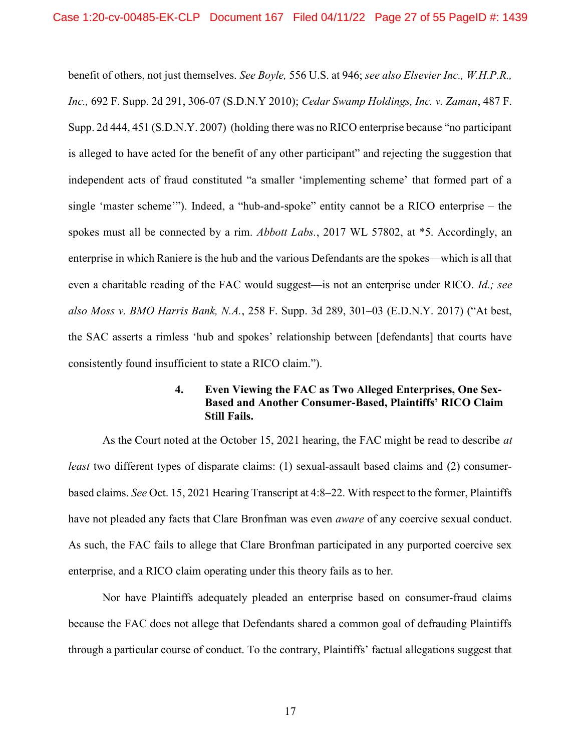benefit of others, not just themselves. *See Boyle,* 556 U.S. at 946; *see also Elsevier Inc., W.H.P.R., Inc.,* 692 F. Supp. 2d 291, 306-07 (S.D.N.Y 2010); *Cedar Swamp Holdings, Inc. v. Zaman*, 487 F. Supp. 2d 444, 451 (S.D.N.Y. 2007) (holding there was no RICO enterprise because "no participant is alleged to have acted for the benefit of any other participant" and rejecting the suggestion that independent acts of fraud constituted "a smaller 'implementing scheme' that formed part of a single 'master scheme'"). Indeed, a "hub-and-spoke" entity cannot be a RICO enterprise – the spokes must all be connected by a rim. *Abbott Labs.*, 2017 WL 57802, at *5. Accordingly, an enterprise in which Raniere is the hub and the various Defendants are the spokes—which is all that even a charitable reading of the FAC would suggest—is not an enterprise under RICO. *Id.; see also Moss v. BMO Harris Bank, N.A.*, 258 F. Supp. 3d 289, 301–03 (E.D.N.Y. 2017) ("At best, the SAC asserts a rimless 'hub and spokes' relationship between [defendants] that courts have consistently found insufficient to state a RICO claim.").

#### 4. Even Viewing the FAC as Two Alleged Enterprises, One Sex-Based and Another Consumer-Based, Plaintiffs' RICO Claim Still Fails.

As the Court noted at the October 15, 2021 hearing, the FAC might be read to describe *at least* two different types of disparate claims: (1) sexual-assault based claims and (2) consumer-based claims. *See* Oct. 15, 2021 Hearing Transcript at 4:8–22. With respect to the former, Plaintiffs have not pleaded any facts that Clare Bronfman was even *aware* of any coercive sexual conduct. As such, the FAC fails to allege that Clare Bronfman participated in any purported coercive sex enterprise, and a RICO claim operating under this theory fails as to her.

Nor have Plaintiffs adequately pleaded an enterprise based on consumer-fraud claims because the FAC does not allege that Defendants shared a common goal of defrauding Plaintiffs through a particular course of conduct. To the contrary, Plaintiffs' factual allegations suggest that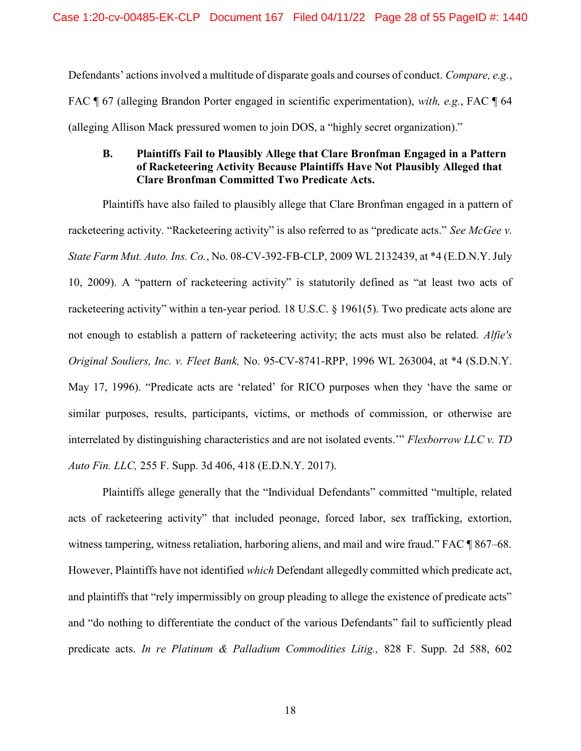Defendants' actions involved a multitude of disparate goals and courses of conduct. *Compare, e.g.*, FAC ¶ 67 (alleging Brandon Porter engaged in scientific experimentation), *with, e.g.*, FAC ¶ 64 (alleging Allison Mack pressured women to join DOS, a "highly secret organization)."

### B. Plaintiffs Fail to Plausibly Allege that Clare Bronfman Engaged in a Pattern of Racketeering Activity Because Plaintiffs Have Not Plausibly Alleged that Clare Bronfman Committed Two Predicate Acts.

Plaintiffs have also failed to plausibly allege that Clare Bronfman engaged in a pattern of racketeering activity. "Racketeering activity" is also referred to as "predicate acts." *See McGee v. State Farm Mut. Auto. Ins. Co.*, No. 08-CV-392-FB-CLP, 2009 WL 2132439, at *4 (E.D.N.Y. July 10, 2009). A "pattern of racketeering activity" is statutorily defined as "at least two acts of racketeering activity" within a ten-year period. 18 U.S.C. § 1961(5). Two predicate acts alone are not enough to establish a pattern of racketeering activity; the acts must also be related. *Alfie's Original Souliers, Inc. v. Fleet Bank,* No. 95-CV-8741-RPP, 1996 WL 263004, at *4 (S.D.N.Y. May 17, 1996). "Predicate acts are 'related' for RICO purposes when they 'have the same or similar purposes, results, participants, victims, or methods of commission, or otherwise are interrelated by distinguishing characteristics and are not isolated events.'" *Flexborrow LLC v. TD Auto Fin. LLC,* 255 F. Supp. 3d 406, 418 (E.D.N.Y. 2017).

Plaintiffs allege generally that the "Individual Defendants" committed "multiple, related acts of racketeering activity" that included peonage, forced labor, sex trafficking, extortion, witness tampering, witness retaliation, harboring aliens, and mail and wire fraud." FAC ¶ 867–68. However, Plaintiffs have not identified *which* Defendant allegedly committed which predicate act, and plaintiffs that "rely impermissibly on group pleading to allege the existence of predicate acts" and "do nothing to differentiate the conduct of the various Defendants" fail to sufficiently plead predicate acts. *In re Platinum & Palladium Commodities Litig.,* 828 F. Supp. 2d 588, 602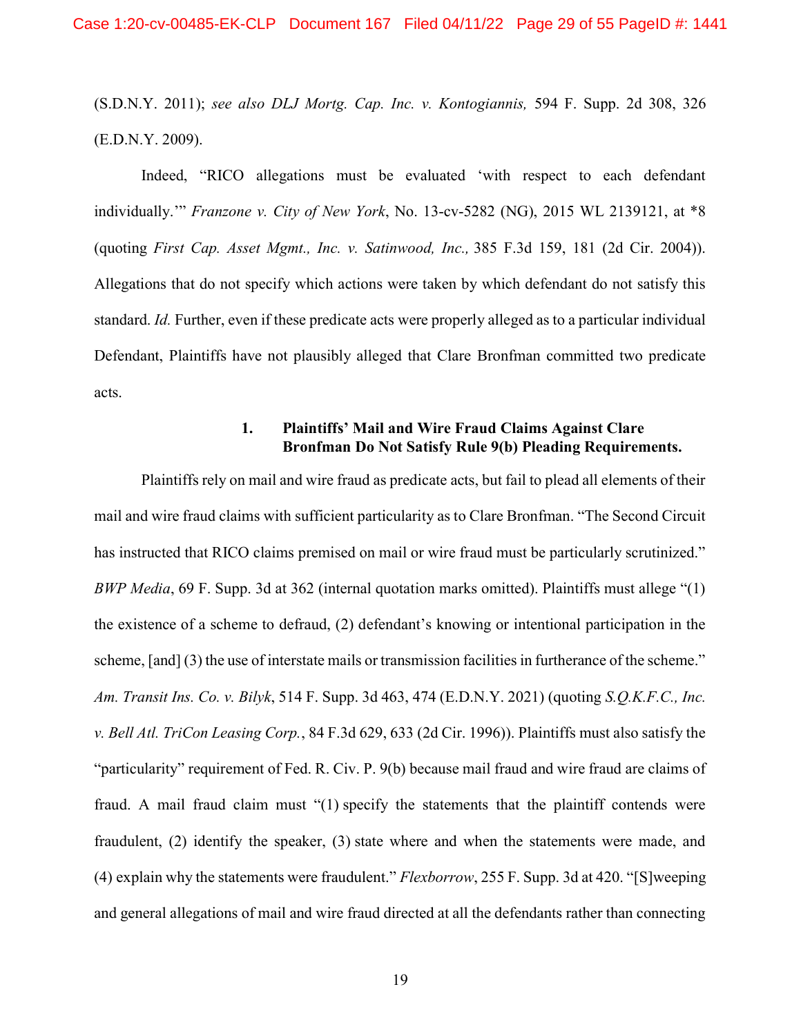(S.D.N.Y. 2011); *see also DLJ Mortg. Cap. Inc. v. Kontogiannis,* 594 F. Supp. 2d 308, 326 (E.D.N.Y. 2009).

Indeed, "RICO allegations must be evaluated 'with respect to each defendant individually.'" *Franzone v. City of New York*, No. 13-cv-5282 (NG), 2015 WL 2139121, at *8 (quoting *First Cap. Asset Mgmt., Inc. v. Satinwood, Inc.,* 385 F.3d 159, 181 (2d Cir. 2004)). Allegations that do not specify which actions were taken by which defendant do not satisfy this standard. *Id.* Further, even if these predicate acts were properly alleged as to a particular individual Defendant, Plaintiffs have not plausibly alleged that Clare Bronfman committed two predicate acts.

### 1. Plaintiffs' Mail and Wire Fraud Claims Against Clare Bronfman Do Not Satisfy Rule 9(b) Pleading Requirements.

Plaintiffs rely on mail and wire fraud as predicate acts, but fail to plead all elements of their mail and wire fraud claims with sufficient particularity as to Clare Bronfman. "The Second Circuit has instructed that RICO claims premised on mail or wire fraud must be particularly scrutinized." *BWP Media*, 69 F. Supp. 3d at 362 (internal quotation marks omitted). Plaintiffs must allege "(1) the existence of a scheme to defraud, (2) defendant's knowing or intentional participation in the scheme, [and] (3) the use of interstate mails or transmission facilities in furtherance of the scheme." *Am. Transit Ins. Co. v. Bilyk*, 514 F. Supp. 3d 463, 474 (E.D.N.Y. 2021) (quoting *S.Q.K.F.C., Inc. v. Bell Atl. TriCon Leasing Corp.*, 84 F.3d 629, 633 (2d Cir. 1996)). Plaintiffs must also satisfy the "particularity" requirement of Fed. R. Civ. P. 9(b) because mail fraud and wire fraud are claims of fraud. A mail fraud claim must "(1) specify the statements that the plaintiff contends were fraudulent, (2) identify the speaker, (3) state where and when the statements were made, and (4) explain why the statements were fraudulent." *Flexborrow*, 255 F. Supp. 3d at 420. "[S]weeping and general allegations of mail and wire fraud directed at all the defendants rather than connecting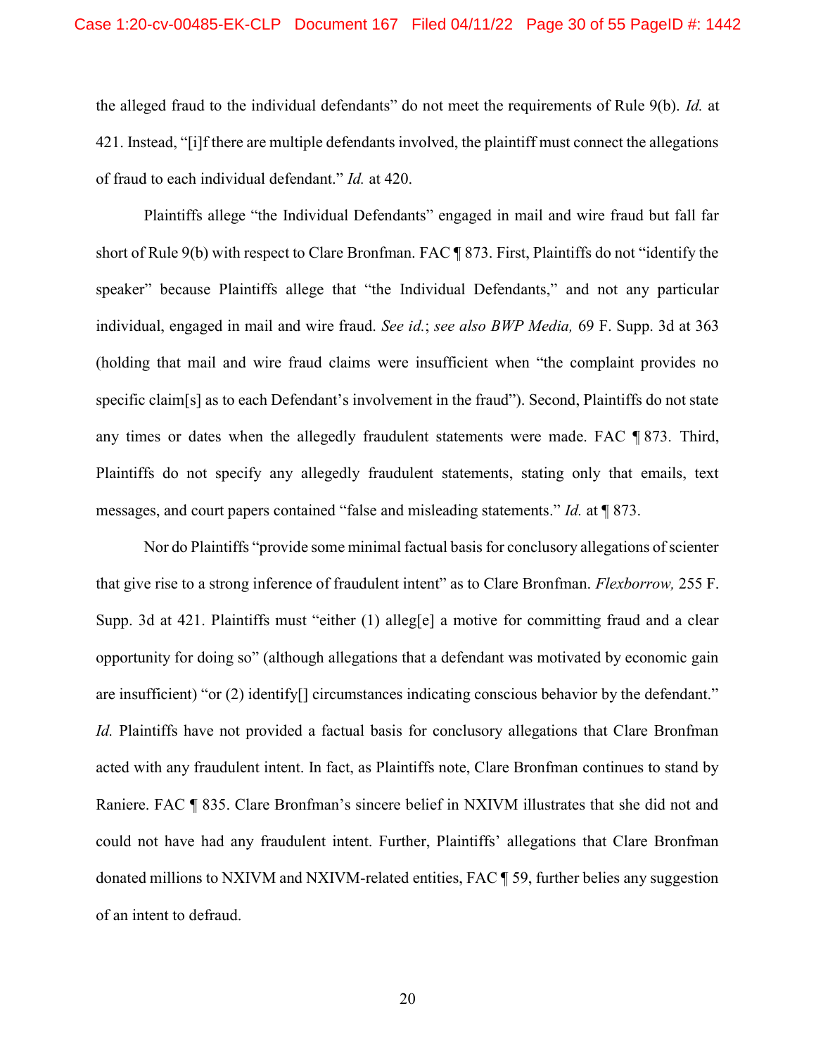the alleged fraud to the individual defendants" do not meet the requirements of Rule 9(b). *Id.* at 421. Instead, "[i]f there are multiple defendants involved, the plaintiff must connect the allegations of fraud to each individual defendant." *Id.* at 420.

Plaintiffs allege "the Individual Defendants" engaged in mail and wire fraud but fall far short of Rule 9(b) with respect to Clare Bronfman. FAC ¶ 873. First, Plaintiffs do not "identify the speaker" because Plaintiffs allege that "the Individual Defendants," and not any particular individual, engaged in mail and wire fraud. *See id.*; *see also BWP Media,* 69 F. Supp. 3d at 363 (holding that mail and wire fraud claims were insufficient when "the complaint provides no specific claim[s] as to each Defendant's involvement in the fraud"). Second, Plaintiffs do not state any times or dates when the allegedly fraudulent statements were made. FAC ¶ 873. Third, Plaintiffs do not specify any allegedly fraudulent statements, stating only that emails, text messages, and court papers contained "false and misleading statements." *Id.* at ¶ 873.

Nor do Plaintiffs "provide some minimal factual basis for conclusory allegations of scienter that give rise to a strong inference of fraudulent intent" as to Clare Bronfman. *Flexborrow,* 255 F. Supp. 3d at 421. Plaintiffs must "either (1) alleg[e] a motive for committing fraud and a clear opportunity for doing so" (although allegations that a defendant was motivated by economic gain are insufficient) "or (2) identify[] circumstances indicating conscious behavior by the defendant." *Id.* Plaintiffs have not provided a factual basis for conclusory allegations that Clare Bronfman acted with any fraudulent intent. In fact, as Plaintiffs note, Clare Bronfman continues to stand by Raniere. FAC ¶ 835. Clare Bronfman's sincere belief in NXIVM illustrates that she did not and could not have had any fraudulent intent. Further, Plaintiffs' allegations that Clare Bronfman donated millions to NXIVM and NXIVM-related entities, FAC ¶ 59, further belies any suggestion of an intent to defraud.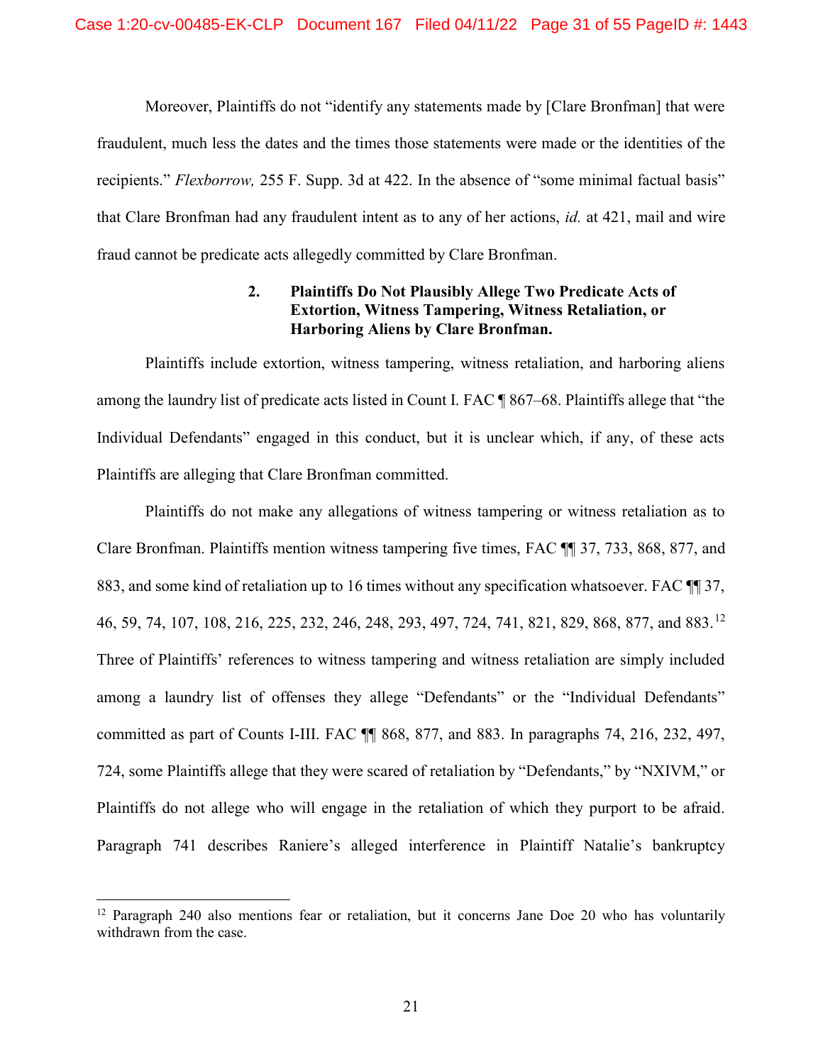Moreover, Plaintiffs do not "identify any statements made by [Clare Bronfman] that were fraudulent, much less the dates and the times those statements were made or the identities of the recipients." *Flexborrow,* 255 F. Supp. 3d at 422. In the absence of "some minimal factual basis" that Clare Bronfman had any fraudulent intent as to any of her actions, *id.* at 421, mail and wire fraud cannot be predicate acts allegedly committed by Clare Bronfman.

### 2. Plaintiffs Do Not Plausibly Allege Two Predicate Acts of Extortion, Witness Tampering, Witness Retaliation, or Harboring Aliens by Clare Bronfman.

Plaintiffs include extortion, witness tampering, witness retaliation, and harboring aliens among the laundry list of predicate acts listed in Count I. FAC ¶ 867–68. Plaintiffs allege that "the Individual Defendants" engaged in this conduct, but it is unclear which, if any, of these acts Plaintiffs are alleging that Clare Bronfman committed.

Plaintiffs do not make any allegations of witness tampering or witness retaliation as to Clare Bronfman. Plaintiffs mention witness tampering five times, FAC ¶¶ 37, 733, 868, 877, and 883, and some kind of retaliation up to 16 times without any specification whatsoever. FAC ¶¶ 37, 46, 59, 74, 107, 108, 216, 225, 232, 246, 248, 293, 497, 724, 741, 821, 829, 868, 877, and 883.[12] Three of Plaintiffs' references to witness tampering and witness retaliation are simply included among a laundry list of offenses they allege "Defendants" or the "Individual Defendants" committed as part of Counts I-III. FAC ¶¶ 868, 877, and 883. In paragraphs 74, 216, 232, 497, 724, some Plaintiffs allege that they were scared of retaliation by "Defendants," by "NXIVM," or Plaintiffs do not allege who will engage in the retaliation of which they purport to be afraid. Paragraph 741 describes Raniere's alleged interference in Plaintiff Natalie's bankruptcy

---

[12] Paragraph 240 also mentions fear or retaliation, but it concerns Jane Doe 20 who has voluntarily withdrawn from the case.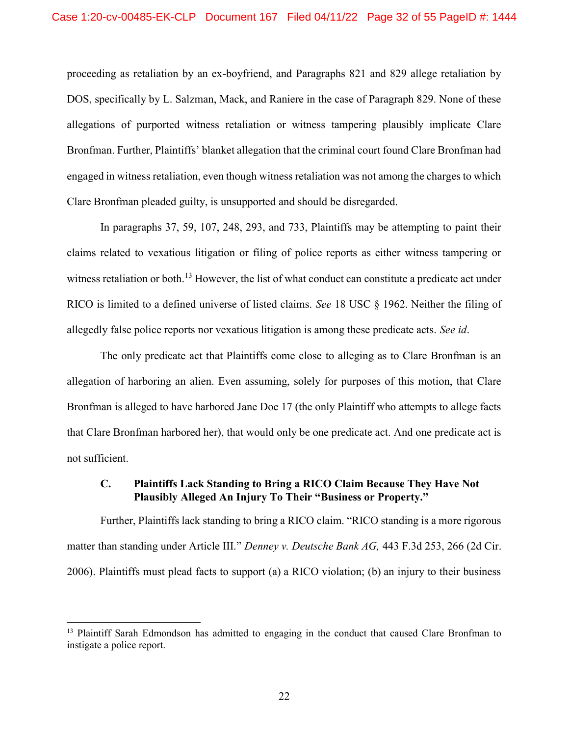proceeding as retaliation by an ex-boyfriend, and Paragraphs 821 and 829 allege retaliation by DOS, specifically by L. Salzman, Mack, and Raniere in the case of Paragraph 829. None of these allegations of purported witness retaliation or witness tampering plausibly implicate Clare Bronfman. Further, Plaintiffs' blanket allegation that the criminal court found Clare Bronfman had engaged in witness retaliation, even though witness retaliation was not among the charges to which Clare Bronfman pleaded guilty, is unsupported and should be disregarded.

In paragraphs 37, 59, 107, 248, 293, and 733, Plaintiffs may be attempting to paint their claims related to vexatious litigation or filing of police reports as either witness tampering or witness retaliation or both.[13] However, the list of what conduct can constitute a predicate act under RICO is limited to a defined universe of listed claims. *See* 18 USC § 1962. Neither the filing of allegedly false police reports nor vexatious litigation is among these predicate acts. *See id*.

The only predicate act that Plaintiffs come close to alleging as to Clare Bronfman is an allegation of harboring an alien. Even assuming, solely for purposes of this motion, that Clare Bronfman is alleged to have harbored Jane Doe 17 (the only Plaintiff who attempts to allege facts that Clare Bronfman harbored her), that would only be one predicate act. And one predicate act is not sufficient.

### C. Plaintiffs Lack Standing to Bring a RICO Claim Because They Have Not Plausibly Alleged An Injury To Their "Business or Property."

Further, Plaintiffs lack standing to bring a RICO claim. "RICO standing is a more rigorous matter than standing under Article III." *Denney v. Deutsche Bank AG,* 443 F.3d 253, 266 (2d Cir. 2006). Plaintiffs must plead facts to support (a) a RICO violation; (b) an injury to their business

[13] Plaintiff Sarah Edmondson has admitted to engaging in the conduct that caused Clare Bronfman to instigate a police report.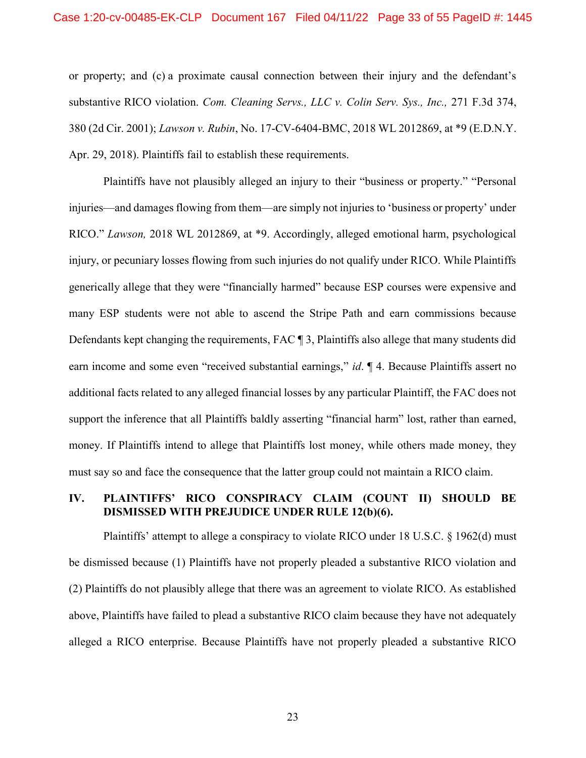or property; and (c) a proximate causal connection between their injury and the defendant's substantive RICO violation. *Com. Cleaning Servs., LLC v. Colin Serv. Sys., Inc.,* 271 F.3d 374, 380 (2d Cir. 2001); *Lawson v. Rubin*, No. 17-CV-6404-BMC, 2018 WL 2012869, at *9 (E.D.N.Y. Apr. 29, 2018). Plaintiffs fail to establish these requirements.

Plaintiffs have not plausibly alleged an injury to their "business or property." "Personal injuries—and damages flowing from them—are simply not injuries to 'business or property' under RICO." *Lawson,* 2018 WL 2012869, at *9. Accordingly, alleged emotional harm, psychological injury, or pecuniary losses flowing from such injuries do not qualify under RICO. While Plaintiffs generically allege that they were "financially harmed" because ESP courses were expensive and many ESP students were not able to ascend the Stripe Path and earn commissions because Defendants kept changing the requirements, FAC ¶ 3, Plaintiffs also allege that many students did earn income and some even "received substantial earnings," *id*. ¶ 4. Because Plaintiffs assert no additional facts related to any alleged financial losses by any particular Plaintiff, the FAC does not support the inference that all Plaintiffs baldly asserting "financial harm" lost, rather than earned, money. If Plaintiffs intend to allege that Plaintiffs lost money, while others made money, they must say so and face the consequence that the latter group could not maintain a RICO claim.

## IV. PLAINTIFFS' RICO CONSPIRACY CLAIM (COUNT II) SHOULD BE DISMISSED WITH PREJUDICE UNDER RULE 12(b)(6).

Plaintiffs' attempt to allege a conspiracy to violate RICO under 18 U.S.C. § 1962(d) must be dismissed because (1) Plaintiffs have not properly pleaded a substantive RICO violation and (2) Plaintiffs do not plausibly allege that there was an agreement to violate RICO. As established above, Plaintiffs have failed to plead a substantive RICO claim because they have not adequately alleged a RICO enterprise. Because Plaintiffs have not properly pleaded a substantive RICO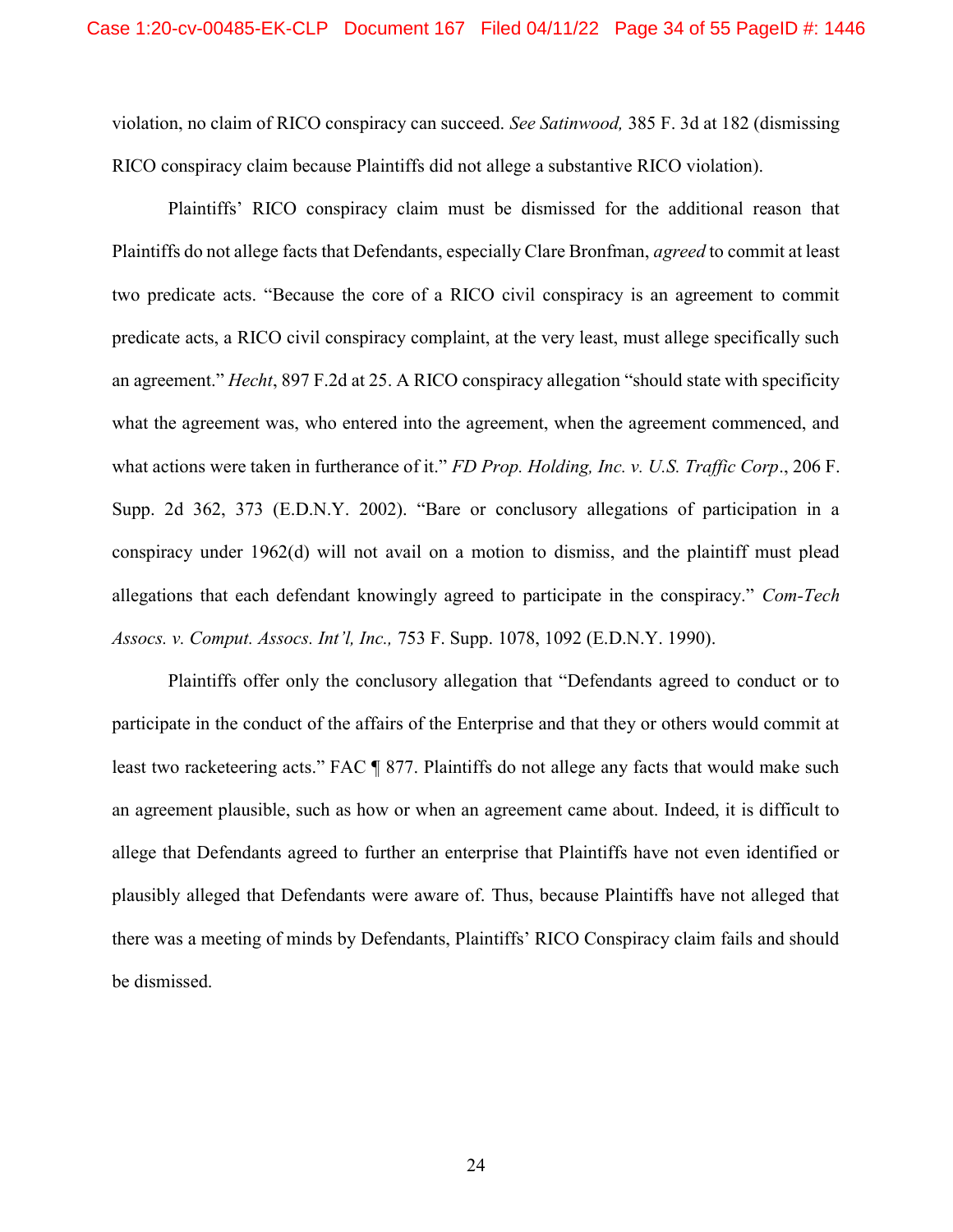violation, no claim of RICO conspiracy can succeed. *See Satinwood,* 385 F. 3d at 182 (dismissing RICO conspiracy claim because Plaintiffs did not allege a substantive RICO violation).

Plaintiffs' RICO conspiracy claim must be dismissed for the additional reason that Plaintiffs do not allege facts that Defendants, especially Clare Bronfman, *agreed* to commit at least two predicate acts. "Because the core of a RICO civil conspiracy is an agreement to commit predicate acts, a RICO civil conspiracy complaint, at the very least, must allege specifically such an agreement." *Hecht*, 897 F.2d at 25. A RICO conspiracy allegation "should state with specificity what the agreement was, who entered into the agreement, when the agreement commenced, and what actions were taken in furtherance of it." *FD Prop. Holding, Inc. v. U.S. Traffic Corp*., 206 F. Supp. 2d 362, 373 (E.D.N.Y. 2002). "Bare or conclusory allegations of participation in a conspiracy under 1962(d) will not avail on a motion to dismiss, and the plaintiff must plead allegations that each defendant knowingly agreed to participate in the conspiracy." *Com-Tech Assocs. v. Comput. Assocs. Int'l, Inc.,* 753 F. Supp. 1078, 1092 (E.D.N.Y. 1990).

Plaintiffs offer only the conclusory allegation that "Defendants agreed to conduct or to participate in the conduct of the affairs of the Enterprise and that they or others would commit at least two racketeering acts." FAC ¶ 877. Plaintiffs do not allege any facts that would make such an agreement plausible, such as how or when an agreement came about. Indeed, it is difficult to allege that Defendants agreed to further an enterprise that Plaintiffs have not even identified or plausibly alleged that Defendants were aware of. Thus, because Plaintiffs have not alleged that there was a meeting of minds by Defendants, Plaintiffs' RICO Conspiracy claim fails and should be dismissed.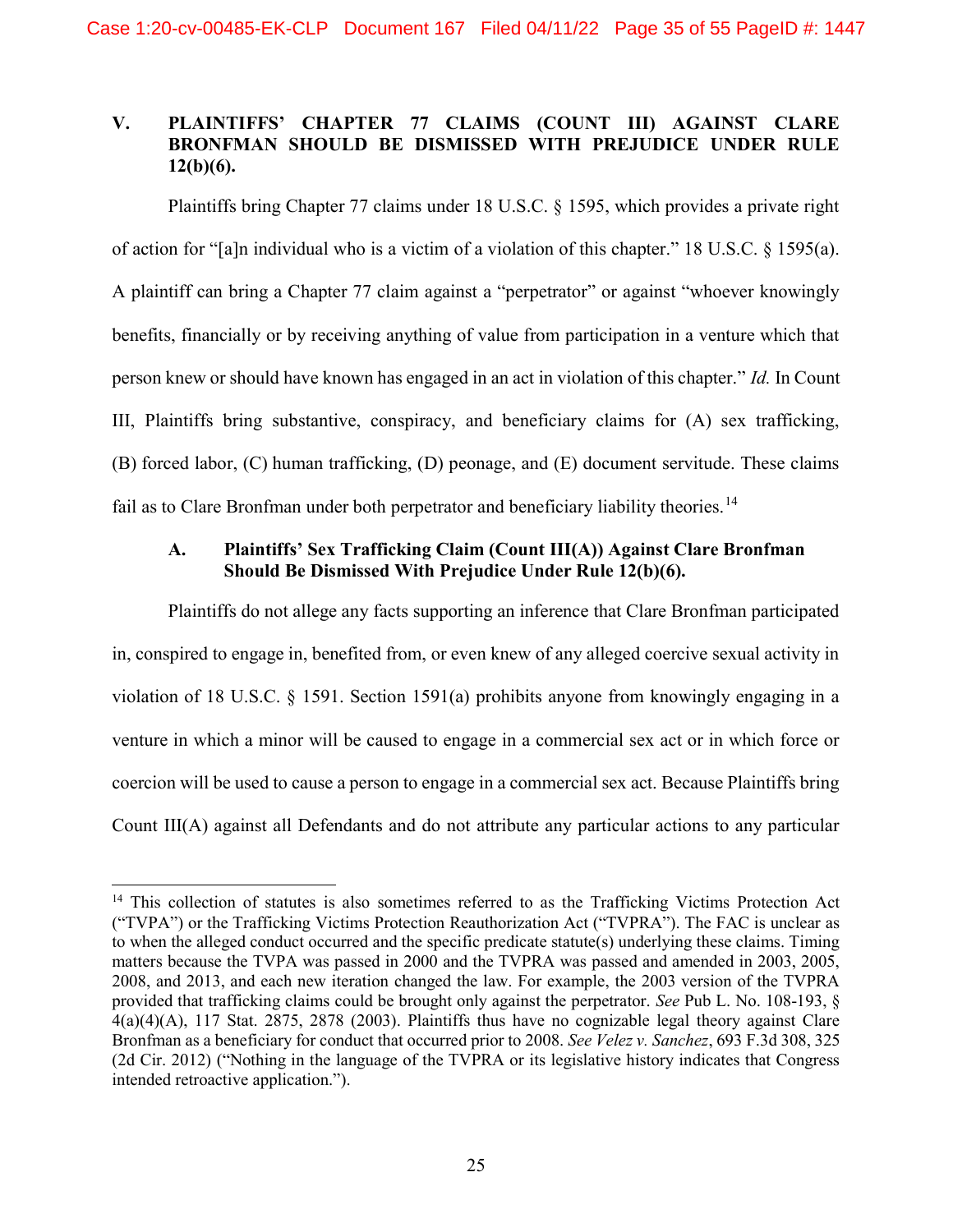## V. PLAINTIFFS' CHAPTER 77 CLAIMS (COUNT III) AGAINST CLARE BRONFMAN SHOULD BE DISMISSED WITH PREJUDICE UNDER RULE 12(b)(6).

Plaintiffs bring Chapter 77 claims under 18 U.S.C. § 1595, which provides a private right of action for "[a]n individual who is a victim of a violation of this chapter." 18 U.S.C. § 1595(a). A plaintiff can bring a Chapter 77 claim against a "perpetrator" or against "whoever knowingly benefits, financially or by receiving anything of value from participation in a venture which that person knew or should have known has engaged in an act in violation of this chapter." *Id.* In Count III, Plaintiffs bring substantive, conspiracy, and beneficiary claims for (A) sex trafficking, (B) forced labor, (C) human trafficking, (D) peonage, and (E) document servitude. These claims fail as to Clare Bronfman under both perpetrator and beneficiary liability theories.[14]

### A. Plaintiffs' Sex Trafficking Claim (Count III(A)) Against Clare Bronfman Should Be Dismissed With Prejudice Under Rule 12(b)(6).

Plaintiffs do not allege any facts supporting an inference that Clare Bronfman participated in, conspired to engage in, benefited from, or even knew of any alleged coercive sexual activity in violation of 18 U.S.C. § 1591. Section 1591(a) prohibits anyone from knowingly engaging in a venture in which a minor will be caused to engage in a commercial sex act or in which force or coercion will be used to cause a person to engage in a commercial sex act. Because Plaintiffs bring Count III(A) against all Defendants and do not attribute any particular actions to any particular

---

[14] This collection of statutes is also sometimes referred to as the Trafficking Victims Protection Act ("TVPA") or the Trafficking Victims Protection Reauthorization Act ("TVPRA"). The FAC is unclear as to when the alleged conduct occurred and the specific predicate statute(s) underlying these claims. Timing matters because the TVPA was passed in 2000 and the TVPRA was passed and amended in 2003, 2005, 2008, and 2013, and each new iteration changed the law. For example, the 2003 version of the TVPRA provided that trafficking claims could be brought only against the perpetrator. *See* Pub L. No. 108-193, § 4(a)(4)(A), 117 Stat. 2875, 2878 (2003). Plaintiffs thus have no cognizable legal theory against Clare Bronfman as a beneficiary for conduct that occurred prior to 2008. *See Velez v. Sanchez*, 693 F.3d 308, 325 (2d Cir. 2012) ("Nothing in the language of the TVPRA or its legislative history indicates that Congress intended retroactive application.").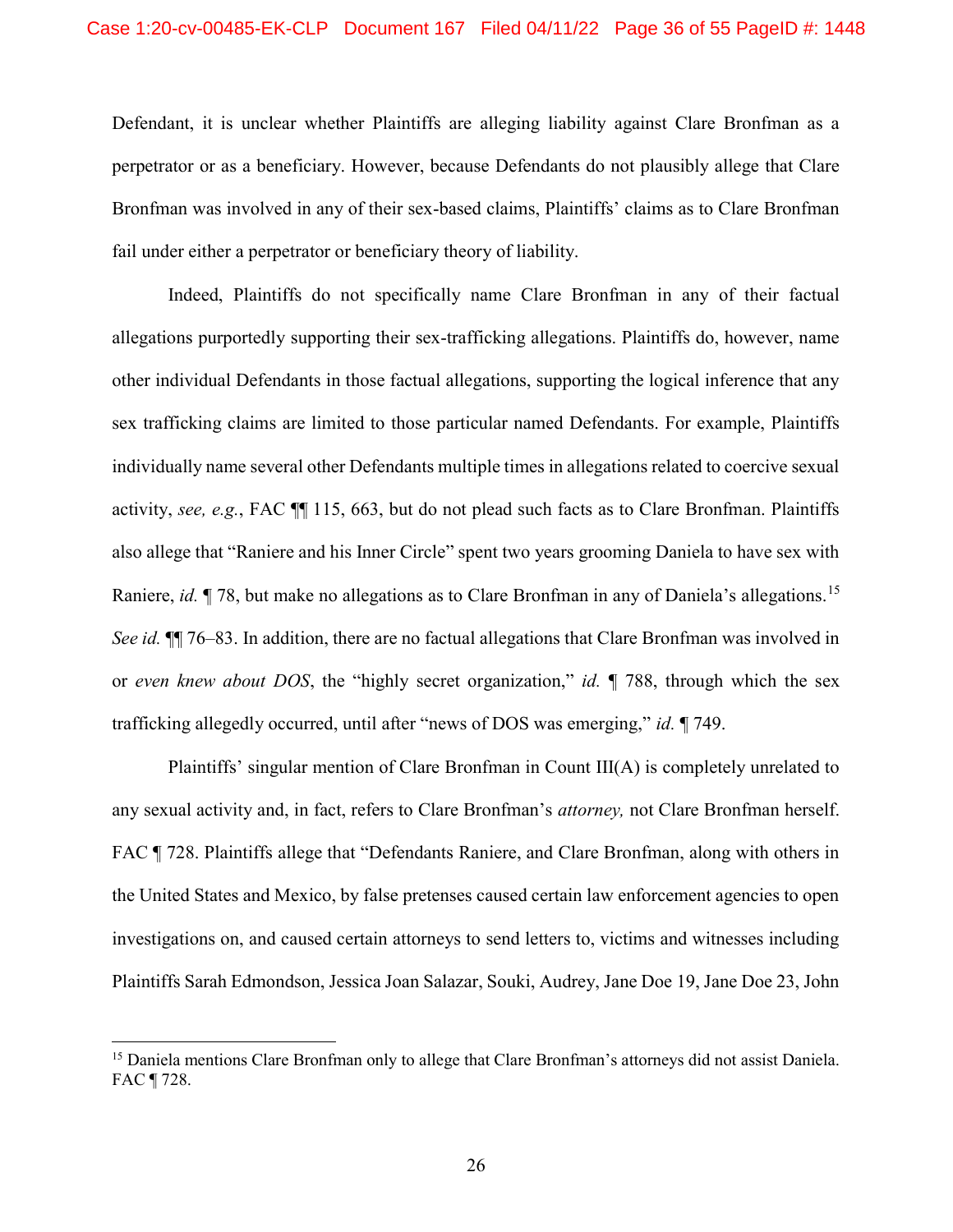Defendant, it is unclear whether Plaintiffs are alleging liability against Clare Bronfman as a perpetrator or as a beneficiary. However, because Defendants do not plausibly allege that Clare Bronfman was involved in any of their sex-based claims, Plaintiffs' claims as to Clare Bronfman fail under either a perpetrator or beneficiary theory of liability.

Indeed, Plaintiffs do not specifically name Clare Bronfman in any of their factual allegations purportedly supporting their sex-trafficking allegations. Plaintiffs do, however, name other individual Defendants in those factual allegations, supporting the logical inference that any sex trafficking claims are limited to those particular named Defendants. For example, Plaintiffs individually name several other Defendants multiple times in allegations related to coercive sexual activity, *see, e.g.*, FAC ¶¶ 115, 663, but do not plead such facts as to Clare Bronfman. Plaintiffs also allege that "Raniere and his Inner Circle" spent two years grooming Daniela to have sex with Raniere, *id.* ¶ 78, but make no allegations as to Clare Bronfman in any of Daniela's allegations.[15] *See id.* ¶¶ 76–83. In addition, there are no factual allegations that Clare Bronfman was involved in or *even knew about DOS*, the "highly secret organization," *id.* ¶ 788, through which the sex trafficking allegedly occurred, until after "news of DOS was emerging," *id.* ¶ 749.

Plaintiffs' singular mention of Clare Bronfman in Count III(A) is completely unrelated to any sexual activity and, in fact, refers to Clare Bronfman's *attorney,* not Clare Bronfman herself. FAC ¶ 728. Plaintiffs allege that "Defendants Raniere, and Clare Bronfman, along with others in the United States and Mexico, by false pretenses caused certain law enforcement agencies to open investigations on, and caused certain attorneys to send letters to, victims and witnesses including Plaintiffs Sarah Edmondson, Jessica Joan Salazar, Souki, Audrey, Jane Doe 19, Jane Doe 23, John

[15] Daniela mentions Clare Bronfman only to allege that Clare Bronfman's attorneys did not assist Daniela. FAC ¶ 728.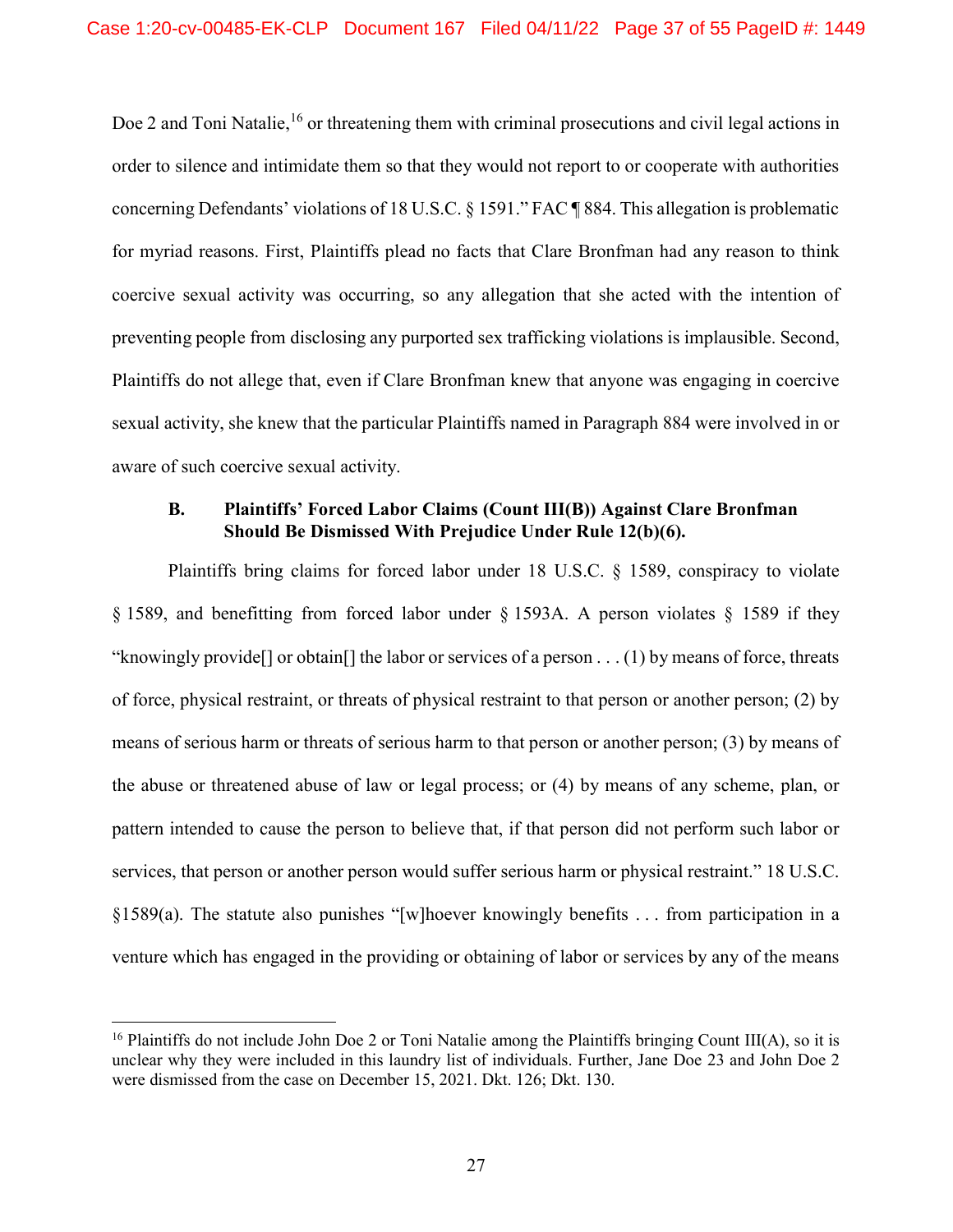Doe 2 and Toni Natalie,[16] or threatening them with criminal prosecutions and civil legal actions in order to silence and intimidate them so that they would not report to or cooperate with authorities concerning Defendants' violations of 18 U.S.C. § 1591." FAC ¶ 884. This allegation is problematic for myriad reasons. First, Plaintiffs plead no facts that Clare Bronfman had any reason to think coercive sexual activity was occurring, so any allegation that she acted with the intention of preventing people from disclosing any purported sex trafficking violations is implausible. Second, Plaintiffs do not allege that, even if Clare Bronfman knew that anyone was engaging in coercive sexual activity, she knew that the particular Plaintiffs named in Paragraph 884 were involved in or aware of such coercive sexual activity.

### B. Plaintiffs' Forced Labor Claims (Count III(B)) Against Clare Bronfman Should Be Dismissed With Prejudice Under Rule 12(b)(6).

Plaintiffs bring claims for forced labor under 18 U.S.C. § 1589, conspiracy to violate § 1589, and benefitting from forced labor under § 1593A. A person violates § 1589 if they "knowingly provide[] or obtain[] the labor or services of a person . . . (1) by means of force, threats of force, physical restraint, or threats of physical restraint to that person or another person; (2) by means of serious harm or threats of serious harm to that person or another person; (3) by means of the abuse or threatened abuse of law or legal process; or (4) by means of any scheme, plan, or pattern intended to cause the person to believe that, if that person did not perform such labor or services, that person or another person would suffer serious harm or physical restraint." 18 U.S.C. §1589(a). The statute also punishes "[w]hoever knowingly benefits . . . from participation in a venture which has engaged in the providing or obtaining of labor or services by any of the means

---

[16] Plaintiffs do not include John Doe 2 or Toni Natalie among the Plaintiffs bringing Count III(A), so it is unclear why they were included in this laundry list of individuals. Further, Jane Doe 23 and John Doe 2 were dismissed from the case on December 15, 2021. Dkt. 126; Dkt. 130.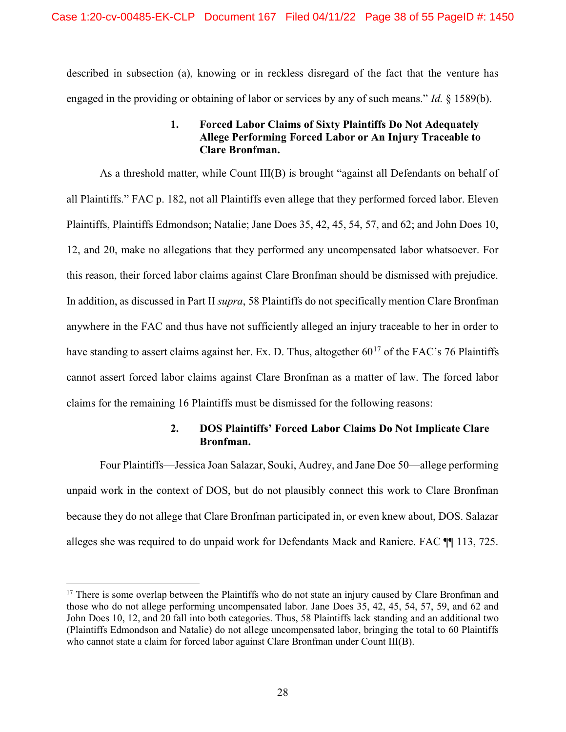described in subsection (a), knowing or in reckless disregard of the fact that the venture has engaged in the providing or obtaining of labor or services by any of such means." *Id.* § 1589(b).

#### 1. Forced Labor Claims of Sixty Plaintiffs Do Not Adequately Allege Performing Forced Labor or An Injury Traceable to Clare Bronfman.

As a threshold matter, while Count III(B) is brought "against all Defendants on behalf of all Plaintiffs." FAC p. 182, not all Plaintiffs even allege that they performed forced labor. Eleven Plaintiffs, Plaintiffs Edmondson; Natalie; Jane Does 35, 42, 45, 54, 57, and 62; and John Does 10, 12, and 20, make no allegations that they performed any uncompensated labor whatsoever. For this reason, their forced labor claims against Clare Bronfman should be dismissed with prejudice. In addition, as discussed in Part II *supra*, 58 Plaintiffs do not specifically mention Clare Bronfman anywhere in the FAC and thus have not sufficiently alleged an injury traceable to her in order to have standing to assert claims against her. Ex. D. Thus, altogether 60[17] of the FAC's 76 Plaintiffs cannot assert forced labor claims against Clare Bronfman as a matter of law. The forced labor claims for the remaining 16 Plaintiffs must be dismissed for the following reasons:

#### 2. DOS Plaintiffs' Forced Labor Claims Do Not Implicate Clare Bronfman.

Four Plaintiffs—Jessica Joan Salazar, Souki, Audrey, and Jane Doe 50—allege performing unpaid work in the context of DOS, but do not plausibly connect this work to Clare Bronfman because they do not allege that Clare Bronfman participated in, or even knew about, DOS. Salazar alleges she was required to do unpaid work for Defendants Mack and Raniere. FAC ¶¶ 113, 725.

---

[17] There is some overlap between the Plaintiffs who do not state an injury caused by Clare Bronfman and those who do not allege performing uncompensated labor. Jane Does 35, 42, 45, 54, 57, 59, and 62 and John Does 10, 12, and 20 fall into both categories. Thus, 58 Plaintiffs lack standing and an additional two (Plaintiffs Edmondson and Natalie) do not allege uncompensated labor, bringing the total to 60 Plaintiffs who cannot state a claim for forced labor against Clare Bronfman under Count III(B).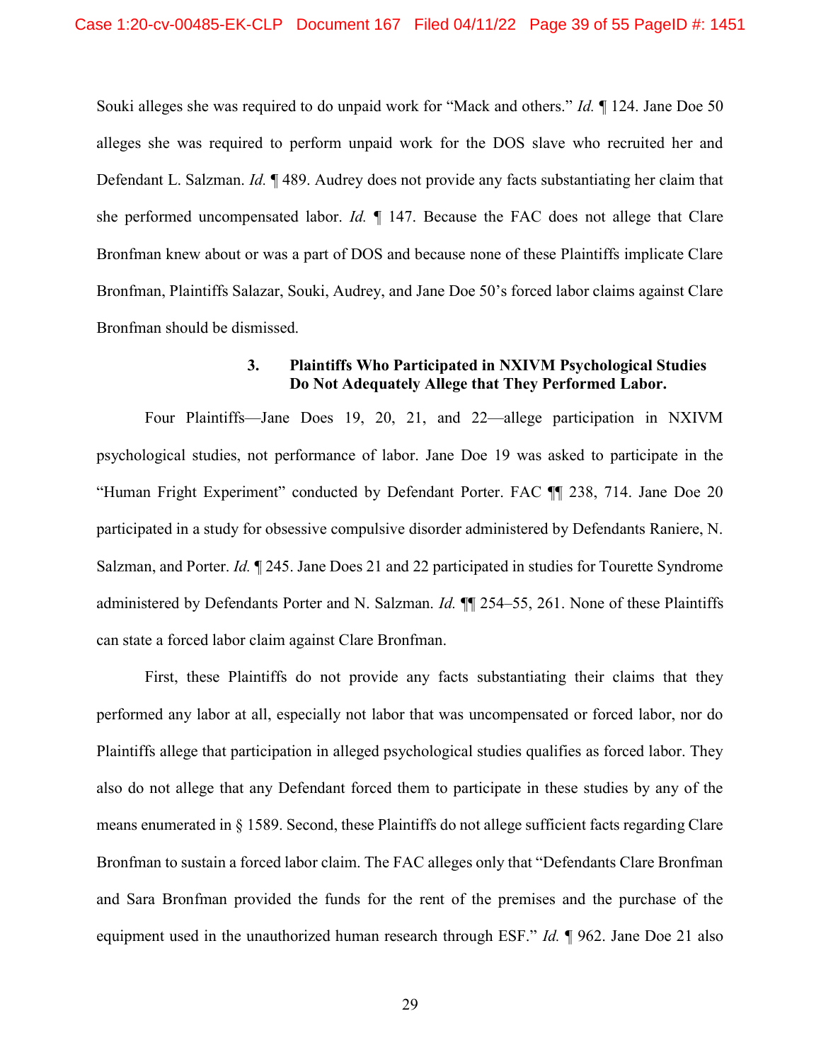Souki alleges she was required to do unpaid work for "Mack and others." *Id.* ¶ 124. Jane Doe 50 alleges she was required to perform unpaid work for the DOS slave who recruited her and Defendant L. Salzman. *Id.* ¶ 489. Audrey does not provide any facts substantiating her claim that she performed uncompensated labor. *Id.* ¶ 147. Because the FAC does not allege that Clare Bronfman knew about or was a part of DOS and because none of these Plaintiffs implicate Clare Bronfman, Plaintiffs Salazar, Souki, Audrey, and Jane Doe 50's forced labor claims against Clare Bronfman should be dismissed.

### 3. Plaintiffs Who Participated in NXIVM Psychological Studies Do Not Adequately Allege that They Performed Labor.

Four Plaintiffs—Jane Does 19, 20, 21, and 22—allege participation in NXIVM psychological studies, not performance of labor. Jane Doe 19 was asked to participate in the "Human Fright Experiment" conducted by Defendant Porter. FAC ¶¶ 238, 714. Jane Doe 20 participated in a study for obsessive compulsive disorder administered by Defendants Raniere, N. Salzman, and Porter. *Id.* ¶ 245. Jane Does 21 and 22 participated in studies for Tourette Syndrome administered by Defendants Porter and N. Salzman. *Id.* ¶¶ 254–55, 261. None of these Plaintiffs can state a forced labor claim against Clare Bronfman.

First, these Plaintiffs do not provide any facts substantiating their claims that they performed any labor at all, especially not labor that was uncompensated or forced labor, nor do Plaintiffs allege that participation in alleged psychological studies qualifies as forced labor. They also do not allege that any Defendant forced them to participate in these studies by any of the means enumerated in § 1589. Second, these Plaintiffs do not allege sufficient facts regarding Clare Bronfman to sustain a forced labor claim. The FAC alleges only that "Defendants Clare Bronfman and Sara Bronfman provided the funds for the rent of the premises and the purchase of the equipment used in the unauthorized human research through ESF." *Id.* ¶ 962. Jane Doe 21 also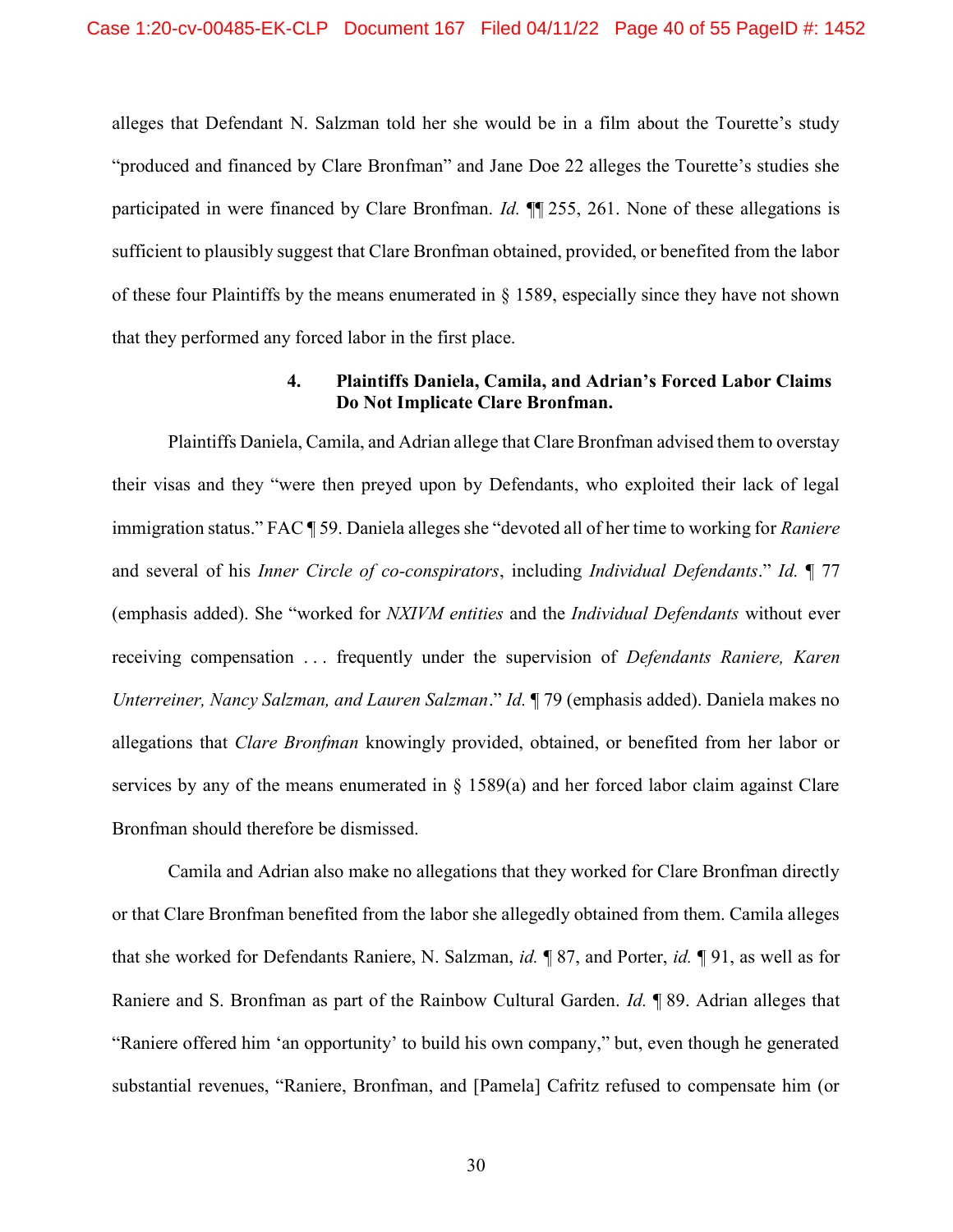alleges that Defendant N. Salzman told her she would be in a film about the Tourette's study "produced and financed by Clare Bronfman" and Jane Doe 22 alleges the Tourette's studies she participated in were financed by Clare Bronfman. *Id.* ¶¶ 255, 261. None of these allegations is sufficient to plausibly suggest that Clare Bronfman obtained, provided, or benefited from the labor of these four Plaintiffs by the means enumerated in § 1589, especially since they have not shown that they performed any forced labor in the first place.

#### 4. Plaintiffs Daniela, Camila, and Adrian's Forced Labor Claims Do Not Implicate Clare Bronfman.

Plaintiffs Daniela, Camila, and Adrian allege that Clare Bronfman advised them to overstay their visas and they "were then preyed upon by Defendants, who exploited their lack of legal immigration status." FAC ¶ 59. Daniela alleges she "devoted all of her time to working for *Raniere* and several of his *Inner Circle of co-conspirators*, including *Individual Defendants*." *Id.* ¶ 77 (emphasis added). She "worked for *NXIVM entities* and the *Individual Defendants* without ever receiving compensation . . . frequently under the supervision of *Defendants Raniere, Karen Unterreiner, Nancy Salzman, and Lauren Salzman*." *Id.* ¶ 79 (emphasis added). Daniela makes no allegations that *Clare Bronfman* knowingly provided, obtained, or benefited from her labor or services by any of the means enumerated in § 1589(a) and her forced labor claim against Clare Bronfman should therefore be dismissed.

Camila and Adrian also make no allegations that they worked for Clare Bronfman directly or that Clare Bronfman benefited from the labor she allegedly obtained from them. Camila alleges that she worked for Defendants Raniere, N. Salzman, *id.* ¶ 87, and Porter, *id.* ¶ 91, as well as for Raniere and S. Bronfman as part of the Rainbow Cultural Garden. *Id.* ¶ 89. Adrian alleges that "Raniere offered him 'an opportunity' to build his own company," but, even though he generated substantial revenues, "Raniere, Bronfman, and [Pamela] Cafritz refused to compensate him (or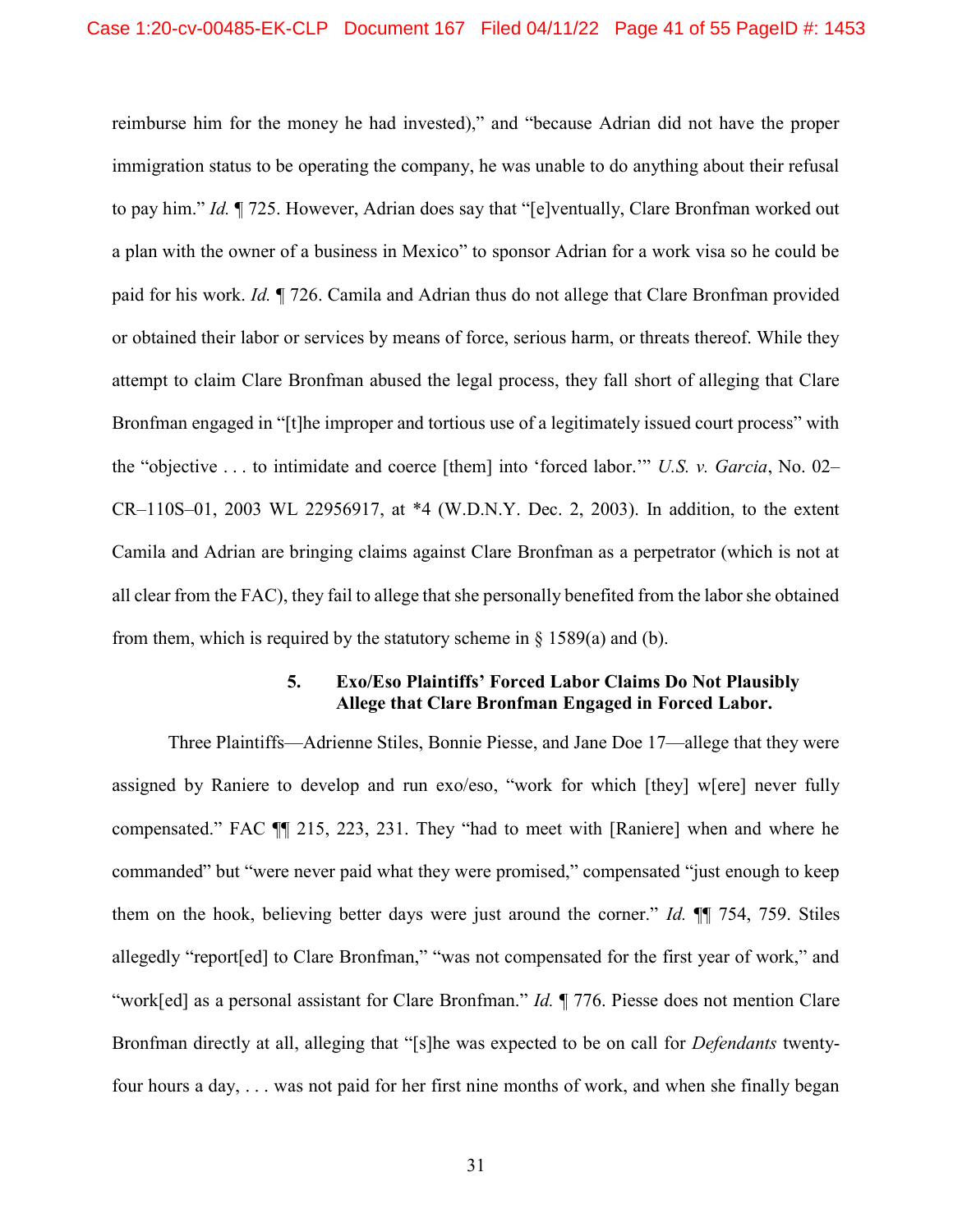reimburse him for the money he had invested)," and "because Adrian did not have the proper immigration status to be operating the company, he was unable to do anything about their refusal to pay him." *Id.* ¶ 725. However, Adrian does say that "[e]ventually, Clare Bronfman worked out a plan with the owner of a business in Mexico" to sponsor Adrian for a work visa so he could be paid for his work. *Id.* ¶ 726. Camila and Adrian thus do not allege that Clare Bronfman provided or obtained their labor or services by means of force, serious harm, or threats thereof. While they attempt to claim Clare Bronfman abused the legal process, they fall short of alleging that Clare Bronfman engaged in "[t]he improper and tortious use of a legitimately issued court process" with the "objective . . . to intimidate and coerce [them] into 'forced labor.'" *U.S. v. Garcia*, No. 02–CR–110S–01, 2003 WL 22956917, at *4 (W.D.N.Y. Dec. 2, 2003). In addition, to the extent Camila and Adrian are bringing claims against Clare Bronfman as a perpetrator (which is not at all clear from the FAC), they fail to allege that she personally benefited from the labor she obtained from them, which is required by the statutory scheme in § 1589(a) and (b).

### 5. Exo/Eso Plaintiffs' Forced Labor Claims Do Not Plausibly Allege that Clare Bronfman Engaged in Forced Labor.

Three Plaintiffs—Adrienne Stiles, Bonnie Piesse, and Jane Doe 17—allege that they were assigned by Raniere to develop and run exo/eso, "work for which [they] w[ere] never fully compensated." FAC ¶¶ 215, 223, 231. They "had to meet with [Raniere] when and where he commanded" but "were never paid what they were promised," compensated "just enough to keep them on the hook, believing better days were just around the corner." *Id.* ¶¶ 754, 759. Stiles allegedly "report[ed] to Clare Bronfman," "was not compensated for the first year of work," and "work[ed] as a personal assistant for Clare Bronfman." *Id.* ¶ 776. Piesse does not mention Clare Bronfman directly at all, alleging that "[s]he was expected to be on call for *Defendants* twenty-four hours a day, . . . was not paid for her first nine months of work, and when she finally began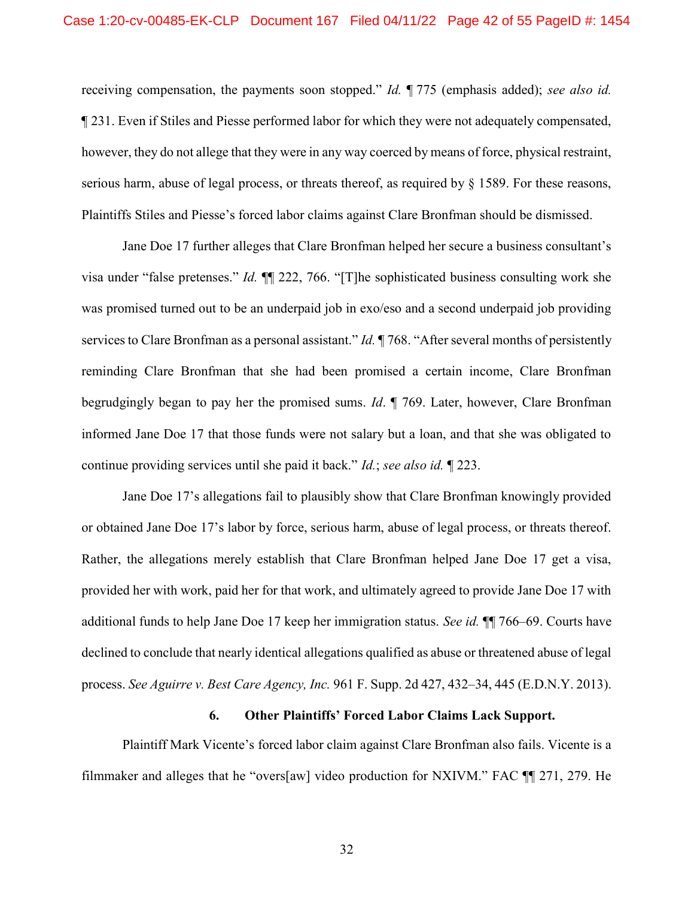receiving compensation, the payments soon stopped." *Id.* ¶ 775 (emphasis added); *see also id.* ¶ 231. Even if Stiles and Piesse performed labor for which they were not adequately compensated, however, they do not allege that they were in any way coerced by means of force, physical restraint, serious harm, abuse of legal process, or threats thereof, as required by § 1589. For these reasons, Plaintiffs Stiles and Piesse's forced labor claims against Clare Bronfman should be dismissed.

Jane Doe 17 further alleges that Clare Bronfman helped her secure a business consultant's visa under "false pretenses." *Id.* ¶¶ 222, 766. "[T]he sophisticated business consulting work she was promised turned out to be an underpaid job in exo/eso and a second underpaid job providing services to Clare Bronfman as a personal assistant." *Id.* ¶ 768. "After several months of persistently reminding Clare Bronfman that she had been promised a certain income, Clare Bronfman begrudgingly began to pay her the promised sums. *Id*. ¶ 769. Later, however, Clare Bronfman informed Jane Doe 17 that those funds were not salary but a loan, and that she was obligated to continue providing services until she paid it back." *Id.*; *see also id.* ¶ 223.

Jane Doe 17's allegations fail to plausibly show that Clare Bronfman knowingly provided or obtained Jane Doe 17's labor by force, serious harm, abuse of legal process, or threats thereof. Rather, the allegations merely establish that Clare Bronfman helped Jane Doe 17 get a visa, provided her with work, paid her for that work, and ultimately agreed to provide Jane Doe 17 with additional funds to help Jane Doe 17 keep her immigration status. *See id.* ¶¶ 766–69. Courts have declined to conclude that nearly identical allegations qualified as abuse or threatened abuse of legal process. *See Aguirre v. Best Care Agency, Inc.* 961 F. Supp. 2d 427, 432–34, 445 (E.D.N.Y. 2013).

### 6. Other Plaintiffs' Forced Labor Claims Lack Support.

Plaintiff Mark Vicente's forced labor claim against Clare Bronfman also fails. Vicente is a filmmaker and alleges that he "overs[aw] video production for NXIVM." FAC ¶¶ 271, 279. He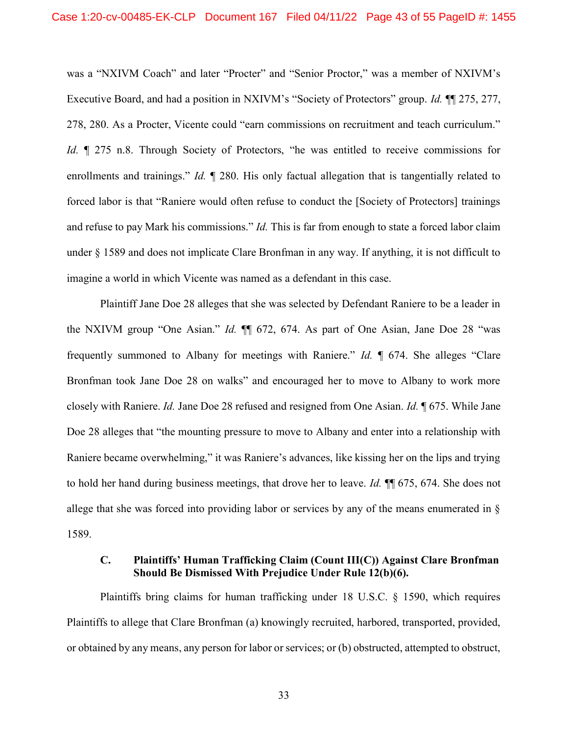was a "NXIVM Coach" and later "Procter" and "Senior Proctor," was a member of NXIVM's Executive Board, and had a position in NXIVM's "Society of Protectors" group. *Id.* ¶¶ 275, 277, 278, 280. As a Procter, Vicente could "earn commissions on recruitment and teach curriculum." *Id.* ¶ 275 n.8. Through Society of Protectors, "he was entitled to receive commissions for enrollments and trainings." *Id.* ¶ 280. His only factual allegation that is tangentially related to forced labor is that "Raniere would often refuse to conduct the [Society of Protectors] trainings and refuse to pay Mark his commissions." *Id.* This is far from enough to state a forced labor claim under § 1589 and does not implicate Clare Bronfman in any way. If anything, it is not difficult to imagine a world in which Vicente was named as a defendant in this case.

Plaintiff Jane Doe 28 alleges that she was selected by Defendant Raniere to be a leader in the NXIVM group "One Asian." *Id.* ¶¶ 672, 674. As part of One Asian, Jane Doe 28 "was frequently summoned to Albany for meetings with Raniere." *Id.* ¶ 674. She alleges "Clare Bronfman took Jane Doe 28 on walks" and encouraged her to move to Albany to work more closely with Raniere. *Id.* Jane Doe 28 refused and resigned from One Asian. *Id.* ¶ 675. While Jane Doe 28 alleges that "the mounting pressure to move to Albany and enter into a relationship with Raniere became overwhelming," it was Raniere's advances, like kissing her on the lips and trying to hold her hand during business meetings, that drove her to leave. *Id.* ¶¶ 675, 674. She does not allege that she was forced into providing labor or services by any of the means enumerated in § 1589.

### C. Plaintiffs' Human Trafficking Claim (Count III(C)) Against Clare Bronfman Should Be Dismissed With Prejudice Under Rule 12(b)(6).

Plaintiffs bring claims for human trafficking under 18 U.S.C. § 1590, which requires Plaintiffs to allege that Clare Bronfman (a) knowingly recruited, harbored, transported, provided, or obtained by any means, any person for labor or services; or (b) obstructed, attempted to obstruct,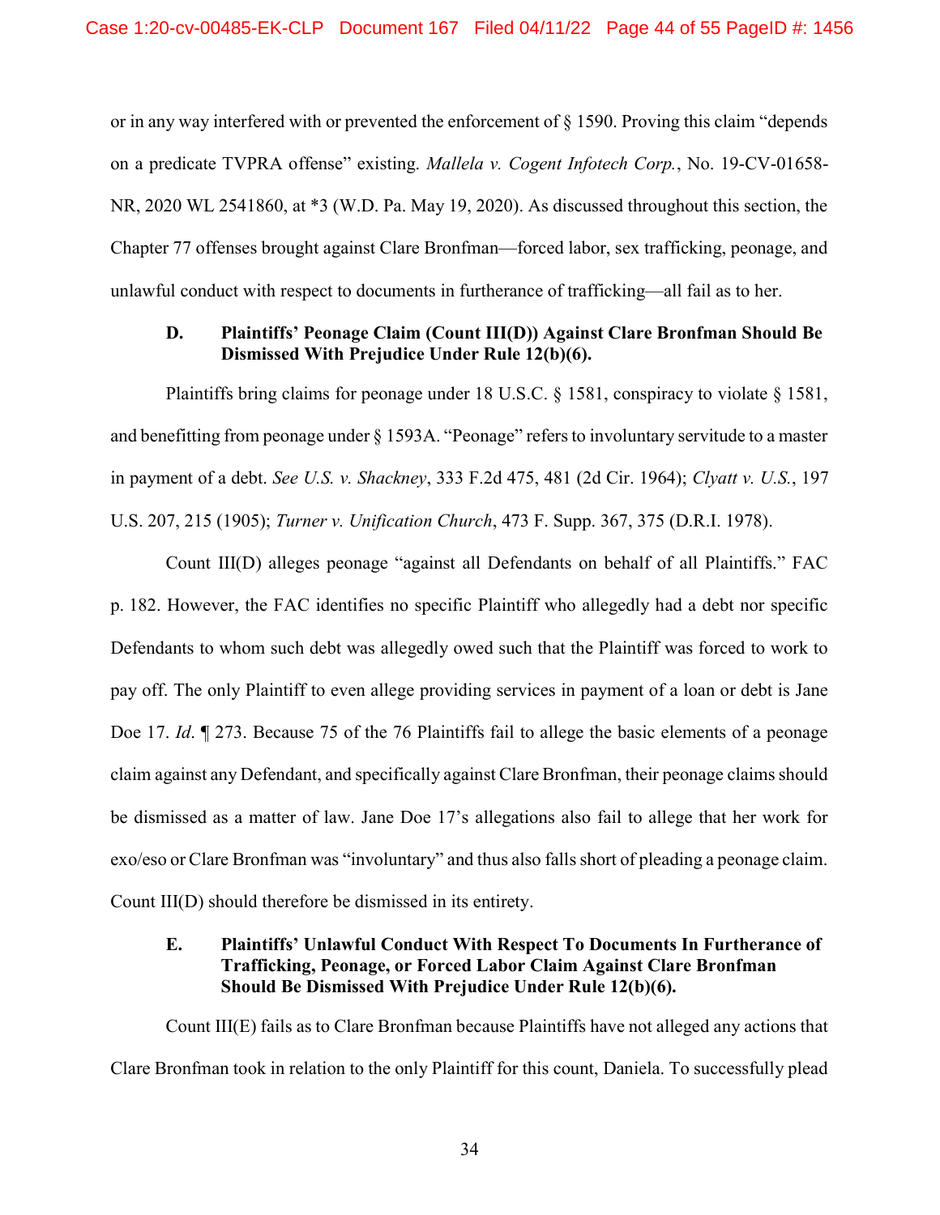or in any way interfered with or prevented the enforcement of § 1590. Proving this claim "depends on a predicate TVPRA offense" existing. *Mallela v. Cogent Infotech Corp.*, No. 19-CV-01658-NR, 2020 WL 2541860, at *3 (W.D. Pa. May 19, 2020). As discussed throughout this section, the Chapter 77 offenses brought against Clare Bronfman—forced labor, sex trafficking, peonage, and unlawful conduct with respect to documents in furtherance of trafficking—all fail as to her.

### D. Plaintiffs' Peonage Claim (Count III(D)) Against Clare Bronfman Should Be Dismissed With Prejudice Under Rule 12(b)(6).

Plaintiffs bring claims for peonage under 18 U.S.C. § 1581, conspiracy to violate § 1581, and benefitting from peonage under § 1593A. "Peonage" refers to involuntary servitude to a master in payment of a debt. *See U.S. v. Shackney*, 333 F.2d 475, 481 (2d Cir. 1964); *Clyatt v. U.S.*, 197 U.S. 207, 215 (1905); *Turner v. Unification Church*, 473 F. Supp. 367, 375 (D.R.I. 1978).

Count III(D) alleges peonage "against all Defendants on behalf of all Plaintiffs." FAC p. 182. However, the FAC identifies no specific Plaintiff who allegedly had a debt nor specific Defendants to whom such debt was allegedly owed such that the Plaintiff was forced to work to pay off. The only Plaintiff to even allege providing services in payment of a loan or debt is Jane Doe 17. *Id*. ¶ 273. Because 75 of the 76 Plaintiffs fail to allege the basic elements of a peonage claim against any Defendant, and specifically against Clare Bronfman, their peonage claims should be dismissed as a matter of law. Jane Doe 17's allegations also fail to allege that her work for exo/eso or Clare Bronfman was "involuntary" and thus also falls short of pleading a peonage claim. Count III(D) should therefore be dismissed in its entirety.

### E. Plaintiffs' Unlawful Conduct With Respect To Documents In Furtherance of Trafficking, Peonage, or Forced Labor Claim Against Clare Bronfman Should Be Dismissed With Prejudice Under Rule 12(b)(6).

Count III(E) fails as to Clare Bronfman because Plaintiffs have not alleged any actions that Clare Bronfman took in relation to the only Plaintiff for this count, Daniela. To successfully plead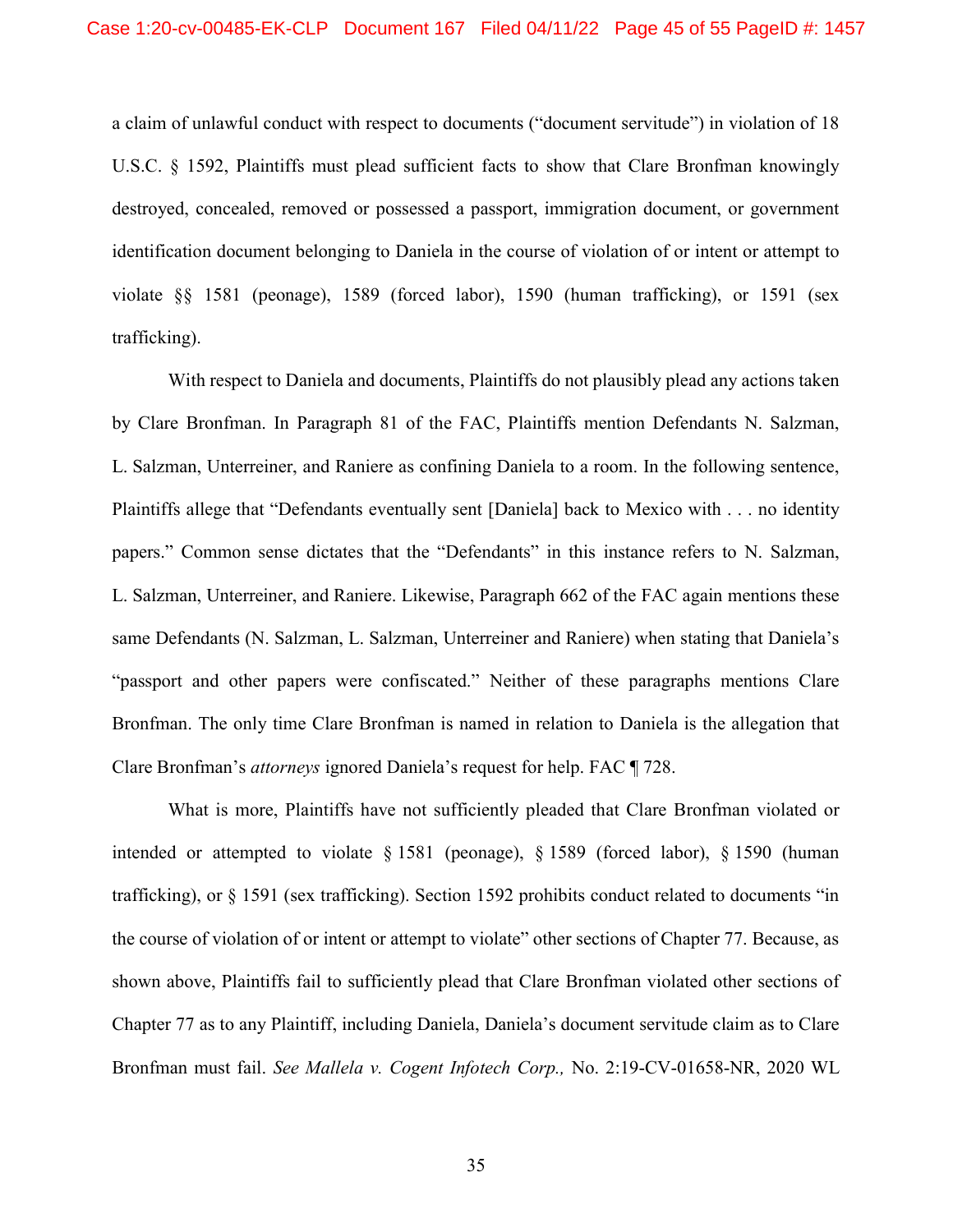a claim of unlawful conduct with respect to documents ("document servitude") in violation of 18 U.S.C. § 1592, Plaintiffs must plead sufficient facts to show that Clare Bronfman knowingly destroyed, concealed, removed or possessed a passport, immigration document, or government identification document belonging to Daniela in the course of violation of or intent or attempt to violate §§ 1581 (peonage), 1589 (forced labor), 1590 (human trafficking), or 1591 (sex trafficking).

With respect to Daniela and documents, Plaintiffs do not plausibly plead any actions taken by Clare Bronfman. In Paragraph 81 of the FAC, Plaintiffs mention Defendants N. Salzman, L. Salzman, Unterreiner, and Raniere as confining Daniela to a room. In the following sentence, Plaintiffs allege that "Defendants eventually sent [Daniela] back to Mexico with . . . no identity papers." Common sense dictates that the "Defendants" in this instance refers to N. Salzman, L. Salzman, Unterreiner, and Raniere. Likewise, Paragraph 662 of the FAC again mentions these same Defendants (N. Salzman, L. Salzman, Unterreiner and Raniere) when stating that Daniela's "passport and other papers were confiscated." Neither of these paragraphs mentions Clare Bronfman. The only time Clare Bronfman is named in relation to Daniela is the allegation that Clare Bronfman's *attorneys* ignored Daniela's request for help. FAC ¶ 728.

What is more, Plaintiffs have not sufficiently pleaded that Clare Bronfman violated or intended or attempted to violate § 1581 (peonage), § 1589 (forced labor), § 1590 (human trafficking), or § 1591 (sex trafficking). Section 1592 prohibits conduct related to documents "in the course of violation of or intent or attempt to violate" other sections of Chapter 77. Because, as shown above, Plaintiffs fail to sufficiently plead that Clare Bronfman violated other sections of Chapter 77 as to any Plaintiff, including Daniela, Daniela's document servitude claim as to Clare Bronfman must fail. *See Mallela v. Cogent Infotech Corp.,* No. 2:19-CV-01658-NR, 2020 WL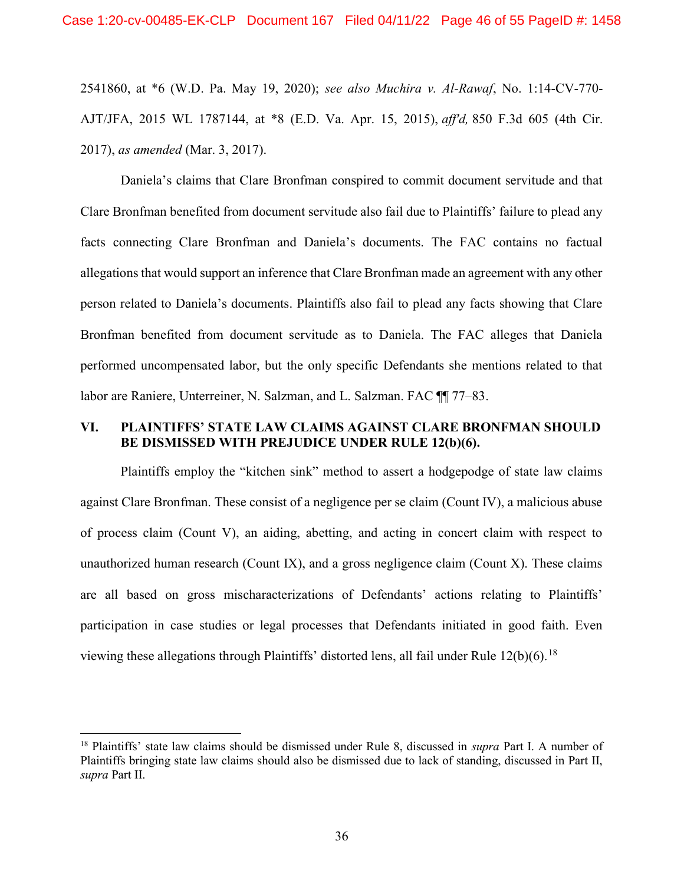2541860, at *6 (W.D. Pa. May 19, 2020); *see also Muchira v. Al-Rawaf*, No. 1:14-CV-770-AJT/JFA, 2015 WL 1787144, at *8 (E.D. Va. Apr. 15, 2015), *aff'd,* 850 F.3d 605 (4th Cir. 2017), *as amended* (Mar. 3, 2017).

Daniela's claims that Clare Bronfman conspired to commit document servitude and that Clare Bronfman benefited from document servitude also fail due to Plaintiffs' failure to plead any facts connecting Clare Bronfman and Daniela's documents. The FAC contains no factual allegations that would support an inference that Clare Bronfman made an agreement with any other person related to Daniela's documents. Plaintiffs also fail to plead any facts showing that Clare Bronfman benefited from document servitude as to Daniela. The FAC alleges that Daniela performed uncompensated labor, but the only specific Defendants she mentions related to that labor are Raniere, Unterreiner, N. Salzman, and L. Salzman. FAC ¶¶ 77–83.

## VI. PLAINTIFFS' STATE LAW CLAIMS AGAINST CLARE BRONFMAN SHOULD BE DISMISSED WITH PREJUDICE UNDER RULE 12(b)(6).

Plaintiffs employ the "kitchen sink" method to assert a hodgepodge of state law claims against Clare Bronfman. These consist of a negligence per se claim (Count IV), a malicious abuse of process claim (Count V), an aiding, abetting, and acting in concert claim with respect to unauthorized human research (Count IX), and a gross negligence claim (Count X). These claims are all based on gross mischaracterizations of Defendants' actions relating to Plaintiffs' participation in case studies or legal processes that Defendants initiated in good faith. Even viewing these allegations through Plaintiffs' distorted lens, all fail under Rule 12(b)(6).[18]

---

[18] Plaintiffs' state law claims should be dismissed under Rule 8, discussed in *supra* Part I. A number of Plaintiffs bringing state law claims should also be dismissed due to lack of standing, discussed in Part II, *supra* Part II.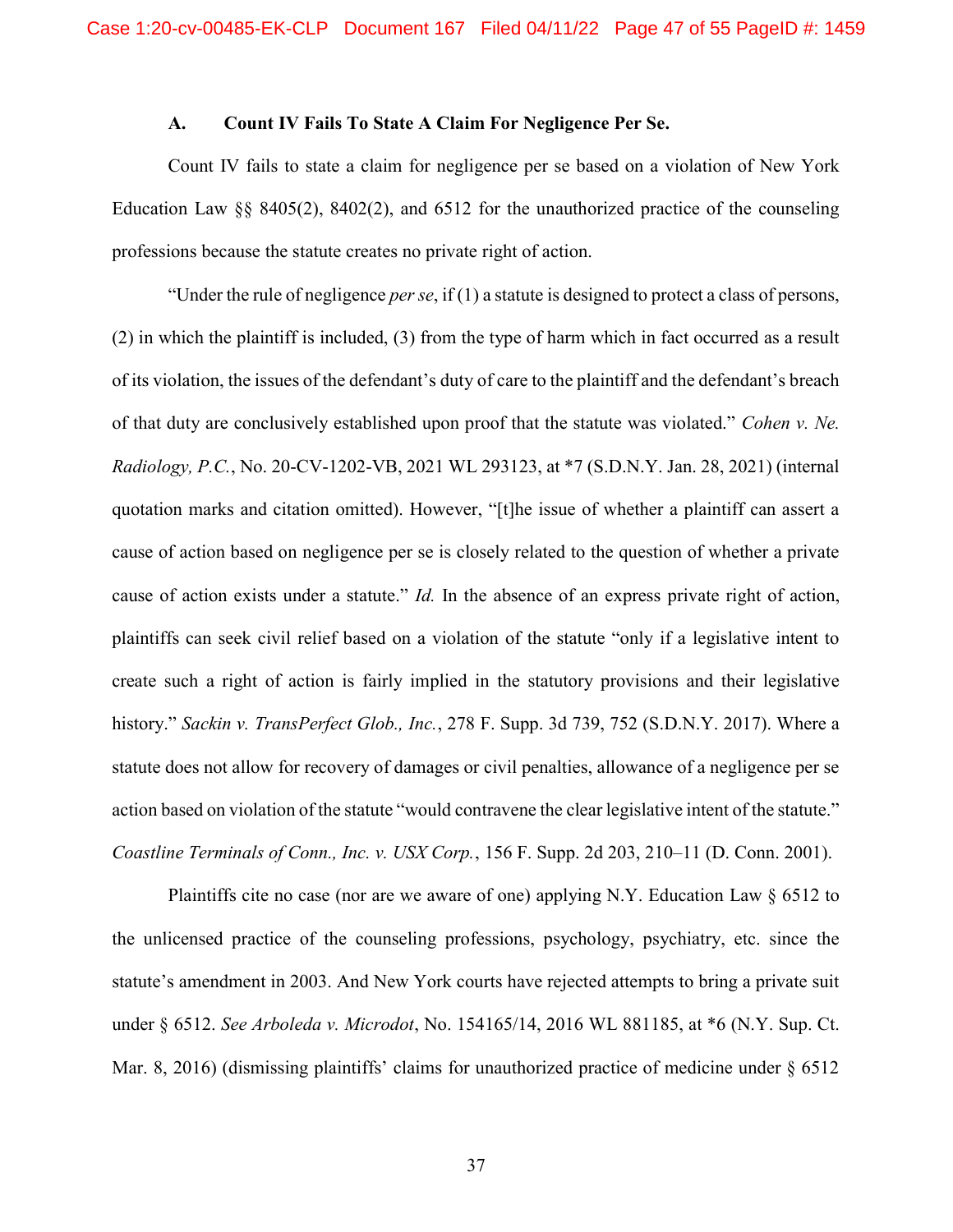### A. Count IV Fails To State A Claim For Negligence Per Se.

Count IV fails to state a claim for negligence per se based on a violation of New York Education Law §§ 8405(2), 8402(2), and 6512 for the unauthorized practice of the counseling professions because the statute creates no private right of action.

"Under the rule of negligence *per se*, if (1) a statute is designed to protect a class of persons, (2) in which the plaintiff is included, (3) from the type of harm which in fact occurred as a result of its violation, the issues of the defendant's duty of care to the plaintiff and the defendant's breach of that duty are conclusively established upon proof that the statute was violated." *Cohen v. Ne. Radiology, P.C.*, No. 20-CV-1202-VB, 2021 WL 293123, at *7 (S.D.N.Y. Jan. 28, 2021) (internal quotation marks and citation omitted). However, "[t]he issue of whether a plaintiff can assert a cause of action based on negligence per se is closely related to the question of whether a private cause of action exists under a statute." *Id.* In the absence of an express private right of action, plaintiffs can seek civil relief based on a violation of the statute "only if a legislative intent to create such a right of action is fairly implied in the statutory provisions and their legislative history." *Sackin v. TransPerfect Glob., Inc.*, 278 F. Supp. 3d 739, 752 (S.D.N.Y. 2017). Where a statute does not allow for recovery of damages or civil penalties, allowance of a negligence per se action based on violation of the statute "would contravene the clear legislative intent of the statute." *Coastline Terminals of Conn., Inc. v. USX Corp.*, 156 F. Supp. 2d 203, 210–11 (D. Conn. 2001).

Plaintiffs cite no case (nor are we aware of one) applying N.Y. Education Law § 6512 to the unlicensed practice of the counseling professions, psychology, psychiatry, etc. since the statute's amendment in 2003. And New York courts have rejected attempts to bring a private suit under § 6512. *See Arboleda v. Microdot*, No. 154165/14, 2016 WL 881185, at *6 (N.Y. Sup. Ct. Mar. 8, 2016) (dismissing plaintiffs' claims for unauthorized practice of medicine under § 6512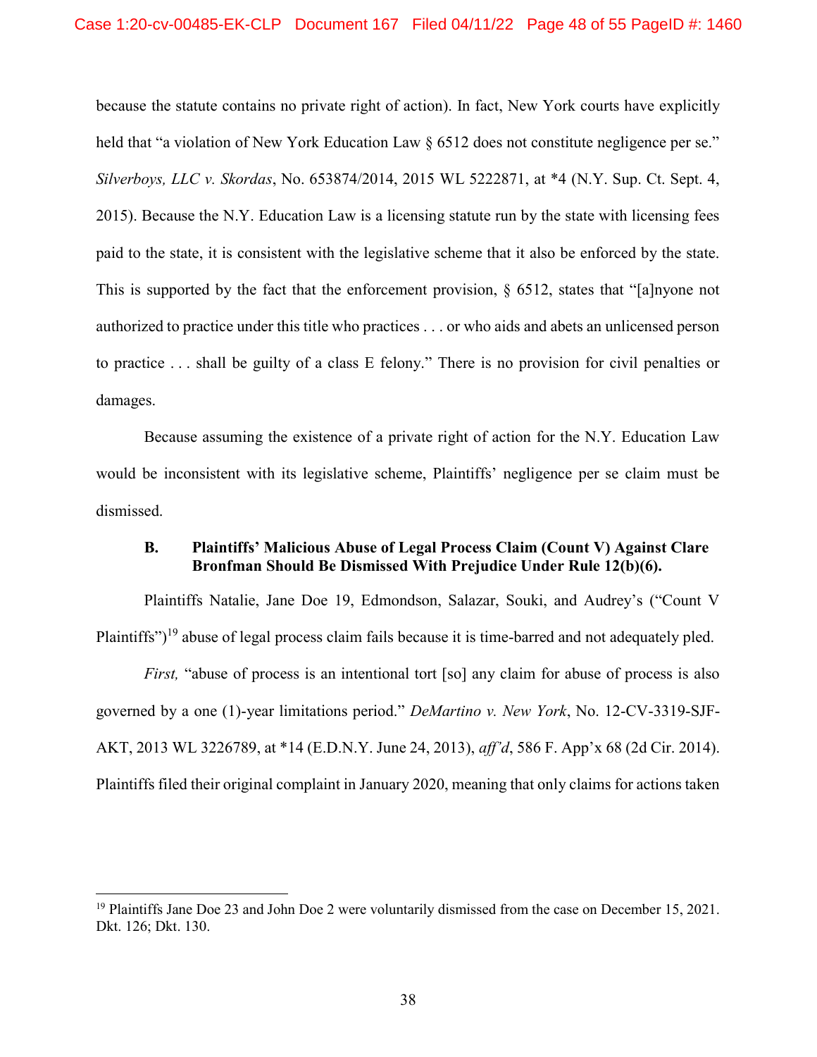because the statute contains no private right of action). In fact, New York courts have explicitly held that "a violation of New York Education Law § 6512 does not constitute negligence per se." *Silverboys, LLC v. Skordas*, No. 653874/2014, 2015 WL 5222871, at *4 (N.Y. Sup. Ct. Sept. 4, 2015). Because the N.Y. Education Law is a licensing statute run by the state with licensing fees paid to the state, it is consistent with the legislative scheme that it also be enforced by the state. This is supported by the fact that the enforcement provision, § 6512, states that "[a]nyone not authorized to practice under this title who practices . . . or who aids and abets an unlicensed person to practice . . . shall be guilty of a class E felony." There is no provision for civil penalties or damages.

Because assuming the existence of a private right of action for the N.Y. Education Law would be inconsistent with its legislative scheme, Plaintiffs' negligence per se claim must be dismissed.

### B. Plaintiffs' Malicious Abuse of Legal Process Claim (Count V) Against Clare Bronfman Should Be Dismissed With Prejudice Under Rule 12(b)(6).

Plaintiffs Natalie, Jane Doe 19, Edmondson, Salazar, Souki, and Audrey's ("Count V Plaintiffs")[19] abuse of legal process claim fails because it is time-barred and not adequately pled.

*First,* "abuse of process is an intentional tort [so] any claim for abuse of process is also governed by a one (1)-year limitations period." *DeMartino v. New York*, No. 12-CV-3319-SJF-AKT, 2013 WL 3226789, at *14 (E.D.N.Y. June 24, 2013), *aff'd*, 586 F. App'x 68 (2d Cir. 2014). Plaintiffs filed their original complaint in January 2020, meaning that only claims for actions taken

[19] Plaintiffs Jane Doe 23 and John Doe 2 were voluntarily dismissed from the case on December 15, 2021. Dkt. 126; Dkt. 130.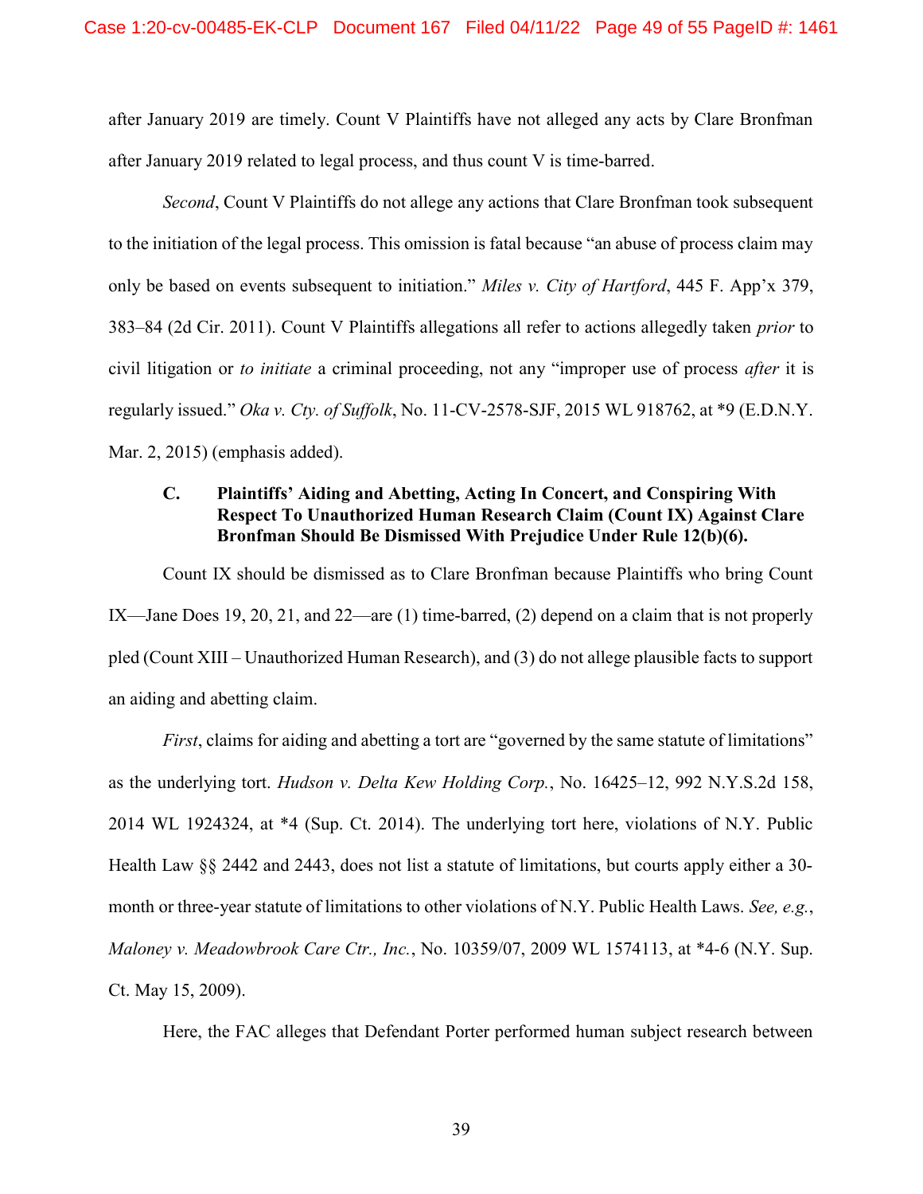after January 2019 are timely. Count V Plaintiffs have not alleged any acts by Clare Bronfman after January 2019 related to legal process, and thus count V is time-barred.

*Second*, Count V Plaintiffs do not allege any actions that Clare Bronfman took subsequent to the initiation of the legal process. This omission is fatal because "an abuse of process claim may only be based on events subsequent to initiation." *Miles v. City of Hartford*, 445 F. App'x 379, 383–84 (2d Cir. 2011). Count V Plaintiffs allegations all refer to actions allegedly taken *prior* to civil litigation or *to initiate* a criminal proceeding, not any "improper use of process *after* it is regularly issued." *Oka v. Cty. of Suffolk*, No. 11-CV-2578-SJF, 2015 WL 918762, at *9 (E.D.N.Y. Mar. 2, 2015) (emphasis added).

### C. Plaintiffs' Aiding and Abetting, Acting In Concert, and Conspiring With Respect To Unauthorized Human Research Claim (Count IX) Against Clare Bronfman Should Be Dismissed With Prejudice Under Rule 12(b)(6).

Count IX should be dismissed as to Clare Bronfman because Plaintiffs who bring Count IX—Jane Does 19, 20, 21, and 22—are (1) time-barred, (2) depend on a claim that is not properly pled (Count XIII – Unauthorized Human Research), and (3) do not allege plausible facts to support an aiding and abetting claim.

*First*, claims for aiding and abetting a tort are "governed by the same statute of limitations" as the underlying tort. *Hudson v. Delta Kew Holding Corp.*, No. 16425–12, 992 N.Y.S.2d 158, 2014 WL 1924324, at *4 (Sup. Ct. 2014). The underlying tort here, violations of N.Y. Public Health Law §§ 2442 and 2443, does not list a statute of limitations, but courts apply either a 30-month or three-year statute of limitations to other violations of N.Y. Public Health Laws. *See, e.g.*, *Maloney v. Meadowbrook Care Ctr., Inc.*, No. 10359/07, 2009 WL 1574113, at *4-6 (N.Y. Sup. Ct. May 15, 2009).

Here, the FAC alleges that Defendant Porter performed human subject research between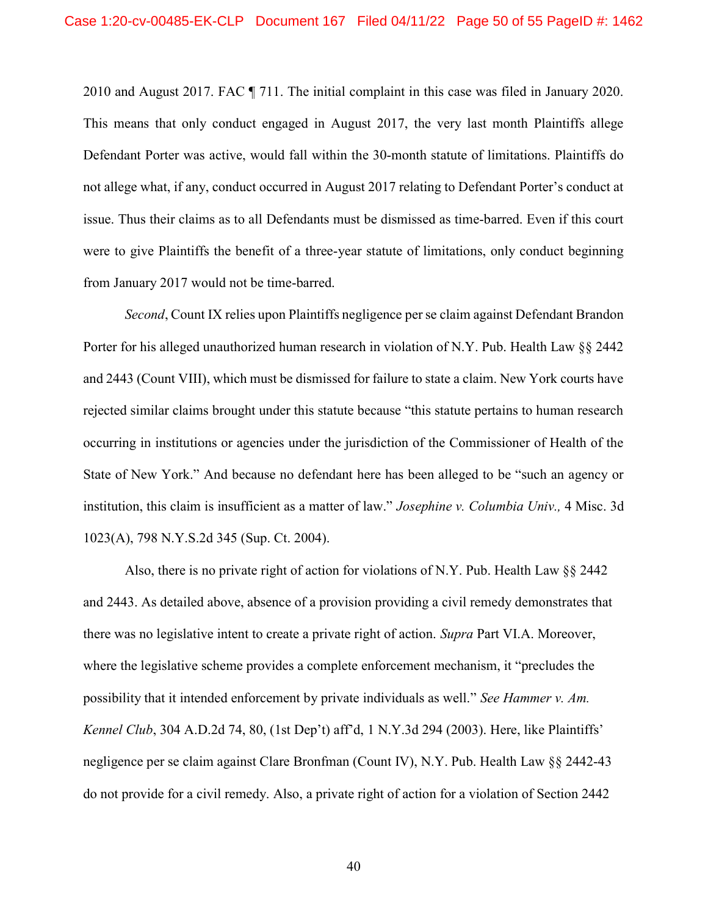2010 and August 2017. FAC ¶ 711. The initial complaint in this case was filed in January 2020. This means that only conduct engaged in August 2017, the very last month Plaintiffs allege Defendant Porter was active, would fall within the 30-month statute of limitations. Plaintiffs do not allege what, if any, conduct occurred in August 2017 relating to Defendant Porter's conduct at issue. Thus their claims as to all Defendants must be dismissed as time-barred. Even if this court were to give Plaintiffs the benefit of a three-year statute of limitations, only conduct beginning from January 2017 would not be time-barred.

*Second*, Count IX relies upon Plaintiffs negligence per se claim against Defendant Brandon Porter for his alleged unauthorized human research in violation of N.Y. Pub. Health Law §§ 2442 and 2443 (Count VIII), which must be dismissed for failure to state a claim. New York courts have rejected similar claims brought under this statute because "this statute pertains to human research occurring in institutions or agencies under the jurisdiction of the Commissioner of Health of the State of New York." And because no defendant here has been alleged to be "such an agency or institution, this claim is insufficient as a matter of law." *Josephine v. Columbia Univ.,* 4 Misc. 3d 1023(A), 798 N.Y.S.2d 345 (Sup. Ct. 2004).

Also, there is no private right of action for violations of N.Y. Pub. Health Law §§ 2442 and 2443. As detailed above, absence of a provision providing a civil remedy demonstrates that there was no legislative intent to create a private right of action. *Supra* Part VI.A. Moreover, where the legislative scheme provides a complete enforcement mechanism, it "precludes the possibility that it intended enforcement by private individuals as well." *See Hammer v. Am. Kennel Club*, 304 A.D.2d 74, 80, (1st Dep't) aff'd, 1 N.Y.3d 294 (2003). Here, like Plaintiffs' negligence per se claim against Clare Bronfman (Count IV), N.Y. Pub. Health Law §§ 2442-43 do not provide for a civil remedy. Also, a private right of action for a violation of Section 2442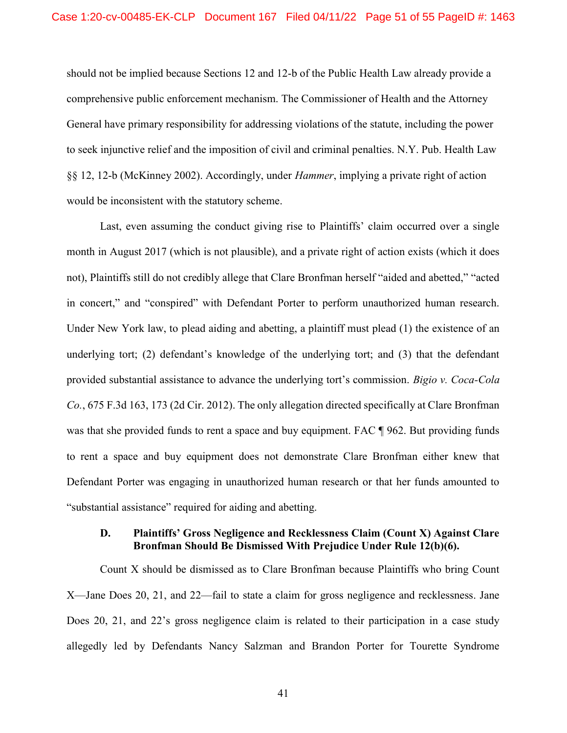should not be implied because Sections 12 and 12-b of the Public Health Law already provide a comprehensive public enforcement mechanism. The Commissioner of Health and the Attorney General have primary responsibility for addressing violations of the statute, including the power to seek injunctive relief and the imposition of civil and criminal penalties. N.Y. Pub. Health Law §§ 12, 12-b (McKinney 2002). Accordingly, under *Hammer*, implying a private right of action would be inconsistent with the statutory scheme.

Last, even assuming the conduct giving rise to Plaintiffs' claim occurred over a single month in August 2017 (which is not plausible), and a private right of action exists (which it does not), Plaintiffs still do not credibly allege that Clare Bronfman herself "aided and abetted," "acted in concert," and "conspired" with Defendant Porter to perform unauthorized human research. Under New York law, to plead aiding and abetting, a plaintiff must plead (1) the existence of an underlying tort; (2) defendant's knowledge of the underlying tort; and (3) that the defendant provided substantial assistance to advance the underlying tort's commission. *Bigio v. Coca-Cola Co.*, 675 F.3d 163, 173 (2d Cir. 2012). The only allegation directed specifically at Clare Bronfman was that she provided funds to rent a space and buy equipment. FAC ¶ 962. But providing funds to rent a space and buy equipment does not demonstrate Clare Bronfman either knew that Defendant Porter was engaging in unauthorized human research or that her funds amounted to "substantial assistance" required for aiding and abetting.

### D. Plaintiffs' Gross Negligence and Recklessness Claim (Count X) Against Clare Bronfman Should Be Dismissed With Prejudice Under Rule 12(b)(6).

Count X should be dismissed as to Clare Bronfman because Plaintiffs who bring Count X—Jane Does 20, 21, and 22—fail to state a claim for gross negligence and recklessness. Jane Does 20, 21, and 22's gross negligence claim is related to their participation in a case study allegedly led by Defendants Nancy Salzman and Brandon Porter for Tourette Syndrome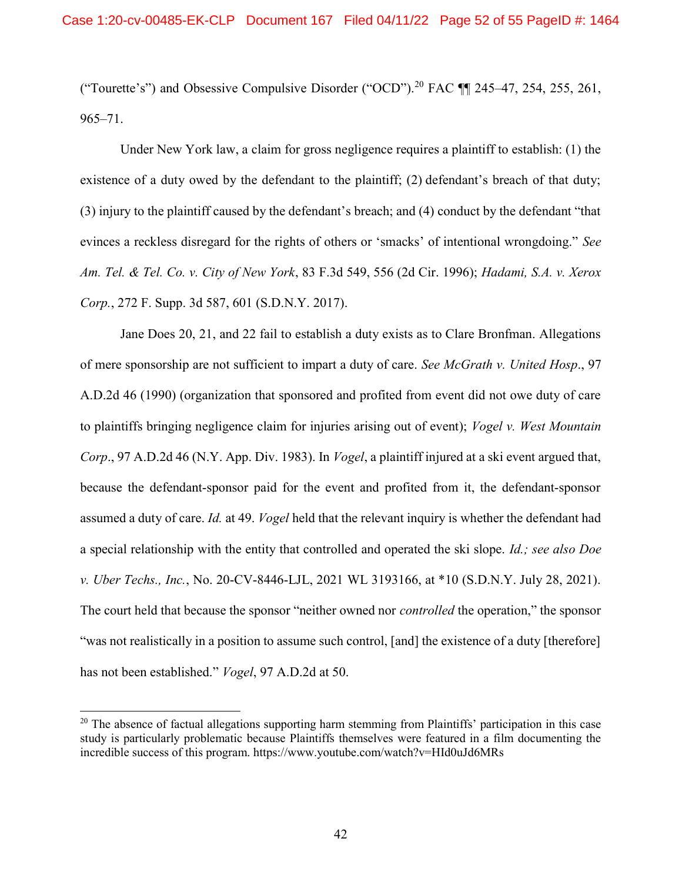("Tourette's") and Obsessive Compulsive Disorder ("OCD").[20] FAC ¶¶ 245–47, 254, 255, 261, 965–71.

Under New York law, a claim for gross negligence requires a plaintiff to establish: (1) the existence of a duty owed by the defendant to the plaintiff; (2) defendant's breach of that duty; (3) injury to the plaintiff caused by the defendant's breach; and (4) conduct by the defendant "that evinces a reckless disregard for the rights of others or 'smacks' of intentional wrongdoing." *See Am. Tel. & Tel. Co. v. City of New York*, 83 F.3d 549, 556 (2d Cir. 1996); *Hadami, S.A. v. Xerox Corp.*, 272 F. Supp. 3d 587, 601 (S.D.N.Y. 2017).

Jane Does 20, 21, and 22 fail to establish a duty exists as to Clare Bronfman. Allegations of mere sponsorship are not sufficient to impart a duty of care. *See McGrath v. United Hosp*., 97 A.D.2d 46 (1990) (organization that sponsored and profited from event did not owe duty of care to plaintiffs bringing negligence claim for injuries arising out of event); *Vogel v. West Mountain Corp*., 97 A.D.2d 46 (N.Y. App. Div. 1983). In *Vogel*, a plaintiff injured at a ski event argued that, because the defendant-sponsor paid for the event and profited from it, the defendant-sponsor assumed a duty of care. *Id.* at 49. *Vogel* held that the relevant inquiry is whether the defendant had a special relationship with the entity that controlled and operated the ski slope. *Id.; see also Doe v. Uber Techs., Inc.*, No. 20-CV-8446-LJL, 2021 WL 3193166, at *10 (S.D.N.Y. July 28, 2021). The court held that because the sponsor "neither owned nor *controlled* the operation," the sponsor "was not realistically in a position to assume such control, [and] the existence of a duty [therefore] has not been established." *Vogel*, 97 A.D.2d at 50.

---

[20] The absence of factual allegations supporting harm stemming from Plaintiffs' participation in this case study is particularly problematic because Plaintiffs themselves were featured in a film documenting the incredible success of this program. https://www.youtube.com/watch?v=HId0uJd6MRs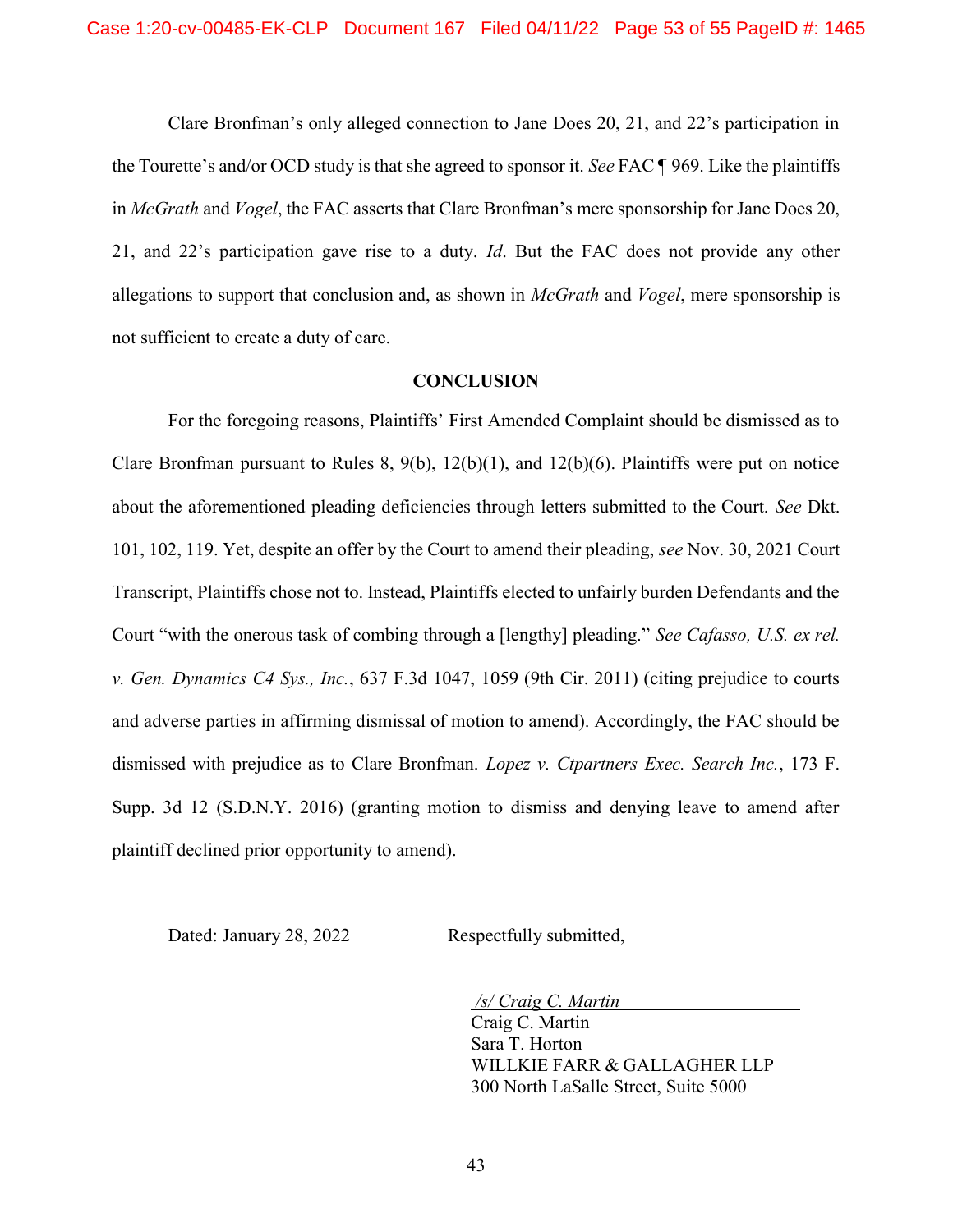Clare Bronfman's only alleged connection to Jane Does 20, 21, and 22's participation in the Tourette's and/or OCD study is that she agreed to sponsor it. *See* FAC ¶ 969. Like the plaintiffs in *McGrath* and *Vogel*, the FAC asserts that Clare Bronfman's mere sponsorship for Jane Does 20, 21, and 22's participation gave rise to a duty. *Id*. But the FAC does not provide any other allegations to support that conclusion and, as shown in *McGrath* and *Vogel*, mere sponsorship is not sufficient to create a duty of care.

**CONCLUSION**

For the foregoing reasons, Plaintiffs' First Amended Complaint should be dismissed as to Clare Bronfman pursuant to Rules 8, 9(b), 12(b)(1), and 12(b)(6). Plaintiffs were put on notice about the aforementioned pleading deficiencies through letters submitted to the Court. *See* Dkt. 101, 102, 119. Yet, despite an offer by the Court to amend their pleading, *see* Nov. 30, 2021 Court Transcript, Plaintiffs chose not to. Instead, Plaintiffs elected to unfairly burden Defendants and the Court "with the onerous task of combing through a [lengthy] pleading." *See Cafasso, U.S. ex rel. v. Gen. Dynamics C4 Sys., Inc.*, 637 F.3d 1047, 1059 (9th Cir. 2011) (citing prejudice to courts and adverse parties in affirming dismissal of motion to amend). Accordingly, the FAC should be dismissed with prejudice as to Clare Bronfman. *Lopez v. Ctpartners Exec. Search Inc.*, 173 F. Supp. 3d 12 (S.D.N.Y. 2016) (granting motion to dismiss and denying leave to amend after plaintiff declined prior opportunity to amend).

Dated: January 28, 2022

Respectfully submitted,

*/s/ Craig C. Martin*
Craig C. Martin
Sara T. Horton
WILLKIE FARR & GALLAGHER LLP
300 North LaSalle Street, Suite 5000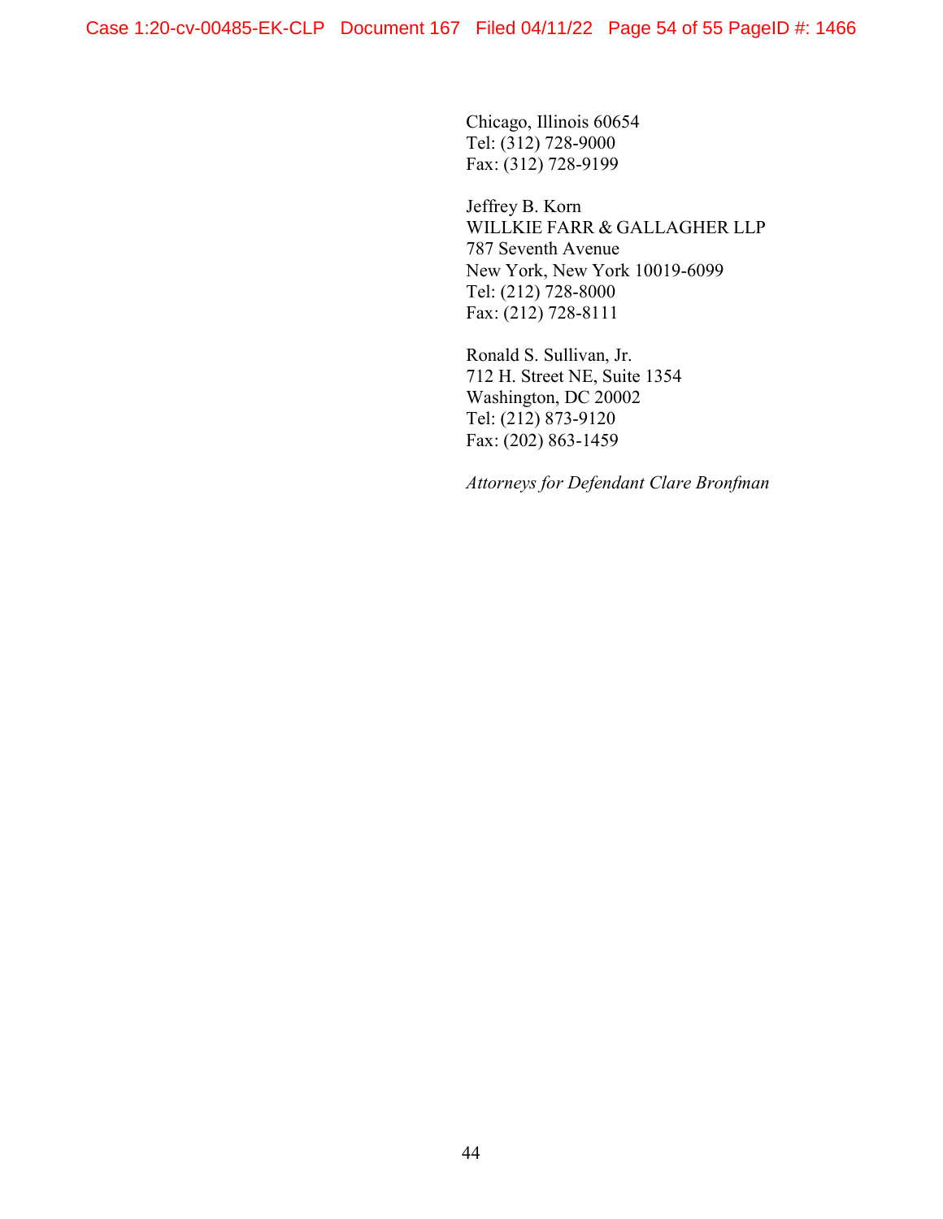Chicago, Illinois 60654
Tel: (312) 728-9000
Fax: (312) 728-9199

Jeffrey B. Korn
WILLKIE FARR & GALLAGHER LLP
787 Seventh Avenue
New York, New York 10019-6099
Tel: (212) 728-8000
Fax: (212) 728-8111

Ronald S. Sullivan, Jr.
712 H. Street NE, Suite 1354
Washington, DC 20002
Tel: (212) 873-9120
Fax: (202) 863-1459

*Attorneys for Defendant Clare Bronfman*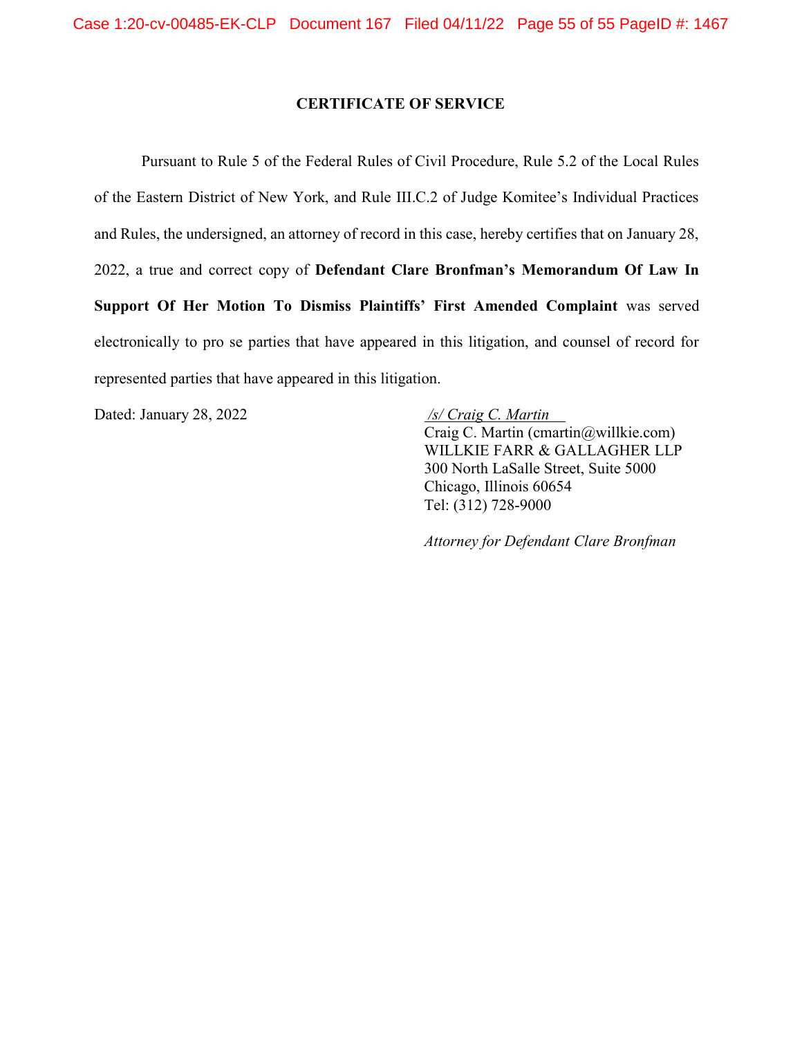## CERTIFICATE OF SERVICE

Pursuant to Rule 5 of the Federal Rules of Civil Procedure, Rule 5.2 of the Local Rules of the Eastern District of New York, and Rule III.C.2 of Judge Komitee's Individual Practices and Rules, the undersigned, an attorney of record in this case, hereby certifies that on January 28, 2022, a true and correct copy of **Defendant Clare Bronfman's Memorandum Of Law In Support Of Her Motion To Dismiss Plaintiffs' First Amended Complaint** was served electronically to pro se parties that have appeared in this litigation, and counsel of record for represented parties that have appeared in this litigation.

Dated: January 28, 2022

*/s/ Craig C. Martin*
Craig C. Martin (cmartin@willkie.com)
WILLKIE FARR & GALLAGHER LLP
300 North LaSalle Street, Suite 5000
Chicago, Illinois 60654
Tel: (312) 728-9000

*Attorney for Defendant Clare Bronfman*